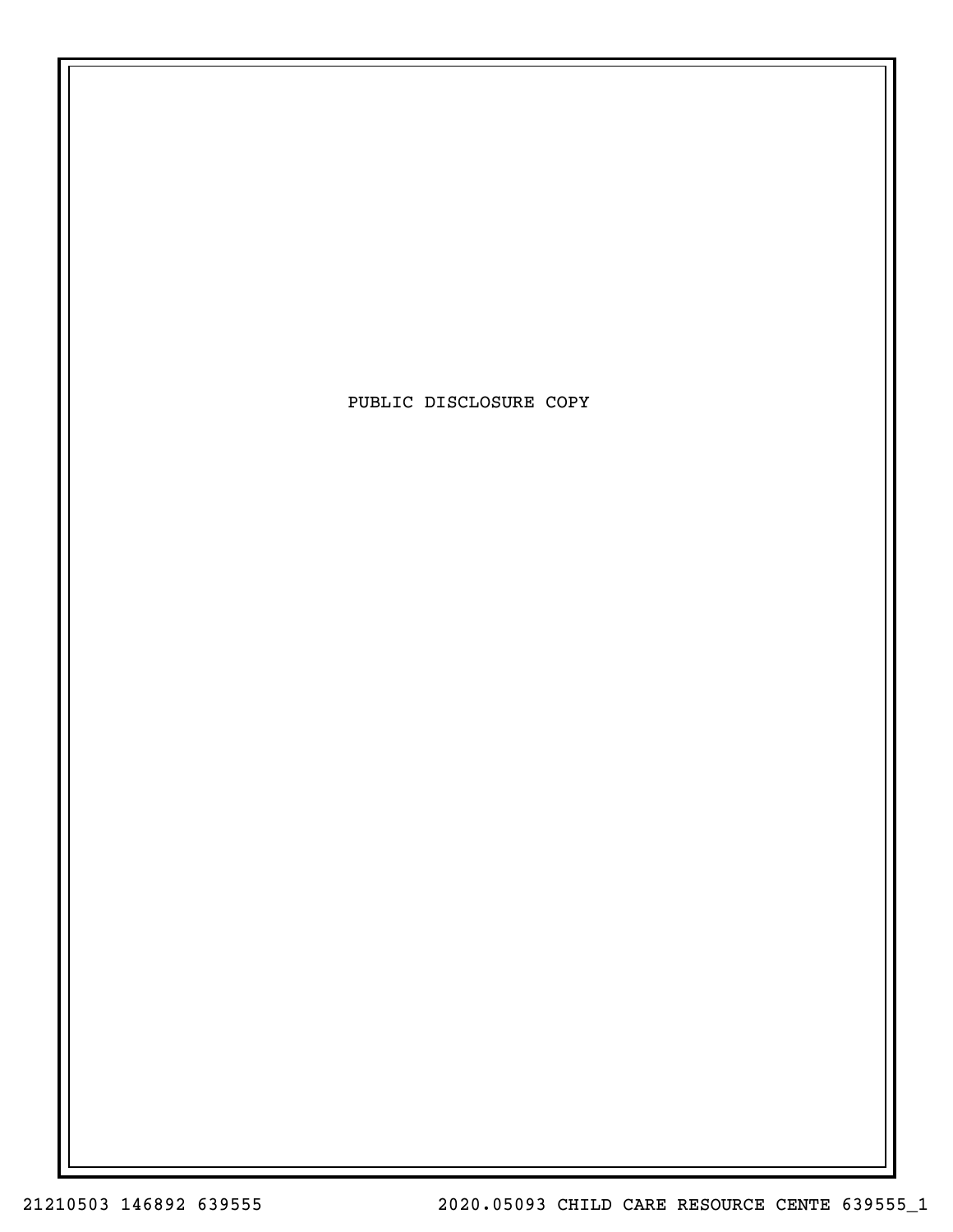PUBLIC DISCLOSURE COPY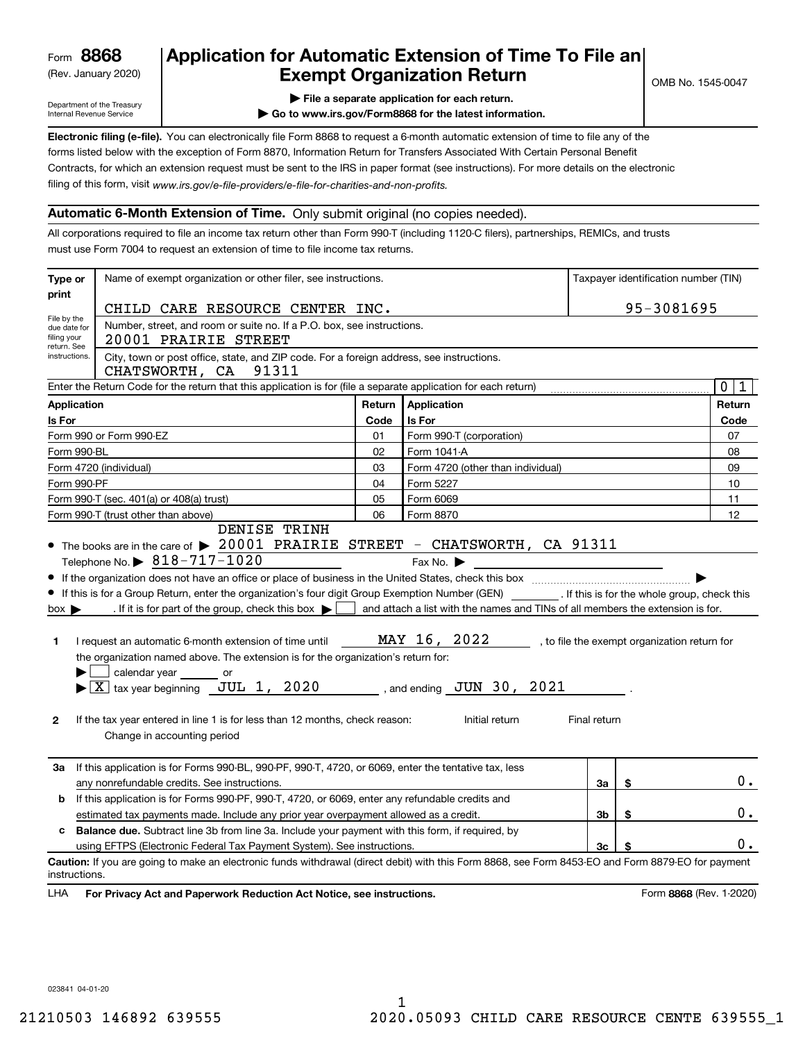Form **8868** (Rev. January 2020)

Department of the Treasury Internal Revenue Service

# Application for Automatic Extension of Time To File an Exempt Organization Return

OMB No. 1545-0047

▶ File a separate application for each return.

▶ Go to www.irs.gov/Form8868 for the latest information.

**Electronic filing (e-file).** You can electronically file Form 8868 to request a 6-month automatic extension of time to file any of the forms listed below with the exception of Form 8870, Information Return for Transfers Associated With Certain Personal Benefit Contracts, for which an extension request must be sent to the IRS in paper format (see instructions). For more details on the electronic filing of this form, visit *www.irs.gov/e-file-providers/e-file-for-charities-and-non-profits.*

## Automatic 6-Month Extension of Time. Only submit original (no copies needed).

All corporations required to file an income tax return other than Form 990-T (including 1120-C filers), partnerships, REMICs, and trusts must use Form 7004 to request an extension of time to file income tax returns.

| Type or print | Name of exempt organization or other filer, see instructions. | Taxpayer identification number (TIN) |
|---|---|---|
| File by the due date for filing your return. See instructions. | CHILD CARE RESOURCE CENTER INC. | 95-3081695 |
| | Number, street, and room or suite no. If a P.O. box, see instructions. 20001 PRAIRIE STREET | |
| | City, town or post office, state, and ZIP code. For a foreign address, see instructions. CHATSWORTH, CA 91311 | |

Enter the Return Code for the return that this application is for (file a separate application for each return) 0 1

| Application Is For | Return Code | Application Is For | Return Code |
|---|---|---|---|
| Form 990 or Form 990-EZ | 01 | Form 990-T (corporation) | 07 |
| Form 990-BL | 02 | Form 1041-A | 08 |
| Form 4720 (individual) | 03 | Form 4720 (other than individual) | 09 |
| Form 990-PF | 04 | Form 5227 | 10 |
| Form 990-T (sec. 401(a) or 408(a) trust) | 05 | Form 6069 | 11 |
| Form 990-T (trust other than above) | 06 | Form 8870 | 12 |

- The books are in the care of ▶ DENISE TRINH 20001 PRAIRIE STREET - CHATSWORTH, CA 91311
  Telephone No. ▶ 818-717-1020 Fax No. ▶
- If the organization does not have an office or place of business in the United States, check this box ▶
- If this is for a Group Return, enter the organization's four digit Group Exemption Number (GEN) ________ . If this is for the whole group, check this box ▶ . If it is for part of the group, check this box ▶ ☐ and attach a list with the names and TINs of all members the extension is for.

**1** I request an automatic 6-month extension of time until MAY 16, 2022 , to file the exempt organization return for the organization named above. The extension is for the organization's return for:

▶ ☐ calendar year ______ or

▶ ☒ tax year beginning JUL 1, 2020 , and ending JUN 30, 2021 .

**2** If the tax year entered in line 1 is for less than 12 months, check reason: Initial return Final return Change in accounting period

| | | | |
|---|---|---|---|
| **3a** | If this application is for Forms 990-BL, 990-PF, 990-T, 4720, or 6069, enter the tentative tax, less any nonrefundable credits. See instructions. | 3a | $ 0. |
| **b** | If this application is for Forms 990-PF, 990-T, 4720, or 6069, enter any refundable credits and estimated tax payments made. Include any prior year overpayment allowed as a credit. | 3b | $ 0. |
| **c** | **Balance due.** Subtract line 3b from line 3a. Include your payment with this form, if required, by using EFTPS (Electronic Federal Tax Payment System). See instructions. | 3c | $ 0. |

**Caution:** If you are going to make an electronic funds withdrawal (direct debit) with this Form 8868, see Form 8453-EO and Form 8879-EO for payment instructions.

LHA **For Privacy Act and Paperwork Reduction Act Notice, see instructions.** Form **8868** (Rev. 1-2020)

023841 04-01-20

21210503 146892 639555 2020.05093 CHILD CARE RESOURCE CENTE 639555_1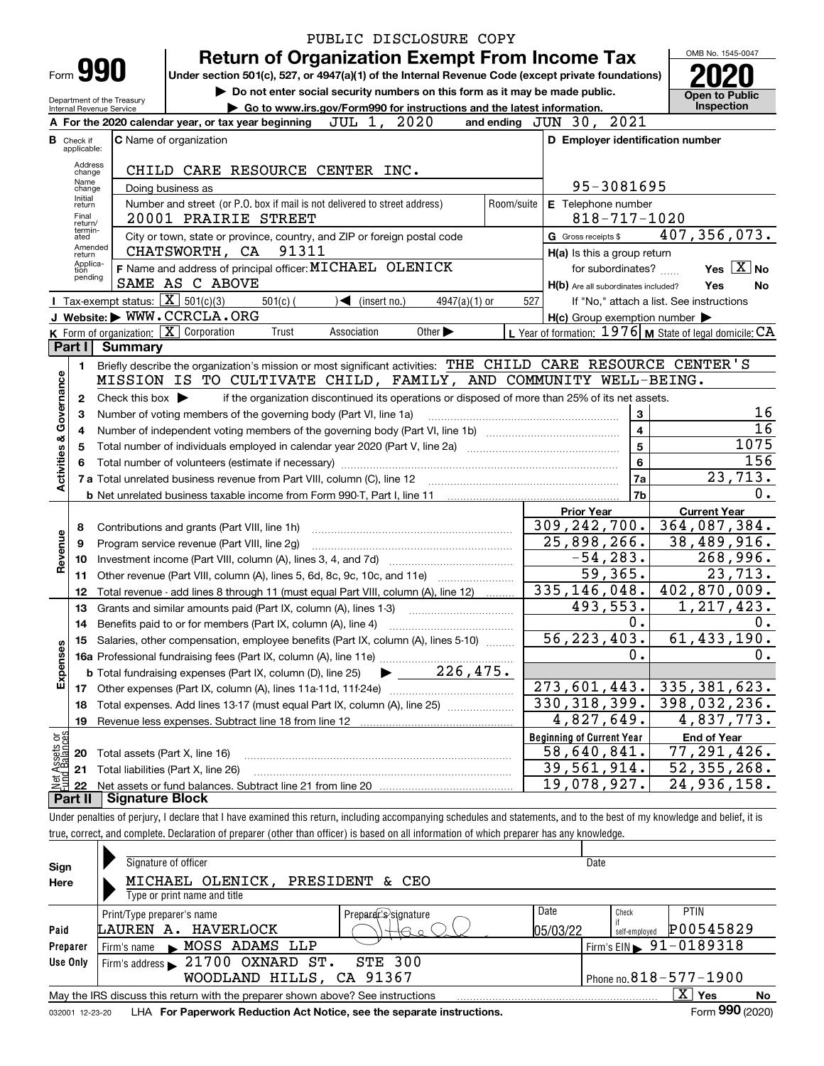PUBLIC DISCLOSURE COPY

# Form 990 — Return of Organization Exempt From Income Tax (2020)

Under section 501(c), 527, or 4947(a)(1) of the Internal Revenue Code (except private foundations)

▶ Do not enter social security numbers on this form as it may be made public.

▶ Go to www.irs.gov/Form990 for instructions and the latest information.

Department of the Treasury
Internal Revenue Service

OMB No. 1545-0047

**Open to Public Inspection**

**A** For the 2020 calendar year, or tax year beginning JUL 1, 2020 and ending JUN 30, 2021

**B** Check if applicable: Address change, Name change, Initial return, Final return/terminated, Amended return, Application pending

**C** Name of organization: CHILD CARE RESOURCE CENTER INC.

Doing business as

Number and street (or P.O. box if mail is not delivered to street address): 20001 PRAIRIE STREET — Room/suite

City or town, state or province, country, and ZIP or foreign postal code: CHATSWORTH, CA 91311

**D** Employer identification number: 95-3081695

**E** Telephone number: 818-717-1020

**G** Gross receipts $ 407,356,073.

**F** Name and address of principal officer: MICHAEL OLENICK, SAME AS C ABOVE

**H(a)** Is this a group return for subordinates? Yes [X] No

**H(b)** Are all subordinates included? Yes No — If "No," attach a list. See instructions

**H(c)** Group exemption number ▶

**I** Tax-exempt status: [X] 501(c)(3) 501(c) ( ) ◀ (insert no.) 4947(a)(1) or 527

**J** Website: ▶ WWW.CCRCLA.ORG

**K** Form of organization: [X] Corporation Trust Association Other ▶

**L** Year of formation: 1976 **M** State of legal domicile: CA

## Part I Summary

**Activities & Governance**

1. Briefly describe the organization's mission or most significant activities: THE CHILD CARE RESOURCE CENTER'S MISSION IS TO CULTIVATE CHILD, FAMILY, AND COMMUNITY WELL-BEING.
2. Check this box ▶ if the organization discontinued its operations or disposed of more than 25% of its net assets.

| Line | Description | No. | Value |
|---|---|---|---|
| 3 | Number of voting members of the governing body (Part VI, line 1a) | 3 | 16 |
| 4 | Number of independent voting members of the governing body (Part VI, line 1b) | 4 | 16 |
| 5 | Total number of individuals employed in calendar year 2020 (Part V, line 2a) | 5 | 1075 |
| 6 | Total number of volunteers (estimate if necessary) | 6 | 156 |
| 7a | Total unrelated business revenue from Part VIII, column (C), line 12 | 7a | 23,713. |
| 7b | Net unrelated business taxable income from Form 990-T, Part I, line 11 | 7b | 0. |

| Line | Description | Prior Year | Current Year |
|---|---|---|---|
| **Revenue** | | | |
| 8 | Contributions and grants (Part VIII, line 1h) | 309,242,700. | 364,087,384. |
| 9 | Program service revenue (Part VIII, line 2g) | 25,898,266. | 38,489,916. |
| 10 | Investment income (Part VIII, column (A), lines 3, 4, and 7d) | -54,283. | 268,996. |
| 11 | Other revenue (Part VIII, column (A), lines 5, 6d, 8c, 9c, 10c, and 11e) | 59,365. | 23,713. |
| 12 | Total revenue - add lines 8 through 11 (must equal Part VIII, column (A), line 12) | 335,146,048. | 402,870,009. |
| **Expenses** | | | |
| 13 | Grants and similar amounts paid (Part IX, column (A), lines 1-3) | 493,553. | 1,217,423. |
| 14 | Benefits paid to or for members (Part IX, column (A), line 4) | 0. | 0. |
| 15 | Salaries, other compensation, employee benefits (Part IX, column (A), lines 5-10) | 56,223,403. | 61,433,190. |
| 16a | Professional fundraising fees (Part IX, column (A), line 11e) | 0. | 0. |
| b | Total fundraising expenses (Part IX, column (D), line 25) ▶ 226,475. | | |
| 17 | Other expenses (Part IX, column (A), lines 11a-11d, 11f-24e) | 273,601,443. | 335,381,623. |
| 18 | Total expenses. Add lines 13-17 (must equal Part IX, column (A), line 25) | 330,318,399. | 398,032,236. |
| 19 | Revenue less expenses. Subtract line 18 from line 12 | 4,827,649. | 4,837,773. |

| Line | Net Assets or Fund Balances | Beginning of Current Year | End of Year |
|---|---|---|---|
| 20 | Total assets (Part X, line 16) | 58,640,841. | 77,291,426. |
| 21 | Total liabilities (Part X, line 26) | 39,561,914. | 52,355,268. |
| 22 | Net assets or fund balances. Subtract line 21 from line 20 | 19,078,927. | 24,936,158. |

## Part II Signature Block

Under penalties of perjury, I declare that I have examined this return, including accompanying schedules and statements, and to the best of my knowledge and belief, it is true, correct, and complete. Declaration of preparer (other than officer) is based on all information of which preparer has any knowledge.

**Sign Here**

Signature of officer — Date

MICHAEL OLENICK, PRESIDENT & CEO
Type or print name and title

**Paid Preparer Use Only**

| Print/Type preparer's name | Preparer's signature | Date | Check if self-employed | PTIN |
|---|---|---|---|---|
| LAUREN A. HAVERLOCK | | 05/03/22 | | P00545829 |

Firm's name ▶ MOSS ADAMS LLP — Firm's EIN ▶ 91-0189318

Firm's address ▶ 21700 OXNARD ST. STE 300, WOODLAND HILLS, CA 91367 — Phone no. 818-577-1900

May the IRS discuss this return with the preparer shown above? See instructions [X] Yes No

032001 12-23-20 LHA For Paperwork Reduction Act Notice, see the separate instructions. Form **990** (2020)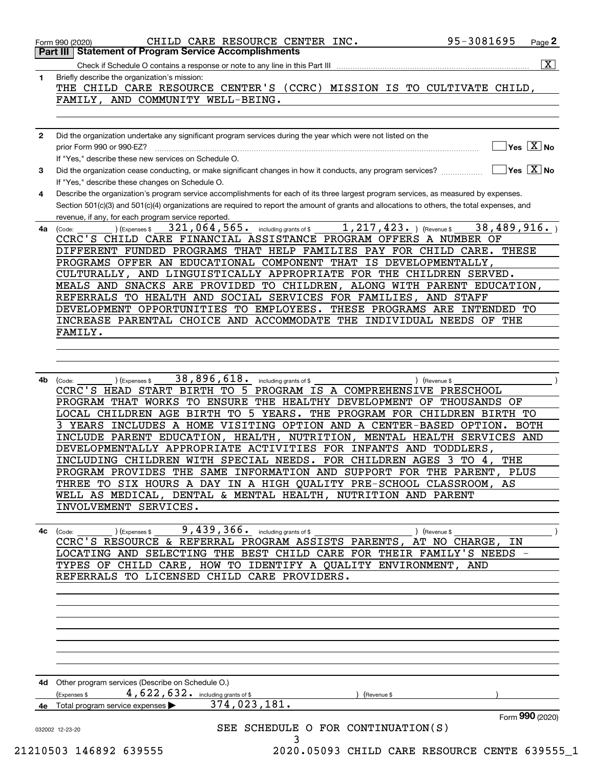Form 990 (2020) CHILD CARE RESOURCE CENTER INC. 95-3081695 Page 2

**Part III Statement of Program Service Accomplishments**

Check if Schedule O contains a response or note to any line in this Part III ..... [X]

**1** Briefly describe the organization's mission:

THE CHILD CARE RESOURCE CENTER'S (CCRC) MISSION IS TO CULTIVATE CHILD, FAMILY, AND COMMUNITY WELL-BEING.

**2** Did the organization undertake any significant program services during the year which were not listed on the prior Form 990 or 990-EZ? ..... [ ] Yes [X] No

If "Yes," describe these new services on Schedule O.

**3** Did the organization cease conducting, or make significant changes in how it conducts, any program services? ..... [ ] Yes [X] No

If "Yes," describe these changes on Schedule O.

**4** Describe the organization's program service accomplishments for each of its three largest program services, as measured by expenses. Section 501(c)(3) and 501(c)(4) organizations are required to report the amount of grants and allocations to others, the total expenses, and revenue, if any, for each program service reported.

**4a** (Code: ) (Expenses $ 321,064,565. including grants of $ 1,217,423. ) (Revenue $ 38,489,916. )

CCRC'S CHILD CARE FINANCIAL ASSISTANCE PROGRAM OFFERS A NUMBER OF DIFFERENT FUNDED PROGRAMS THAT HELP FAMILIES PAY FOR CHILD CARE. THESE PROGRAMS OFFER AN EDUCATIONAL COMPONENT THAT IS DEVELOPMENTALLY, CULTURALLY, AND LINGUISTICALLY APPROPRIATE FOR THE CHILDREN SERVED. MEALS AND SNACKS ARE PROVIDED TO CHILDREN, ALONG WITH PARENT EDUCATION, REFERRALS TO HEALTH AND SOCIAL SERVICES FOR FAMILIES, AND STAFF DEVELOPMENT OPPORTUNITIES TO EMPLOYEES. THESE PROGRAMS ARE INTENDED TO INCREASE PARENTAL CHOICE AND ACCOMMODATE THE INDIVIDUAL NEEDS OF THE FAMILY.

**4b** (Code: ) (Expenses $ 38,896,618. including grants of $ ) (Revenue $ )

CCRC'S HEAD START BIRTH TO 5 PROGRAM IS A COMPREHENSIVE PRESCHOOL PROGRAM THAT WORKS TO ENSURE THE HEALTHY DEVELOPMENT OF THOUSANDS OF LOCAL CHILDREN AGE BIRTH TO 5 YEARS. THE PROGRAM FOR CHILDREN BIRTH TO 3 YEARS INCLUDES A HOME VISITING OPTION AND A CENTER-BASED OPTION. BOTH INCLUDE PARENT EDUCATION, HEALTH, NUTRITION, MENTAL HEALTH SERVICES AND DEVELOPMENTALLY APPROPRIATE ACTIVITIES FOR INFANTS AND TODDLERS, INCLUDING CHILDREN WITH SPECIAL NEEDS. FOR CHILDREN AGES 3 TO 4, THE PROGRAM PROVIDES THE SAME INFORMATION AND SUPPORT FOR THE PARENT, PLUS THREE TO SIX HOURS A DAY IN A HIGH QUALITY PRE-SCHOOL CLASSROOM, AS WELL AS MEDICAL, DENTAL & MENTAL HEALTH, NUTRITION AND PARENT INVOLVEMENT SERVICES.

**4c** (Code: ) (Expenses $ 9,439,366. including grants of $ ) (Revenue $ )

CCRC'S RESOURCE & REFERRAL PROGRAM ASSISTS PARENTS, AT NO CHARGE, IN LOCATING AND SELECTING THE BEST CHILD CARE FOR THEIR FAMILY'S NEEDS - TYPES OF CHILD CARE, HOW TO IDENTIFY A QUALITY ENVIRONMENT, AND REFERRALS TO LICENSED CHILD CARE PROVIDERS.

**4d** Other program services (Describe on Schedule O.)

(Expenses $ 4,622,632. including grants of $ ) (Revenue $ )

**4e** Total program service expenses ▶ 374,023,181.

Form **990** (2020)

032002 12-23-20

SEE SCHEDULE O FOR CONTINUATION(S)

21210503 146892 639555 2020.05093 CHILD CARE RESOURCE CENTE 639555_1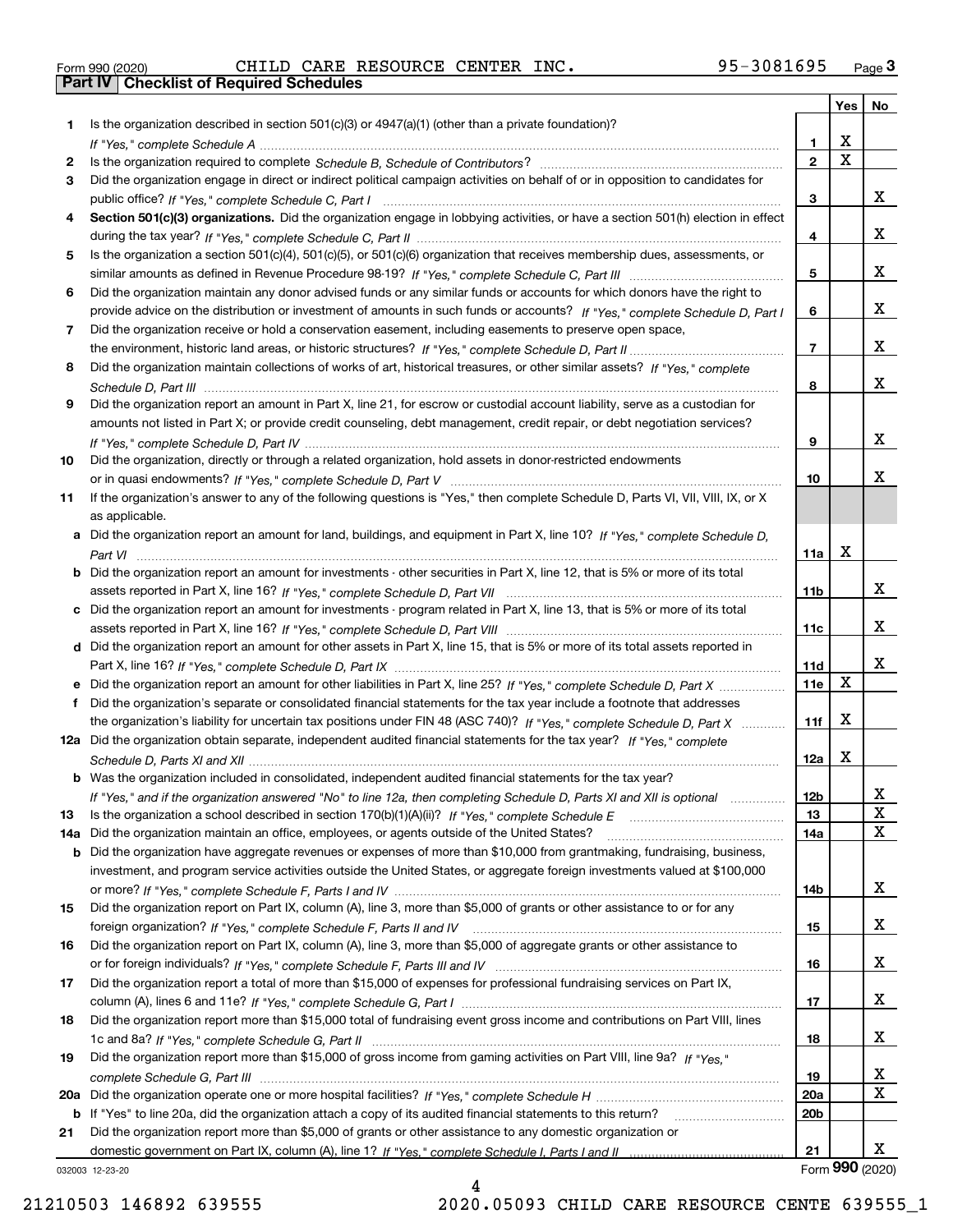Form 990 (2020) CHILD CARE RESOURCE CENTER INC. 95-3081695 Page 3

## Part IV Checklist of Required Schedules

| | | | Yes | No |
|---|---|---|---|---|
| 1 | Is the organization described in section 501(c)(3) or 4947(a)(1) (other than a private foundation)? *If "Yes," complete Schedule A* | 1 | X | |
| 2 | Is the organization required to complete *Schedule B, Schedule of Contributors*? | 2 | X | |
| 3 | Did the organization engage in direct or indirect political campaign activities on behalf of or in opposition to candidates for public office? *If "Yes," complete Schedule C, Part I* | 3 | | X |
| 4 | **Section 501(c)(3) organizations.** Did the organization engage in lobbying activities, or have a section 501(h) election in effect during the tax year? *If "Yes," complete Schedule C, Part II* | 4 | | X |
| 5 | Is the organization a section 501(c)(4), 501(c)(5), or 501(c)(6) organization that receives membership dues, assessments, or similar amounts as defined in Revenue Procedure 98-19? *If "Yes," complete Schedule C, Part III* | 5 | | X |
| 6 | Did the organization maintain any donor advised funds or any similar funds or accounts for which donors have the right to provide advice on the distribution or investment of amounts in such funds or accounts? *If "Yes," complete Schedule D, Part I* | 6 | | X |
| 7 | Did the organization receive or hold a conservation easement, including easements to preserve open space, the environment, historic land areas, or historic structures? *If "Yes," complete Schedule D, Part II* | 7 | | X |
| 8 | Did the organization maintain collections of works of art, historical treasures, or other similar assets? *If "Yes," complete Schedule D, Part III* | 8 | | X |
| 9 | Did the organization report an amount in Part X, line 21, for escrow or custodial account liability, serve as a custodian for amounts not listed in Part X; or provide credit counseling, debt management, credit repair, or debt negotiation services? *If "Yes," complete Schedule D, Part IV* | 9 | | X |
| 10 | Did the organization, directly or through a related organization, hold assets in donor-restricted endowments or in quasi endowments? *If "Yes," complete Schedule D, Part V* | 10 | | X |
| 11 | If the organization's answer to any of the following questions is "Yes," then complete Schedule D, Parts VI, VII, VIII, IX, or X as applicable. | | | |
| a | Did the organization report an amount for land, buildings, and equipment in Part X, line 10? *If "Yes," complete Schedule D, Part VI* | 11a | X | |
| b | Did the organization report an amount for investments - other securities in Part X, line 12, that is 5% or more of its total assets reported in Part X, line 16? *If "Yes," complete Schedule D, Part VII* | 11b | | X |
| c | Did the organization report an amount for investments - program related in Part X, line 13, that is 5% or more of its total assets reported in Part X, line 16? *If "Yes," complete Schedule D, Part VIII* | 11c | | X |
| d | Did the organization report an amount for other assets in Part X, line 15, that is 5% or more of its total assets reported in Part X, line 16? *If "Yes," complete Schedule D, Part IX* | 11d | | X |
| e | Did the organization report an amount for other liabilities in Part X, line 25? *If "Yes," complete Schedule D, Part X* | 11e | X | |
| f | Did the organization's separate or consolidated financial statements for the tax year include a footnote that addresses the organization's liability for uncertain tax positions under FIN 48 (ASC 740)? *If "Yes," complete Schedule D, Part X* | 11f | X | |
| 12a | Did the organization obtain separate, independent audited financial statements for the tax year? *If "Yes," complete Schedule D, Parts XI and XII* | 12a | X | |
| b | Was the organization included in consolidated, independent audited financial statements for the tax year? *If "Yes," and if the organization answered "No" to line 12a, then completing Schedule D, Parts XI and XII is optional* | 12b | | X |
| 13 | Is the organization a school described in section 170(b)(1)(A)(ii)? *If "Yes," complete Schedule E* | 13 | | X |
| 14a | Did the organization maintain an office, employees, or agents outside of the United States? | 14a | | X |
| b | Did the organization have aggregate revenues or expenses of more than $10,000 from grantmaking, fundraising, business, investment, and program service activities outside the United States, or aggregate foreign investments valued at $100,000 or more? *If "Yes," complete Schedule F, Parts I and IV* | 14b | | X |
| 15 | Did the organization report on Part IX, column (A), line 3, more than $5,000 of grants or other assistance to or for any foreign organization? *If "Yes," complete Schedule F, Parts II and IV* | 15 | | X |
| 16 | Did the organization report on Part IX, column (A), line 3, more than $5,000 of aggregate grants or other assistance to or for foreign individuals? *If "Yes," complete Schedule F, Parts III and IV* | 16 | | X |
| 17 | Did the organization report a total of more than $15,000 of expenses for professional fundraising services on Part IX, column (A), lines 6 and 11e? *If "Yes," complete Schedule G, Part I* | 17 | | X |
| 18 | Did the organization report more than $15,000 total of fundraising event gross income and contributions on Part VIII, lines 1c and 8a? *If "Yes," complete Schedule G, Part II* | 18 | | X |
| 19 | Did the organization report more than $15,000 of gross income from gaming activities on Part VIII, line 9a? *If "Yes," complete Schedule G, Part III* | 19 | | X |
| 20a | Did the organization operate one or more hospital facilities? *If "Yes," complete Schedule H* | 20a | | X |
| b | If "Yes" to line 20a, did the organization attach a copy of its audited financial statements to this return? | 20b | | |
| 21 | Did the organization report more than $5,000 of grants or other assistance to any domestic organization or domestic government on Part IX, column (A), line 1? *If "Yes," complete Schedule I, Parts I and II* | 21 | | X |

032003 12-23-20 Form **990** (2020)

21210503 146892 639555 2020.05093 CHILD CARE RESOURCE CENTE 639555_1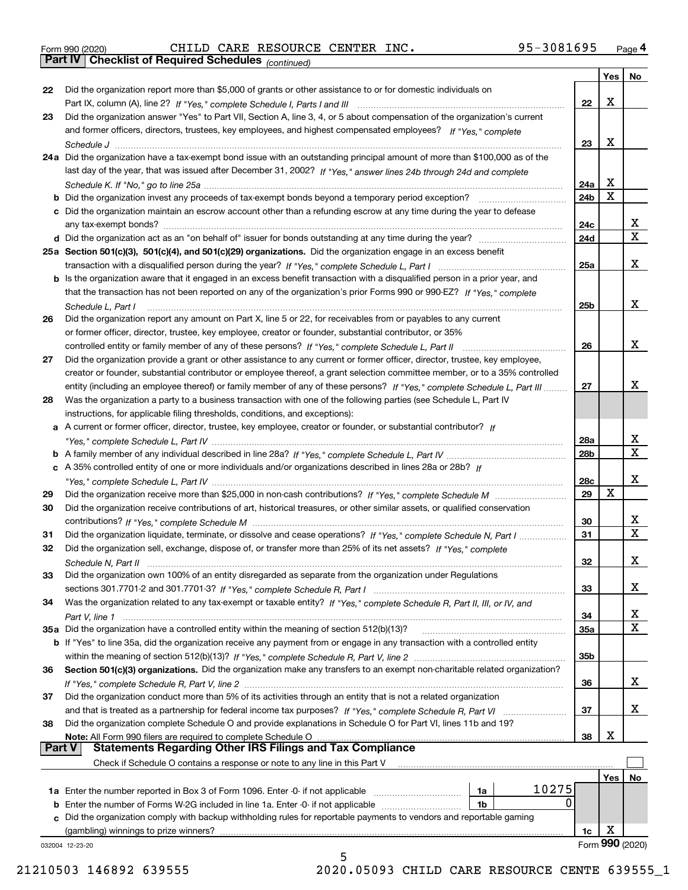Form 990 (2020) CHILD CARE RESOURCE CENTER INC. 95-3081695 Page 4

**Part IV | Checklist of Required Schedules** *(continued)*

| | | | Yes | No |
|---|---|---|---|---|
| 22 | Did the organization report more than $5,000 of grants or other assistance to or for domestic individuals on Part IX, column (A), line 2? *If "Yes," complete Schedule I, Parts I and III* | 22 | X | |
| 23 | Did the organization answer "Yes" to Part VII, Section A, line 3, 4, or 5 about compensation of the organization's current and former officers, directors, trustees, key employees, and highest compensated employees? *If "Yes," complete Schedule J* | 23 | X | |
| 24a | Did the organization have a tax-exempt bond issue with an outstanding principal amount of more than $100,000 as of the last day of the year, that was issued after December 31, 2002? *If "Yes," answer lines 24b through 24d and complete Schedule K. If "No," go to line 25a* | 24a | X | |
| b | Did the organization invest any proceeds of tax-exempt bonds beyond a temporary period exception? | 24b | X | |
| c | Did the organization maintain an escrow account other than a refunding escrow at any time during the year to defease any tax-exempt bonds? | 24c | | X |
| d | Did the organization act as an "on behalf of" issuer for bonds outstanding at any time during the year? | 24d | | X |
| 25a | **Section 501(c)(3), 501(c)(4), and 501(c)(29) organizations.** Did the organization engage in an excess benefit transaction with a disqualified person during the year? *If "Yes," complete Schedule L, Part I* | 25a | | X |
| b | Is the organization aware that it engaged in an excess benefit transaction with a disqualified person in a prior year, and that the transaction has not been reported on any of the organization's prior Forms 990 or 990-EZ? *If "Yes," complete Schedule L, Part I* | 25b | | X |
| 26 | Did the organization report any amount on Part X, line 5 or 22, for receivables from or payables to any current or former officer, director, trustee, key employee, creator or founder, substantial contributor, or 35% controlled entity or family member of any of these persons? *If "Yes," complete Schedule L, Part II* | 26 | | X |
| 27 | Did the organization provide a grant or other assistance to any current or former officer, director, trustee, key employee, creator or founder, substantial contributor or employee thereof, a grant selection committee member, or to a 35% controlled entity (including an employee thereof) or family member of any of these persons? *If "Yes," complete Schedule L, Part III* | 27 | | X |
| 28 | Was the organization a party to a business transaction with one of the following parties (see Schedule L, Part IV instructions, for applicable filing thresholds, conditions, and exceptions): | | | |
| a | A current or former officer, director, trustee, key employee, creator or founder, or substantial contributor? *If "Yes," complete Schedule L, Part IV* | 28a | | X |
| b | A family member of any individual described in line 28a? *If "Yes," complete Schedule L, Part IV* | 28b | | X |
| c | A 35% controlled entity of one or more individuals and/or organizations described in lines 28a or 28b? *If "Yes," complete Schedule L, Part IV* | 28c | | X |
| 29 | Did the organization receive more than $25,000 in non-cash contributions? *If "Yes," complete Schedule M* | 29 | X | |
| 30 | Did the organization receive contributions of art, historical treasures, or other similar assets, or qualified conservation contributions? *If "Yes," complete Schedule M* | 30 | | X |
| 31 | Did the organization liquidate, terminate, or dissolve and cease operations? *If "Yes," complete Schedule N, Part I* | 31 | | X |
| 32 | Did the organization sell, exchange, dispose of, or transfer more than 25% of its net assets? *If "Yes," complete Schedule N, Part II* | 32 | | X |
| 33 | Did the organization own 100% of an entity disregarded as separate from the organization under Regulations sections 301.7701-2 and 301.7701-3? *If "Yes," complete Schedule R, Part I* | 33 | | X |
| 34 | Was the organization related to any tax-exempt or taxable entity? *If "Yes," complete Schedule R, Part II, III, or IV, and Part V, line 1* | 34 | | X |
| 35a | Did the organization have a controlled entity within the meaning of section 512(b)(13)? | 35a | | X |
| b | If "Yes" to line 35a, did the organization receive any payment from or engage in any transaction with a controlled entity within the meaning of section 512(b)(13)? *If "Yes," complete Schedule R, Part V, line 2* | 35b | | |
| 36 | **Section 501(c)(3) organizations.** Did the organization make any transfers to an exempt non-charitable related organization? *If "Yes," complete Schedule R, Part V, line 2* | 36 | | X |
| 37 | Did the organization conduct more than 5% of its activities through an entity that is not a related organization and that is treated as a partnership for federal income tax purposes? *If "Yes," complete Schedule R, Part VI* | 37 | | X |
| 38 | Did the organization complete Schedule O and provide explanations in Schedule O for Part VI, lines 11b and 19? **Note:** All Form 990 filers are required to complete Schedule O | 38 | X | |

**Part V | Statements Regarding Other IRS Filings and Tax Compliance**

Check if Schedule O contains a response or note to any line in this Part V ☐

| | | | | | Yes | No |
|---|---|---|---|---|---|---|
| 1a | Enter the number reported in Box 3 of Form 1096. Enter -0- if not applicable | 1a | 10275 | | | |
| b | Enter the number of Forms W-2G included in line 1a. Enter -0- if not applicable | 1b | 0 | | | |
| c | Did the organization comply with backup withholding rules for reportable payments to vendors and reportable gaming (gambling) winnings to prize winners? | | | 1c | X | |

032004 12-23-20 Form **990** (2020)

21210503 146892 639555 2020.05093 CHILD CARE RESOURCE CENTE 639555_1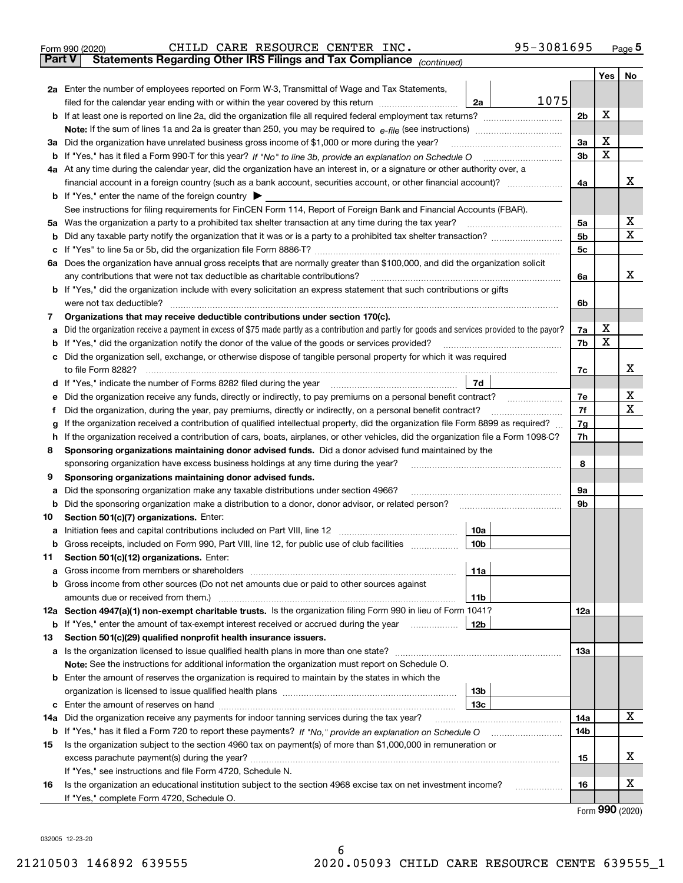Form 990 (2020) CHILD CARE RESOURCE CENTER INC. 95-3081695 Page 5

**Part V Statements Regarding Other IRS Filings and Tax Compliance** *(continued)*

| | | | | | Yes | No |
|---|---|---|---|---|---|---|
| **2a** | Enter the number of employees reported on Form W-3, Transmittal of Wage and Tax Statements, filed for the calendar year ending with or within the year covered by this return | 2a | 1075 | | | |
| **b** | If at least one is reported on line 2a, did the organization file all required federal employment tax returns? | | | 2b | X | |
| | **Note:** If the sum of lines 1a and 2a is greater than 250, you may be required to *e-file* (see instructions) | | | | | |
| **3a** | Did the organization have unrelated business gross income of $1,000 or more during the year? | | | 3a | X | |
| **b** | If "Yes," has it filed a Form 990-T for this year? *If "No" to line 3b, provide an explanation on Schedule O* | | | 3b | X | |
| **4a** | At any time during the calendar year, did the organization have an interest in, or a signature or other authority over, a financial account in a foreign country (such as a bank account, securities account, or other financial account)? | | | 4a | | X |
| **b** | If "Yes," enter the name of the foreign country ▶ | | | | | |
| | See instructions for filing requirements for FinCEN Form 114, Report of Foreign Bank and Financial Accounts (FBAR). | | | | | |
| **5a** | Was the organization a party to a prohibited tax shelter transaction at any time during the tax year? | | | 5a | | X |
| **b** | Did any taxable party notify the organization that it was or is a party to a prohibited tax shelter transaction? | | | 5b | | X |
| **c** | If "Yes" to line 5a or 5b, did the organization file Form 8886-T? | | | 5c | | |
| **6a** | Does the organization have annual gross receipts that are normally greater than $100,000, and did the organization solicit any contributions that were not tax deductible as charitable contributions? | | | 6a | | X |
| **b** | If "Yes," did the organization include with every solicitation an express statement that such contributions or gifts were not tax deductible? | | | 6b | | |
| **7** | **Organizations that may receive deductible contributions under section 170(c).** | | | | | |
| **a** | Did the organization receive a payment in excess of $75 made partly as a contribution and partly for goods and services provided to the payor? | | | 7a | X | |
| **b** | If "Yes," did the organization notify the donor of the value of the goods or services provided? | | | 7b | X | |
| **c** | Did the organization sell, exchange, or otherwise dispose of tangible personal property for which it was required to file Form 8282? | | | 7c | | X |
| **d** | If "Yes," indicate the number of Forms 8282 filed during the year | 7d | | | | |
| **e** | Did the organization receive any funds, directly or indirectly, to pay premiums on a personal benefit contract? | | | 7e | | X |
| **f** | Did the organization, during the year, pay premiums, directly or indirectly, on a personal benefit contract? | | | 7f | | X |
| **g** | If the organization received a contribution of qualified intellectual property, did the organization file Form 8899 as required? | | | 7g | | |
| **h** | If the organization received a contribution of cars, boats, airplanes, or other vehicles, did the organization file a Form 1098-C? | | | 7h | | |
| **8** | **Sponsoring organizations maintaining donor advised funds.** Did a donor advised fund maintained by the sponsoring organization have excess business holdings at any time during the year? | | | 8 | | |
| **9** | **Sponsoring organizations maintaining donor advised funds.** | | | | | |
| **a** | Did the sponsoring organization make any taxable distributions under section 4966? | | | 9a | | |
| **b** | Did the sponsoring organization make a distribution to a donor, donor advisor, or related person? | | | 9b | | |
| **10** | **Section 501(c)(7) organizations.** Enter: | | | | | |
| **a** | Initiation fees and capital contributions included on Part VIII, line 12 | 10a | | | | |
| **b** | Gross receipts, included on Form 990, Part VIII, line 12, for public use of club facilities | 10b | | | | |
| **11** | **Section 501(c)(12) organizations.** Enter: | | | | | |
| **a** | Gross income from members or shareholders | 11a | | | | |
| **b** | Gross income from other sources (Do not net amounts due or paid to other sources against amounts due or received from them.) | 11b | | | | |
| **12a** | **Section 4947(a)(1) non-exempt charitable trusts.** Is the organization filing Form 990 in lieu of Form 1041? | | | 12a | | |
| **b** | If "Yes," enter the amount of tax-exempt interest received or accrued during the year | 12b | | | | |
| **13** | **Section 501(c)(29) qualified nonprofit health insurance issuers.** | | | | | |
| **a** | Is the organization licensed to issue qualified health plans in more than one state? | | | 13a | | |
| | **Note:** See the instructions for additional information the organization must report on Schedule O. | | | | | |
| **b** | Enter the amount of reserves the organization is required to maintain by the states in which the organization is licensed to issue qualified health plans | 13b | | | | |
| **c** | Enter the amount of reserves on hand | 13c | | | | |
| **14a** | Did the organization receive any payments for indoor tanning services during the tax year? | | | 14a | | X |
| **b** | If "Yes," has it filed a Form 720 to report these payments? *If "No," provide an explanation on Schedule O* | | | 14b | | |
| **15** | Is the organization subject to the section 4960 tax on payment(s) of more than $1,000,000 in remuneration or excess parachute payment(s) during the year? | | | 15 | | X |
| | If "Yes," see instructions and file Form 4720, Schedule N. | | | | | |
| **16** | Is the organization an educational institution subject to the section 4968 excise tax on net investment income? | | | 16 | | X |
| | If "Yes," complete Form 4720, Schedule O. | | | | | |

Form **990** (2020)

032005 12-23-20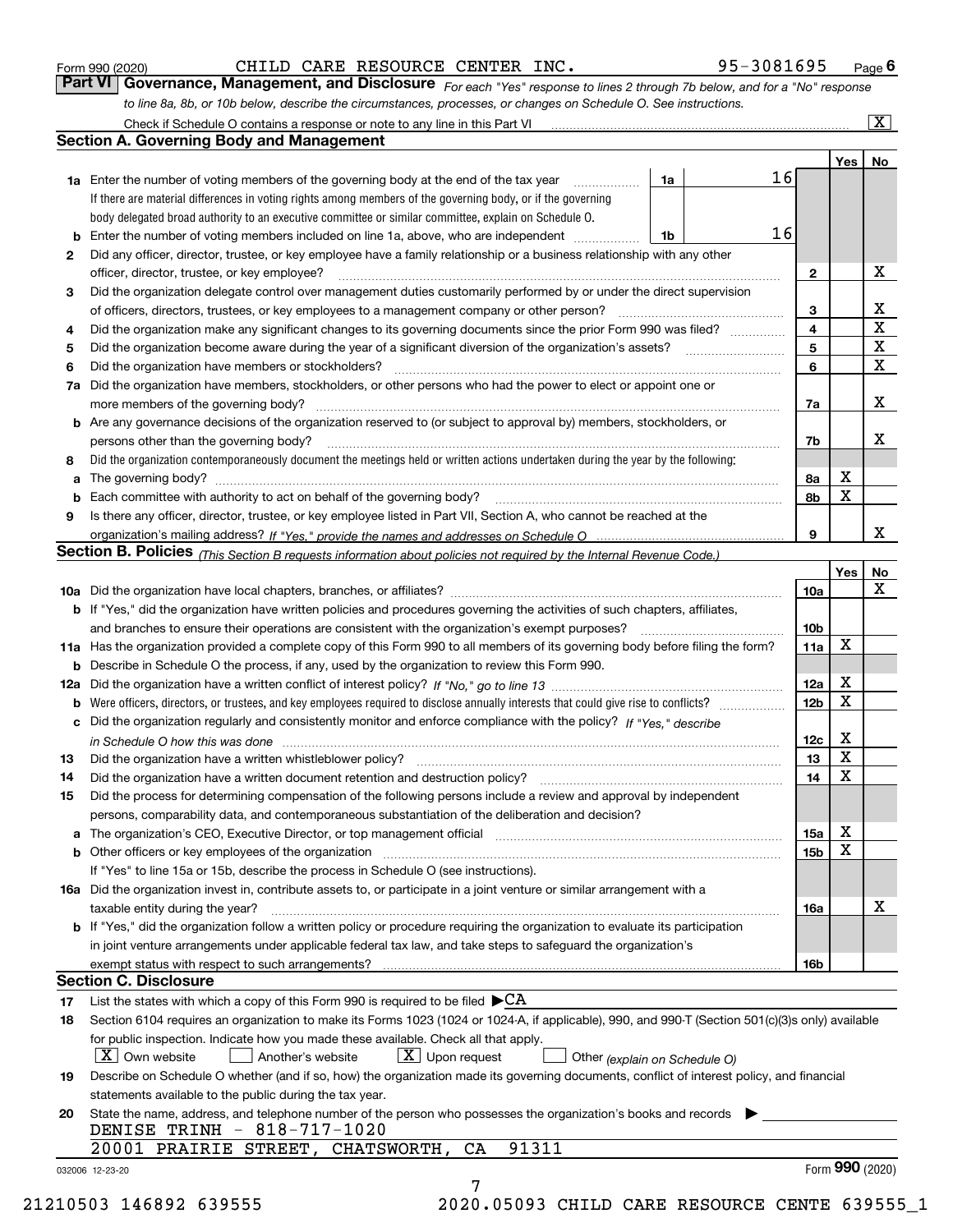Form 990 (2020) CHILD CARE RESOURCE CENTER INC. 95-3081695 Page 6

**Part VI Governance, Management, and Disclosure** *For each "Yes" response to lines 2 through 7b below, and for a "No" response to line 8a, 8b, or 10b below, describe the circumstances, processes, or changes on Schedule O. See instructions.*

Check if Schedule O contains a response or note to any line in this Part VI ☒

## Section A. Governing Body and Management

| | | | | Yes | No |
|---|---|---|---|---|---|
| 1a | Enter the number of voting members of the governing body at the end of the tax year. If there are material differences in voting rights among members of the governing body, or if the governing body delegated broad authority to an executive committee or similar committee, explain on Schedule O. | 1a | 16 | | |
| b | Enter the number of voting members included on line 1a, above, who are independent | 1b | 16 | | |
| 2 | Did any officer, director, trustee, or key employee have a family relationship or a business relationship with any other officer, director, trustee, or key employee? | | 2 | | X |
| 3 | Did the organization delegate control over management duties customarily performed by or under the direct supervision of officers, directors, trustees, or key employees to a management company or other person? | | 3 | | X |
| 4 | Did the organization make any significant changes to its governing documents since the prior Form 990 was filed? | | 4 | | X |
| 5 | Did the organization become aware during the year of a significant diversion of the organization's assets? | | 5 | | X |
| 6 | Did the organization have members or stockholders? | | 6 | | X |
| 7a | Did the organization have members, stockholders, or other persons who had the power to elect or appoint one or more members of the governing body? | | 7a | | X |
| b | Are any governance decisions of the organization reserved to (or subject to approval by) members, stockholders, or persons other than the governing body? | | 7b | | X |
| 8 | Did the organization contemporaneously document the meetings held or written actions undertaken during the year by the following: | | | | |
| a | The governing body? | | 8a | X | |
| b | Each committee with authority to act on behalf of the governing body? | | 8b | X | |
| 9 | Is there any officer, director, trustee, or key employee listed in Part VII, Section A, who cannot be reached at the organization's mailing address? *If "Yes," provide the names and addresses on Schedule O* | | 9 | | X |

## Section B. Policies *(This Section B requests information about policies not required by the Internal Revenue Code.)*

| | | | Yes | No |
|---|---|---|---|---|
| 10a | Did the organization have local chapters, branches, or affiliates? | 10a | | X |
| b | If "Yes," did the organization have written policies and procedures governing the activities of such chapters, affiliates, and branches to ensure their operations are consistent with the organization's exempt purposes? | 10b | | |
| 11a | Has the organization provided a complete copy of this Form 990 to all members of its governing body before filing the form? | 11a | X | |
| b | Describe in Schedule O the process, if any, used by the organization to review this Form 990. | | | |
| 12a | Did the organization have a written conflict of interest policy? *If "No," go to line 13* | 12a | X | |
| b | Were officers, directors, or trustees, and key employees required to disclose annually interests that could give rise to conflicts? | 12b | X | |
| c | Did the organization regularly and consistently monitor and enforce compliance with the policy? *If "Yes," describe in Schedule O how this was done* | 12c | X | |
| 13 | Did the organization have a written whistleblower policy? | 13 | X | |
| 14 | Did the organization have a written document retention and destruction policy? | 14 | X | |
| 15 | Did the process for determining compensation of the following persons include a review and approval by independent persons, comparability data, and contemporaneous substantiation of the deliberation and decision? | | | |
| a | The organization's CEO, Executive Director, or top management official | 15a | X | |
| b | Other officers or key employees of the organization | 15b | X | |
| | If "Yes" to line 15a or 15b, describe the process in Schedule O (see instructions). | | | |
| 16a | Did the organization invest in, contribute assets to, or participate in a joint venture or similar arrangement with a taxable entity during the year? | 16a | | X |
| b | If "Yes," did the organization follow a written policy or procedure requiring the organization to evaluate its participation in joint venture arrangements under applicable federal tax law, and take steps to safeguard the organization's exempt status with respect to such arrangements? | 16b | | |

## Section C. Disclosure

17 List the states with which a copy of this Form 990 is required to be filed ▶CA

18 Section 6104 requires an organization to make its Forms 1023 (1024 or 1024-A, if applicable), 990, and 990-T (Section 501(c)(3)s only) available for public inspection. Indicate how you made these available. Check all that apply.

☒ Own website ☐ Another's website ☒ Upon request ☐ Other *(explain on Schedule O)*

19 Describe on Schedule O whether (and if so, how) the organization made its governing documents, conflict of interest policy, and financial statements available to the public during the tax year.

20 State the name, address, and telephone number of the person who possesses the organization's books and records ▶

DENISE TRINH - 818-717-1020

20001 PRAIRIE STREET, CHATSWORTH, CA 91311

032006 12-23-20 Form **990** (2020)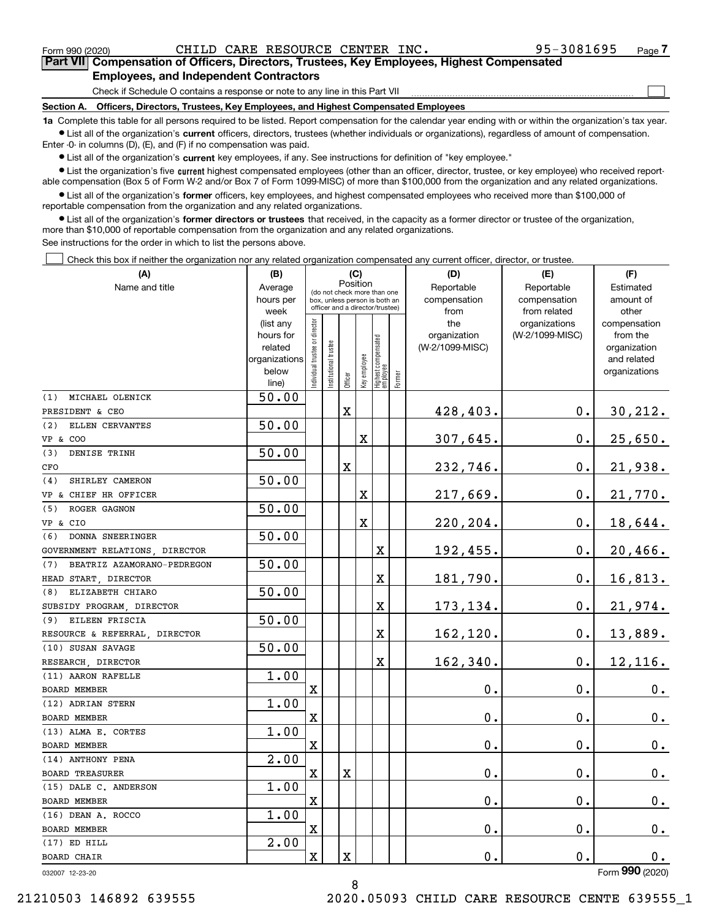Form 990 (2020) CHILD CARE RESOURCE CENTER INC. 95-3081695 Page 7

**Part VII Compensation of Officers, Directors, Trustees, Key Employees, Highest Compensated Employees, and Independent Contractors**

Check if Schedule O contains a response or note to any line in this Part VII ☐

**Section A. Officers, Directors, Trustees, Key Employees, and Highest Compensated Employees**

**1a** Complete this table for all persons required to be listed. Report compensation for the calendar year ending with or within the organization's tax year.

- List all of the organization's **current** officers, directors, trustees (whether individuals or organizations), regardless of amount of compensation. Enter -0- in columns (D), (E), and (F) if no compensation was paid.
- List all of the organization's **current** key employees, if any. See instructions for definition of "key employee."
- List the organization's five **current** highest compensated employees (other than an officer, director, trustee, or key employee) who received reportable compensation (Box 5 of Form W-2 and/or Box 7 of Form 1099-MISC) of more than $100,000 from the organization and any related organizations.
- List all of the organization's **former** officers, key employees, and highest compensated employees who received more than $100,000 of reportable compensation from the organization and any related organizations.
- List all of the organization's **former directors or trustees** that received, in the capacity as a former director or trustee of the organization, more than $10,000 of reportable compensation from the organization and any related organizations.

See instructions for the order in which to list the persons above.

☐ Check this box if neither the organization nor any related organization compensated any current officer, director, or trustee.

| (A) Name and title | (B) Average hours per week (list any hours for related organizations below line) | (C) Position (do not check more than one box, unless person is both an officer and a director/trustee) | | | | | | (D) Reportable compensation from the organization (W-2/1099-MISC) | (E) Reportable compensation from related organizations (W-2/1099-MISC) | (F) Estimated amount of other compensation from the organization and related organizations |
|---|---|---|---|---|---|---|---|---|---|---|
| | | Individual trustee or director | Institutional trustee | Officer | Key employee | Highest compensated employee | Former | | | |
| (1) MICHAEL OLENICK<br>PRESIDENT & CEO | 50.00 | | | X | | | | 428,403. | 0. | 30,212. |
| (2) ELLEN CERVANTES<br>VP & COO | 50.00 | | | | X | | | 307,645. | 0. | 25,650. |
| (3) DENISE TRINH<br>CFO | 50.00 | | | X | | | | 232,746. | 0. | 21,938. |
| (4) SHIRLEY CAMERON<br>VP & CHIEF HR OFFICER | 50.00 | | | | X | | | 217,669. | 0. | 21,770. |
| (5) ROGER GAGNON<br>VP & CIO | 50.00 | | | | X | | | 220,204. | 0. | 18,644. |
| (6) DONNA SNEERINGER<br>GOVERNMENT RELATIONS, DIRECTOR | 50.00 | | | | | X | | 192,455. | 0. | 20,466. |
| (7) BEATRIZ AZAMORANO-PEDREGON<br>HEAD START, DIRECTOR | 50.00 | | | | | X | | 181,790. | 0. | 16,813. |
| (8) ELIZABETH CHIARO<br>SUBSIDY PROGRAM, DIRECTOR | 50.00 | | | | | X | | 173,134. | 0. | 21,974. |
| (9) EILEEN FRISCIA<br>RESOURCE & REFERRAL, DIRECTOR | 50.00 | | | | | X | | 162,120. | 0. | 13,889. |
| (10) SUSAN SAVAGE<br>RESEARCH, DIRECTOR | 50.00 | | | | | X | | 162,340. | 0. | 12,116. |
| (11) AARON RAFELLE<br>BOARD MEMBER | 1.00 | X | | | | | | 0. | 0. | 0. |
| (12) ADRIAN STERN<br>BOARD MEMBER | 1.00 | X | | | | | | 0. | 0. | 0. |
| (13) ALMA E. CORTES<br>BOARD MEMBER | 1.00 | X | | | | | | 0. | 0. | 0. |
| (14) ANTHONY PENA<br>BOARD TREASURER | 2.00 | X | | X | | | | 0. | 0. | 0. |
| (15) DALE C. ANDERSON<br>BOARD MEMBER | 1.00 | X | | | | | | 0. | 0. | 0. |
| (16) DEAN A. ROCCO<br>BOARD MEMBER | 1.00 | X | | | | | | 0. | 0. | 0. |
| (17) ED HILL<br>BOARD CHAIR | 2.00 | X | | X | | | | 0. | 0. | 0. |

032007 12-23-20 Form **990** (2020)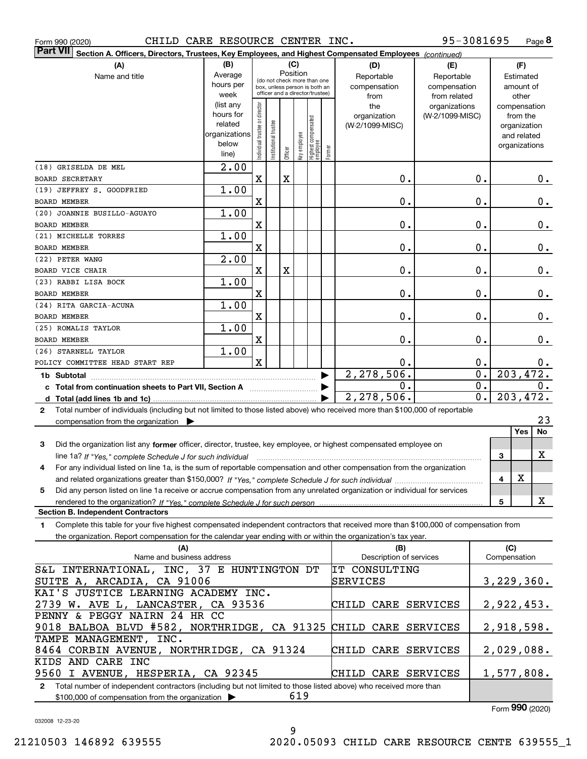Form 990 (2020) CHILD CARE RESOURCE CENTER INC. 95-3081695 Page **8**

**Part VII** **Section A. Officers, Directors, Trustees, Key Employees, and Highest Compensated Employees** *(continued)*

| (A) Name and title | (B) Average hours per week (list any hours for related organizations below line) | (C) Position: Individual trustee or director | Institutional trustee | Officer | Key employee | Highest compensated employee | Former | (D) Reportable compensation from the organization (W-2/1099-MISC) | (E) Reportable compensation from related organizations (W-2/1099-MISC) | (F) Estimated amount of other compensation from the organization and related organizations |
|---|---|---|---|---|---|---|---|---|---|---|
| (18) GRISELDA DE MEL<br>BOARD SECRETARY | 2.00 | X | | X | | | | 0. | 0. | 0. |
| (19) JEFFREY S. GOODFRIED<br>BOARD MEMBER | 1.00 | X | | | | | | 0. | 0. | 0. |
| (20) JOANNIE BUSILLO-AGUAYO<br>BOARD MEMBER | 1.00 | X | | | | | | 0. | 0. | 0. |
| (21) MICHELLE TORRES<br>BOARD MEMBER | 1.00 | X | | | | | | 0. | 0. | 0. |
| (22) PETER WANG<br>BOARD VICE CHAIR | 2.00 | X | | X | | | | 0. | 0. | 0. |
| (23) RABBI LISA BOCK<br>BOARD MEMBER | 1.00 | X | | | | | | 0. | 0. | 0. |
| (24) RITA GARCIA-ACUNA<br>BOARD MEMBER | 1.00 | X | | | | | | 0. | 0. | 0. |
| (25) ROMALIS TAYLOR<br>BOARD MEMBER | 1.00 | X | | | | | | 0. | 0. | 0. |
| (26) STARNELL TAYLOR<br>POLICY COMMITTEE HEAD START REP | 1.00 | X | | | | | | 0. | 0. | 0. |
| **1b Subtotal** | | | | | | | | 2,278,506. | 0. | 203,472. |
| **c Total from continuation sheets to Part VII, Section A** | | | | | | | | 0. | 0. | 0. |
| **d Total (add lines 1b and 1c)** | | | | | | | | 2,278,506. | 0. | 203,472. |

**2** Total number of individuals (including but not limited to those listed above) who received more than $100,000 of reportable compensation from the organization ▶ 23

| | | Yes | No |
|---|---|---|---|
| **3** Did the organization list any **former** officer, director, trustee, key employee, or highest compensated employee on line 1a? *If "Yes," complete Schedule J for such individual* | 3 | | X |
| **4** For any individual listed on line 1a, is the sum of reportable compensation and other compensation from the organization and related organizations greater than $150,000? *If "Yes," complete Schedule J for such individual* | 4 | X | |
| **5** Did any person listed on line 1a receive or accrue compensation from any unrelated organization or individual for services rendered to the organization? *If "Yes," complete Schedule J for such person* | 5 | | X |

**Section B. Independent Contractors**

**1** Complete this table for your five highest compensated independent contractors that received more than $100,000 of compensation from the organization. Report compensation for the calendar year ending with or within the organization's tax year.

| (A) Name and business address | (B) Description of services | (C) Compensation |
|---|---|---|
| S&L INTERNATIONAL, INC, 37 E HUNTINGTON DT SUITE A, ARCADIA, CA 91006 | IT CONSULTING SERVICES | 3,229,360. |
| KAI'S JUSTICE LEARNING ACADEMY INC. 2739 W. AVE L, LANCASTER, CA 93536 | CHILD CARE SERVICES | 2,922,453. |
| PENNY & PEGGY NAIRN 24 HR CC 9018 BALBOA BLVD #582, NORTHRIDGE, CA 91325 | CHILD CARE SERVICES | 2,918,598. |
| TAMPE MANAGEMENT, INC. 8464 CORBIN AVENUE, NORTHRIDGE, CA 91324 | CHILD CARE SERVICES | 2,029,088. |
| KIDS AND CARE INC 9560 I AVENUE, HESPERIA, CA 92345 | CHILD CARE SERVICES | 1,577,808. |

**2** Total number of independent contractors (including but not limited to those listed above) who received more than $100,000 of compensation from the organization ▶ 619

Form **990** (2020)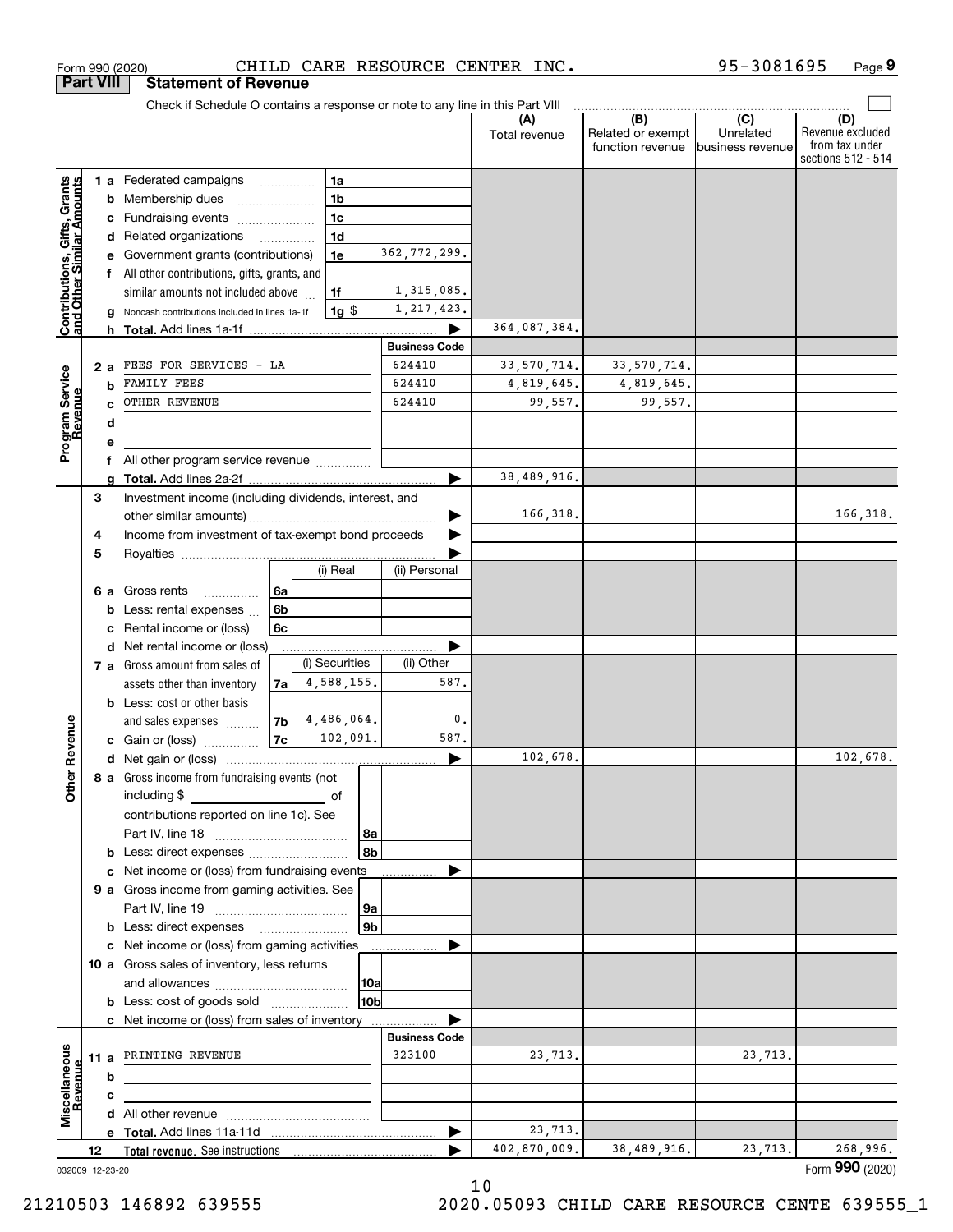Form 990 (2020) CHILD CARE RESOURCE CENTER INC. 95-3081695 Page 9

## Part VIII Statement of Revenue

Check if Schedule O contains a response or note to any line in this Part VIII

| | | | | (A) Total revenue | (B) Related or exempt function revenue | (C) Unrelated business revenue | (D) Revenue excluded from tax under sections 512 - 514 |
|---|---|---|---|---|---|---|---|
| **Contributions, Gifts, Grants and Other Similar Amounts** | 1 a Federated campaigns | 1a | | | | | |
| | b Membership dues | 1b | | | | | |
| | c Fundraising events | 1c | | | | | |
| | d Related organizations | 1d | | | | | |
| | e Government grants (contributions) | 1e | 362,772,299. | | | | |
| | f All other contributions, gifts, grants, and similar amounts not included above | 1f | 1,315,085. | | | | |
| | g Noncash contributions included in lines 1a-1f | 1g $ | 1,217,423. | | | | |
| | h **Total.** Add lines 1a-1f | | ▶ | 364,087,384. | | | |
| | | | **Business Code** | | | | |
| **Program Service Revenue** | 2 a FEES FOR SERVICES - LA | | 624410 | 33,570,714. | 33,570,714. | | |
| | b FAMILY FEES | | 624410 | 4,819,645. | 4,819,645. | | |
| | c OTHER REVENUE | | 624410 | 99,557. | 99,557. | | |
| | d | | | | | | |
| | e | | | | | | |
| | f All other program service revenue | | | | | | |
| | g **Total.** Add lines 2a-2f | | ▶ | 38,489,916. | | | |
| **Other Revenue** | 3 Investment income (including dividends, interest, and other similar amounts) | | ▶ | 166,318. | | | 166,318. |
| | 4 Income from investment of tax-exempt bond proceeds | | ▶ | | | | |
| | 5 Royalties | | ▶ | | | | |
| | | (i) Real | (ii) Personal | | | | |
| | 6 a Gross rents 6a | | | | | | |
| | b Less: rental expenses 6b | | | | | | |
| | c Rental income or (loss) 6c | | | | | | |
| | d Net rental income or (loss) | | ▶ | | | | |
| | | (i) Securities | (ii) Other | | | | |
| | 7 a Gross amount from sales of assets other than inventory 7a | 4,588,155. | 587. | | | | |
| | b Less: cost or other basis and sales expenses 7b | 4,486,064. | 0. | | | | |
| | c Gain or (loss) 7c | 102,091. | 587. | | | | |
| | d Net gain or (loss) | | ▶ | 102,678. | | | 102,678. |
| | 8 a Gross income from fundraising events (not including $ _____ of contributions reported on line 1c). See Part IV, line 18 | 8a | | | | | |
| | b Less: direct expenses | 8b | | | | | |
| | c Net income or (loss) from fundraising events | | ▶ | | | | |
| | 9 a Gross income from gaming activities. See Part IV, line 19 | 9a | | | | | |
| | b Less: direct expenses | 9b | | | | | |
| | c Net income or (loss) from gaming activities | | ▶ | | | | |
| | 10 a Gross sales of inventory, less returns and allowances | 10a | | | | | |
| | b Less: cost of goods sold | 10b | | | | | |
| | c Net income or (loss) from sales of inventory | | ▶ | | | | |
| | | | **Business Code** | | | | |
| **Miscellaneous Revenue** | 11 a PRINTING REVENUE | | 323100 | 23,713. | | 23,713. | |
| | b | | | | | | |
| | c | | | | | | |
| | d All other revenue | | | | | | |
| | e **Total.** Add lines 11a-11d | | ▶ | 23,713. | | | |
| | 12 **Total revenue.** See instructions | | ▶ | 402,870,009. | 38,489,916. | 23,713. | 268,996. |

032009 12-23-20 Form **990** (2020)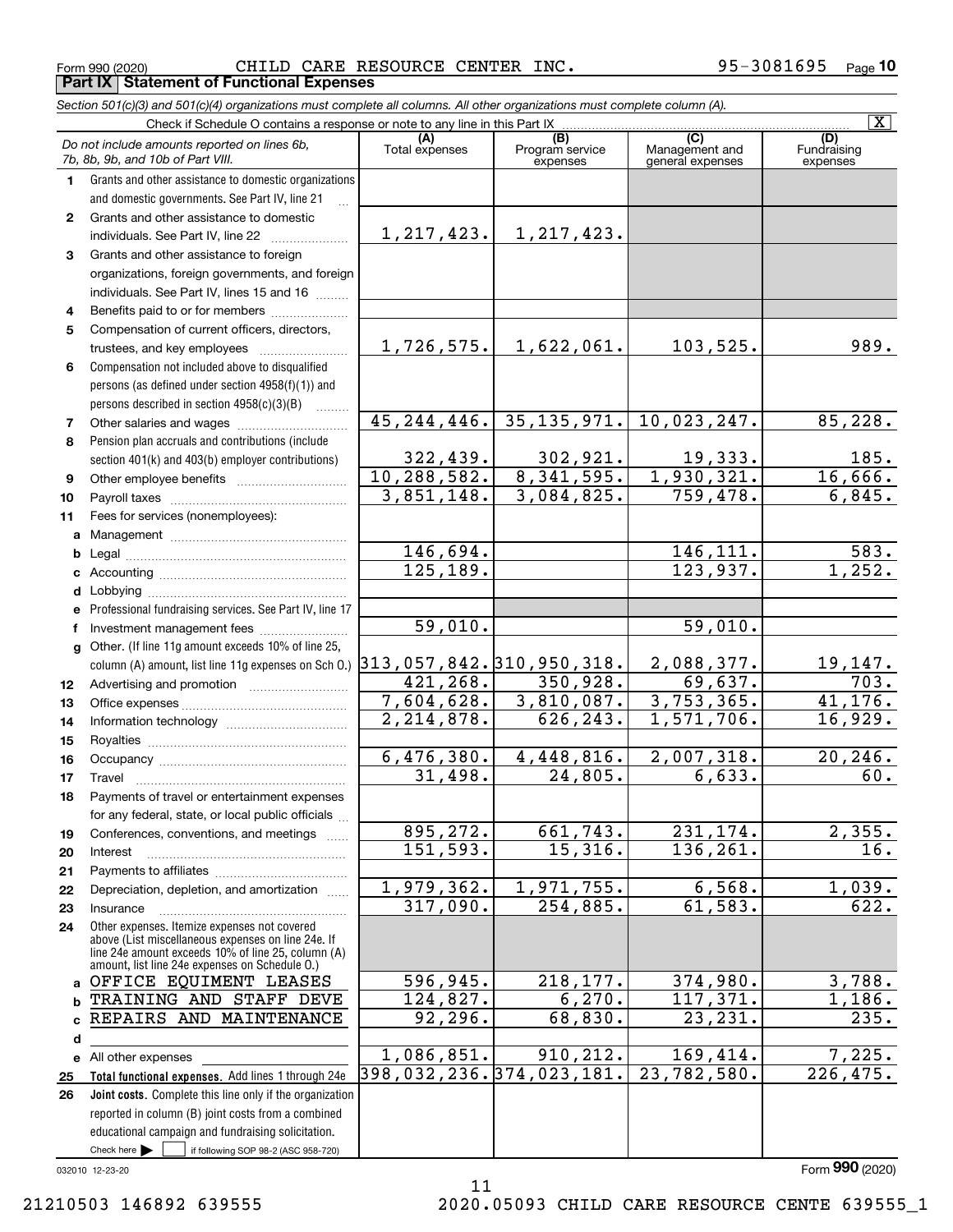Form 990 (2020) CHILD CARE RESOURCE CENTER INC. 95-3081695 Page 10

**Part IX Statement of Functional Expenses**

*Section 501(c)(3) and 501(c)(4) organizations must complete all columns. All other organizations must complete column (A).*

Check if Schedule O contains a response or note to any line in this Part IX [X]

| | *Do not include amounts reported on lines 6b, 7b, 8b, 9b, and 10b of Part VIII.* | (A) Total expenses | (B) Program service expenses | (C) Management and general expenses | (D) Fundraising expenses |
|---|---|---|---|---|---|
| 1 | Grants and other assistance to domestic organizations and domestic governments. See Part IV, line 21 | | | | |
| 2 | Grants and other assistance to domestic individuals. See Part IV, line 22 | 1,217,423. | 1,217,423. | | |
| 3 | Grants and other assistance to foreign organizations, foreign governments, and foreign individuals. See Part IV, lines 15 and 16 | | | | |
| 4 | Benefits paid to or for members | | | | |
| 5 | Compensation of current officers, directors, trustees, and key employees | 1,726,575. | 1,622,061. | 103,525. | 989. |
| 6 | Compensation not included above to disqualified persons (as defined under section 4958(f)(1)) and persons described in section 4958(c)(3)(B) | | | | |
| 7 | Other salaries and wages | 45,244,446. | 35,135,971. | 10,023,247. | 85,228. |
| 8 | Pension plan accruals and contributions (include section 401(k) and 403(b) employer contributions) | 322,439. | 302,921. | 19,333. | 185. |
| 9 | Other employee benefits | 10,288,582. | 8,341,595. | 1,930,321. | 16,666. |
| 10 | Payroll taxes | 3,851,148. | 3,084,825. | 759,478. | 6,845. |
| 11 | Fees for services (nonemployees): | | | | |
| a | Management | | | | |
| b | Legal | 146,694. | | 146,111. | 583. |
| c | Accounting | 125,189. | | 123,937. | 1,252. |
| d | Lobbying | | | | |
| e | Professional fundraising services. See Part IV, line 17 | | | | |
| f | Investment management fees | 59,010. | | 59,010. | |
| g | Other. (If line 11g amount exceeds 10% of line 25, column (A) amount, list line 11g expenses on Sch O.) | 313,057,842. | 310,950,318. | 2,088,377. | 19,147. |
| 12 | Advertising and promotion | 421,268. | 350,928. | 69,637. | 703. |
| 13 | Office expenses | 7,604,628. | 3,810,087. | 3,753,365. | 41,176. |
| 14 | Information technology | 2,214,878. | 626,243. | 1,571,706. | 16,929. |
| 15 | Royalties | | | | |
| 16 | Occupancy | 6,476,380. | 4,448,816. | 2,007,318. | 20,246. |
| 17 | Travel | 31,498. | 24,805. | 6,633. | 60. |
| 18 | Payments of travel or entertainment expenses for any federal, state, or local public officials | | | | |
| 19 | Conferences, conventions, and meetings | 895,272. | 661,743. | 231,174. | 2,355. |
| 20 | Interest | 151,593. | 15,316. | 136,261. | 16. |
| 21 | Payments to affiliates | | | | |
| 22 | Depreciation, depletion, and amortization | 1,979,362. | 1,971,755. | 6,568. | 1,039. |
| 23 | Insurance | 317,090. | 254,885. | 61,583. | 622. |
| 24 | Other expenses. Itemize expenses not covered above (List miscellaneous expenses on line 24e. If line 24e amount exceeds 10% of line 25, column (A) amount, list line 24e expenses on Schedule O.) | | | | |
| a | OFFICE EQUIMENT LEASES | 596,945. | 218,177. | 374,980. | 3,788. |
| b | TRAINING AND STAFF DEVE | 124,827. | 6,270. | 117,371. | 1,186. |
| c | REPAIRS AND MAINTENANCE | 92,296. | 68,830. | 23,231. | 235. |
| d | | | | | |
| e | All other expenses | 1,086,851. | 910,212. | 169,414. | 7,225. |
| 25 | **Total functional expenses.** Add lines 1 through 24e | 398,032,236. | 374,023,181. | 23,782,580. | 226,475. |
| 26 | **Joint costs.** Complete this line only if the organization reported in column (B) joint costs from a combined educational campaign and fundraising solicitation. Check here [ ] if following SOP 98-2 (ASC 958-720) | | | | |

032010 12-23-20

Form **990** (2020)

21210503 146892 639555 2020.05093 CHILD CARE RESOURCE CENTE 639555_1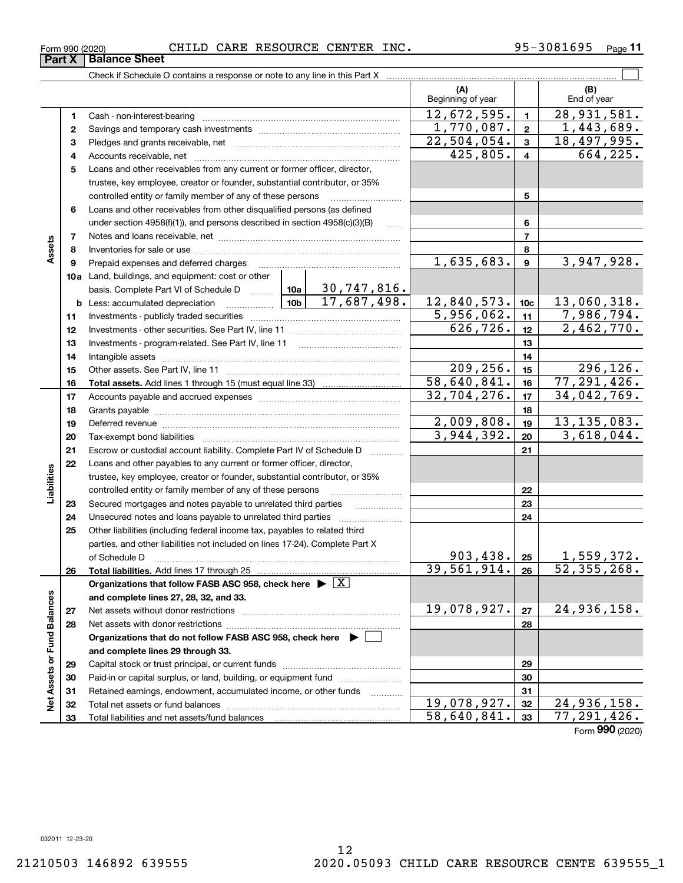Form 990 (2020) CHILD CARE RESOURCE CENTER INC. 95-3081695

## Part X Balance Sheet

Check if Schedule O contains a response or note to any line in this Part X

| | | | (A) Beginning of year | | (B) End of year |
|---|---|---|---|---|---|
| **Assets** | 1 | Cash - non-interest-bearing | 12,672,595. | 1 | 28,931,581. |
| | 2 | Savings and temporary cash investments | 1,770,087. | 2 | 1,443,689. |
| | 3 | Pledges and grants receivable, net | 22,504,054. | 3 | 18,497,995. |
| | 4 | Accounts receivable, net | 425,805. | 4 | 664,225. |
| | 5 | Loans and other receivables from any current or former officer, director, trustee, key employee, creator or founder, substantial contributor, or 35% controlled entity or family member of any of these persons | | 5 | |
| | 6 | Loans and other receivables from other disqualified persons (as defined under section 4958(f)(1)), and persons described in section 4958(c)(3)(B) | | 6 | |
| | 7 | Notes and loans receivable, net | | 7 | |
| | 8 | Inventories for sale or use | | 8 | |
| | 9 | Prepaid expenses and deferred charges | 1,635,683. | 9 | 3,947,928. |
| | 10a | Land, buildings, and equipment: cost or other basis. Complete Part VI of Schedule D 10a 30,747,816. | | | |
| | b | Less: accumulated depreciation 10b 17,687,498. | 12,840,573. | 10c | 13,060,318. |
| | 11 | Investments - publicly traded securities | 5,956,062. | 11 | 7,986,794. |
| | 12 | Investments - other securities. See Part IV, line 11 | 626,726. | 12 | 2,462,770. |
| | 13 | Investments - program-related. See Part IV, line 11 | | 13 | |
| | 14 | Intangible assets | | 14 | |
| | 15 | Other assets. See Part IV, line 11 | 209,256. | 15 | 296,126. |
| | 16 | **Total assets.** Add lines 1 through 15 (must equal line 33) | 58,640,841. | 16 | 77,291,426. |
| **Liabilities** | 17 | Accounts payable and accrued expenses | 32,704,276. | 17 | 34,042,769. |
| | 18 | Grants payable | | 18 | |
| | 19 | Deferred revenue | 2,009,808. | 19 | 13,135,083. |
| | 20 | Tax-exempt bond liabilities | 3,944,392. | 20 | 3,618,044. |
| | 21 | Escrow or custodial account liability. Complete Part IV of Schedule D | | 21 | |
| | 22 | Loans and other payables to any current or former officer, director, trustee, key employee, creator or founder, substantial contributor, or 35% controlled entity or family member of any of these persons | | 22 | |
| | 23 | Secured mortgages and notes payable to unrelated third parties | | 23 | |
| | 24 | Unsecured notes and loans payable to unrelated third parties | | 24 | |
| | 25 | Other liabilities (including federal income tax, payables to related third parties, and other liabilities not included on lines 17-24). Complete Part X of Schedule D | 903,438. | 25 | 1,559,372. |
| | 26 | **Total liabilities.** Add lines 17 through 25 | 39,561,914. | 26 | 52,355,268. |
| **Net Assets or Fund Balances** | | **Organizations that follow FASB ASC 958, check here** ▶ [X] **and complete lines 27, 28, 32, and 33.** | | | |
| | 27 | Net assets without donor restrictions | 19,078,927. | 27 | 24,936,158. |
| | 28 | Net assets with donor restrictions | | 28 | |
| | | **Organizations that do not follow FASB ASC 958, check here** ▶ [ ] **and complete lines 29 through 33.** | | | |
| | 29 | Capital stock or trust principal, or current funds | | 29 | |
| | 30 | Paid-in or capital surplus, or land, building, or equipment fund | | 30 | |
| | 31 | Retained earnings, endowment, accumulated income, or other funds | | 31 | |
| | 32 | Total net assets or fund balances | 19,078,927. | 32 | 24,936,158. |
| | 33 | Total liabilities and net assets/fund balances | 58,640,841. | 33 | 77,291,426. |

Form **990** (2020)

032011 12-23-20

21210503 146892 639555 2020.05093 CHILD CARE RESOURCE CENTE 639555_1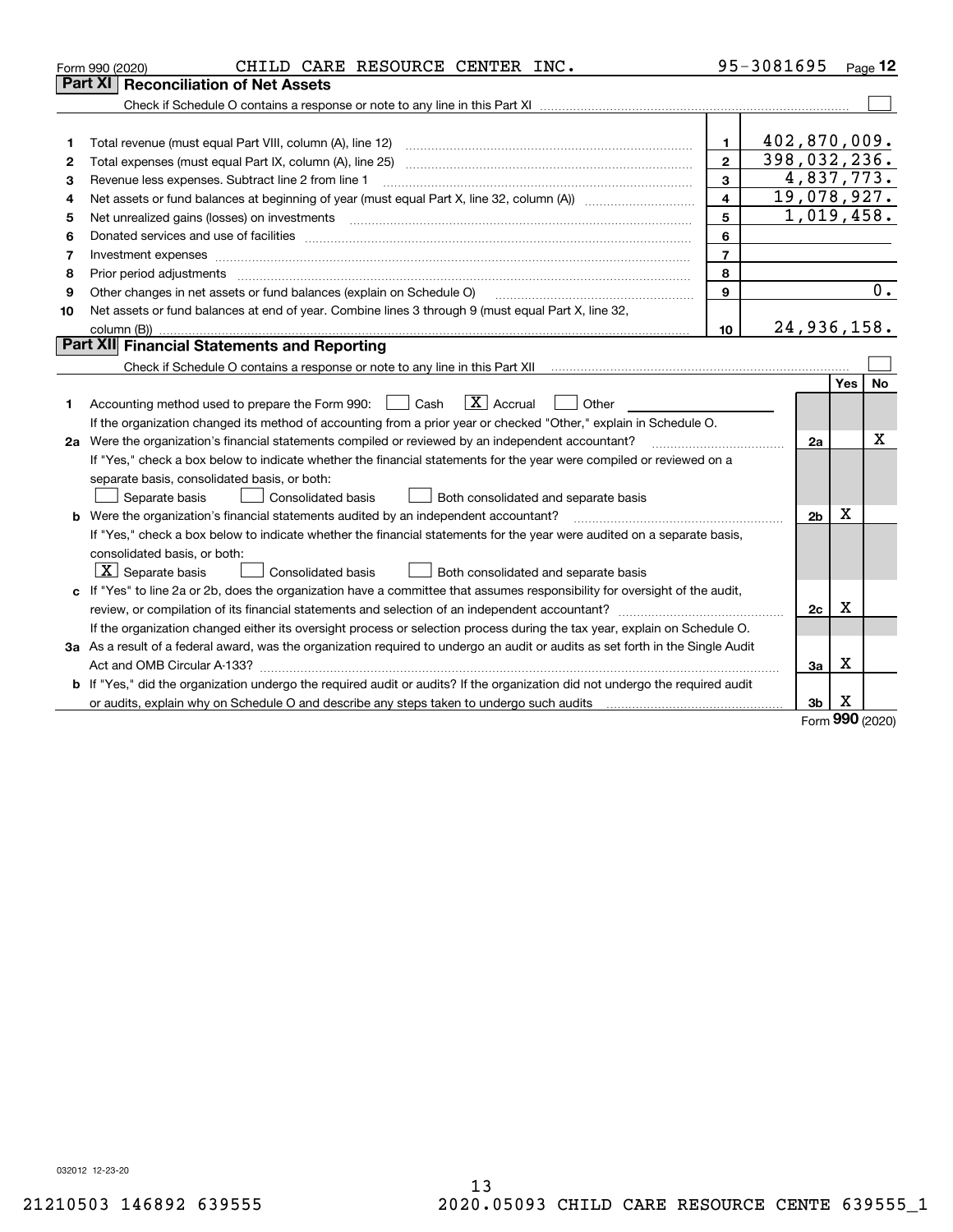Form 990 (2020) CHILD CARE RESOURCE CENTER INC. 95-3081695 Page 12

## Part XI Reconciliation of Net Assets

Check if Schedule O contains a response or note to any line in this Part XI ☐

| | | | |
|---|---|---|---|
| 1 | Total revenue (must equal Part VIII, column (A), line 12) | 1 | 402,870,009. |
| 2 | Total expenses (must equal Part IX, column (A), line 25) | 2 | 398,032,236. |
| 3 | Revenue less expenses. Subtract line 2 from line 1 | 3 | 4,837,773. |
| 4 | Net assets or fund balances at beginning of year (must equal Part X, line 32, column (A)) | 4 | 19,078,927. |
| 5 | Net unrealized gains (losses) on investments | 5 | 1,019,458. |
| 6 | Donated services and use of facilities | 6 | |
| 7 | Investment expenses | 7 | |
| 8 | Prior period adjustments | 8 | |
| 9 | Other changes in net assets or fund balances (explain on Schedule O) | 9 | 0. |
| 10 | Net assets or fund balances at end of year. Combine lines 3 through 9 (must equal Part X, line 32, column (B)) | 10 | 24,936,158. |

## Part XII Financial Statements and Reporting

Check if Schedule O contains a response or note to any line in this Part XII ☐

| | | | Yes | No |
|---|---|---|---|---|
| 1 | Accounting method used to prepare the Form 990: ☐ Cash ☒ Accrual ☐ Other<br>If the organization changed its method of accounting from a prior year or checked "Other," explain in Schedule O. | | | |
| 2a | Were the organization's financial statements compiled or reviewed by an independent accountant?<br>If "Yes," check a box below to indicate whether the financial statements for the year were compiled or reviewed on a separate basis, consolidated basis, or both:<br>☐ Separate basis ☐ Consolidated basis ☐ Both consolidated and separate basis | 2a | | X |
| b | Were the organization's financial statements audited by an independent accountant?<br>If "Yes," check a box below to indicate whether the financial statements for the year were audited on a separate basis, consolidated basis, or both:<br>☒ Separate basis ☐ Consolidated basis ☐ Both consolidated and separate basis | 2b | X | |
| c | If "Yes" to line 2a or 2b, does the organization have a committee that assumes responsibility for oversight of the audit, review, or compilation of its financial statements and selection of an independent accountant?<br>If the organization changed either its oversight process or selection process during the tax year, explain on Schedule O. | 2c | X | |
| 3a | As a result of a federal award, was the organization required to undergo an audit or audits as set forth in the Single Audit Act and OMB Circular A-133? | 3a | X | |
| b | If "Yes," did the organization undergo the required audit or audits? If the organization did not undergo the required audit or audits, explain why on Schedule O and describe any steps taken to undergo such audits | 3b | X | |

Form 990 (2020)

032012 12-23-20

21210503 146892 639555 2020.05093 CHILD CARE RESOURCE CENTE 639555_1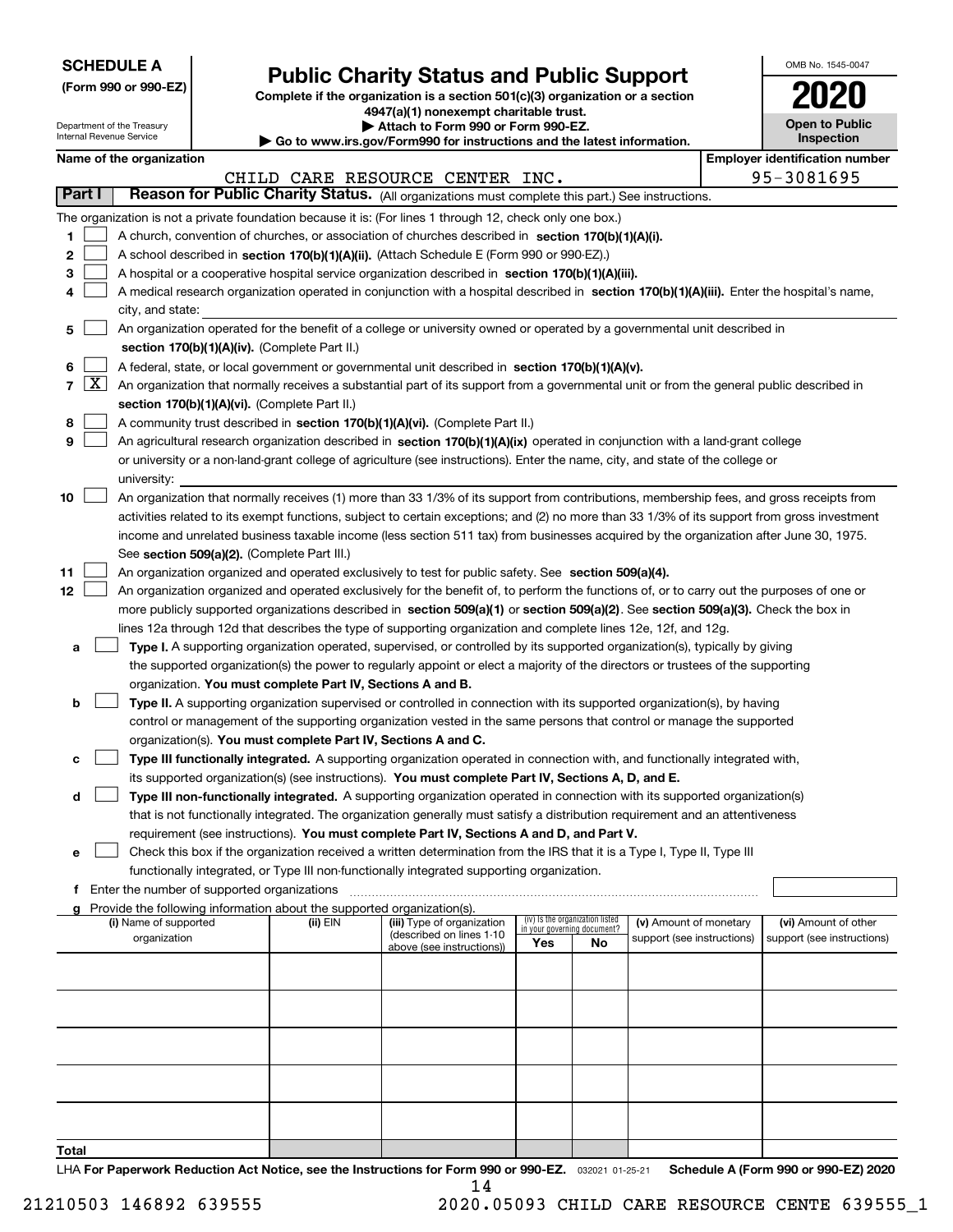**SCHEDULE A**
**(Form 990 or 990-EZ)**

Department of the Treasury
Internal Revenue Service

# Public Charity Status and Public Support

**Complete if the organization is a section 501(c)(3) organization or a section 4947(a)(1) nonexempt charitable trust.**
**▶ Attach to Form 990 or Form 990-EZ.**
**▶ Go to www.irs.gov/Form990 for instructions and the latest information.**

OMB No. 1545-0047

**2020**

**Open to Public Inspection**

**Name of the organization:** CHILD CARE RESOURCE CENTER INC.
**Employer identification number:** 95-3081695

## Part I — Reason for Public Charity Status. (All organizations must complete this part.) See instructions.

The organization is not a private foundation because it is: (For lines 1 through 12, check only one box.)

1. ☐ A church, convention of churches, or association of churches described in **section 170(b)(1)(A)(i).**
2. ☐ A school described in **section 170(b)(1)(A)(ii).** (Attach Schedule E (Form 990 or 990-EZ).)
3. ☐ A hospital or a cooperative hospital service organization described in **section 170(b)(1)(A)(iii).**
4. ☐ A medical research organization operated in conjunction with a hospital described in **section 170(b)(1)(A)(iii).** Enter the hospital's name, city, and state:
5. ☐ An organization operated for the benefit of a college or university owned or operated by a governmental unit described in **section 170(b)(1)(A)(iv).** (Complete Part II.)
6. ☐ A federal, state, or local government or governmental unit described in **section 170(b)(1)(A)(v).**
7. ☒ An organization that normally receives a substantial part of its support from a governmental unit or from the general public described in **section 170(b)(1)(A)(vi).** (Complete Part II.)
8. ☐ A community trust described in **section 170(b)(1)(A)(vi).** (Complete Part II.)
9. ☐ An agricultural research organization described in **section 170(b)(1)(A)(ix)** operated in conjunction with a land-grant college or university or a non-land-grant college of agriculture (see instructions). Enter the name, city, and state of the college or university:
10. ☐ An organization that normally receives (1) more than 33 1/3% of its support from contributions, membership fees, and gross receipts from activities related to its exempt functions, subject to certain exceptions; and (2) no more than 33 1/3% of its support from gross investment income and unrelated business taxable income (less section 511 tax) from businesses acquired by the organization after June 30, 1975. See **section 509(a)(2).** (Complete Part III.)
11. ☐ An organization organized and operated exclusively to test for public safety. See **section 509(a)(4).**
12. ☐ An organization organized and operated exclusively for the benefit of, to perform the functions of, or to carry out the purposes of one or more publicly supported organizations described in **section 509(a)(1)** or **section 509(a)(2)**. See **section 509(a)(3).** Check the box in lines 12a through 12d that describes the type of supporting organization and complete lines 12e, 12f, and 12g.
   - **a** ☐ **Type I.** A supporting organization operated, supervised, or controlled by its supported organization(s), typically by giving the supported organization(s) the power to regularly appoint or elect a majority of the directors or trustees of the supporting organization. **You must complete Part IV, Sections A and B.**
   - **b** ☐ **Type II.** A supporting organization supervised or controlled in connection with its supported organization(s), by having control or management of the supporting organization vested in the same persons that control or manage the supported organization(s). **You must complete Part IV, Sections A and C.**
   - **c** ☐ **Type III functionally integrated.** A supporting organization operated in connection with, and functionally integrated with, its supported organization(s) (see instructions). **You must complete Part IV, Sections A, D, and E.**
   - **d** ☐ **Type III non-functionally integrated.** A supporting organization operated in connection with its supported organization(s) that is not functionally integrated. The organization generally must satisfy a distribution requirement and an attentiveness requirement (see instructions). **You must complete Part IV, Sections A and D, and Part V.**
   - **e** ☐ Check this box if the organization received a written determination from the IRS that it is a Type I, Type II, Type III functionally integrated, or Type III non-functionally integrated supporting organization.
   - **f** Enter the number of supported organizations
   - **g** Provide the following information about the supported organization(s).

| (i) Name of supported organization | (ii) EIN | (iii) Type of organization (described on lines 1-10 above (see instructions)) | (iv) Is the organization listed in your governing document? Yes | No | (v) Amount of monetary support (see instructions) | (vi) Amount of other support (see instructions) |
|---|---|---|---|---|---|---|
| | | | | | | |
| | | | | | | |
| | | | | | | |
| | | | | | | |
| | | | | | | |
| **Total** | | | | | | |

LHA **For Paperwork Reduction Act Notice, see the Instructions for Form 990 or 990-EZ.** 032021 01-25-21 **Schedule A (Form 990 or 990-EZ) 2020**

21210503 146892 639555 2020.05093 CHILD CARE RESOURCE CENTE 639555_1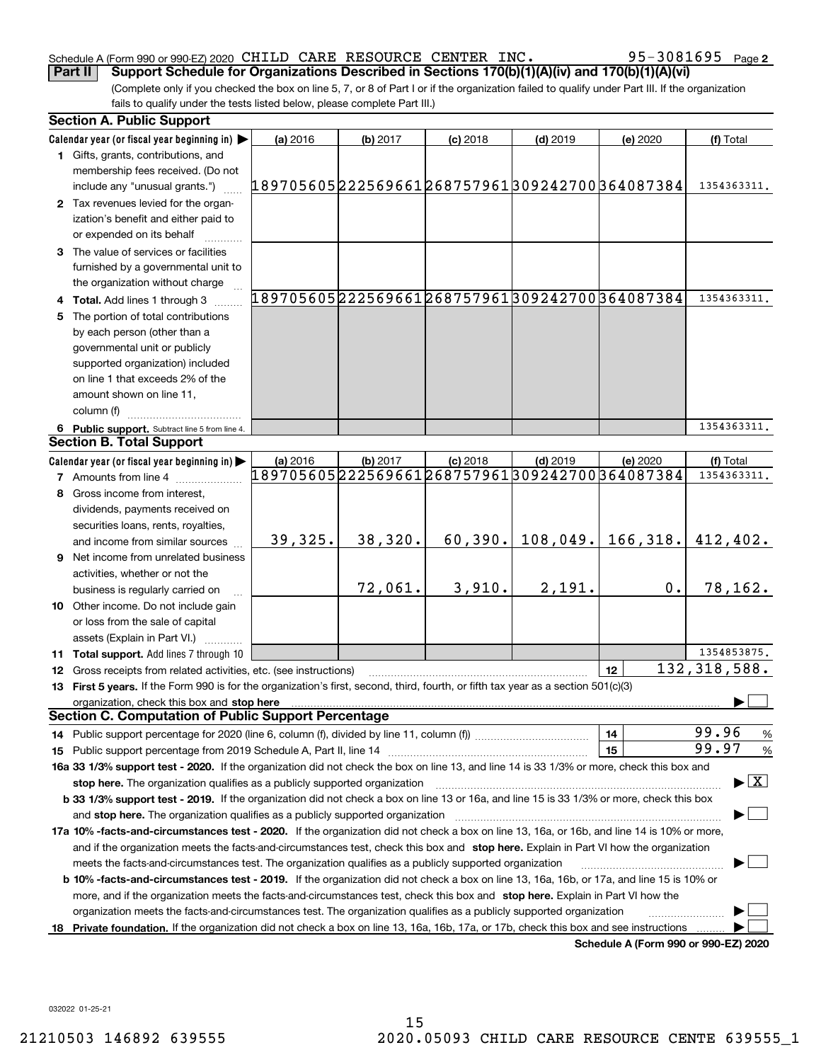Schedule A (Form 990 or 990-EZ) 2020 CHILD CARE RESOURCE CENTER INC. 95-3081695 Page 2

## Part II Support Schedule for Organizations Described in Sections 170(b)(1)(A)(iv) and 170(b)(1)(A)(vi)

(Complete only if you checked the box on line 5, 7, or 8 of Part I or if the organization failed to qualify under Part III. If the organization fails to qualify under the tests listed below, please complete Part III.)

### Section A. Public Support

| Calendar year (or fiscal year beginning in) ▶ | (a) 2016 | (b) 2017 | (c) 2018 | (d) 2019 | (e) 2020 | (f) Total |
|---|---|---|---|---|---|---|
| **1** Gifts, grants, contributions, and membership fees received. (Do not include any "unusual grants.") | 189705605 | 222569661 | 268757961 | 309242700 | 364087384 | 1354363311. |
| **2** Tax revenues levied for the organization's benefit and either paid to or expended on its behalf | | | | | | |
| **3** The value of services or facilities furnished by a governmental unit to the organization without charge | | | | | | |
| **4 Total.** Add lines 1 through 3 | 189705605 | 222569661 | 268757961 | 309242700 | 364087384 | 1354363311. |
| **5** The portion of total contributions by each person (other than a governmental unit or publicly supported organization) included on line 1 that exceeds 2% of the amount shown on line 11, column (f) | | | | | | |
| **6 Public support.** Subtract line 5 from line 4. | | | | | | 1354363311. |

### Section B. Total Support

| Calendar year (or fiscal year beginning in) ▶ | (a) 2016 | (b) 2017 | (c) 2018 | (d) 2019 | (e) 2020 | (f) Total |
|---|---|---|---|---|---|---|
| **7** Amounts from line 4 | 189705605 | 222569661 | 268757961 | 309242700 | 364087384 | 1354363311. |
| **8** Gross income from interest, dividends, payments received on securities loans, rents, royalties, and income from similar sources | 39,325. | 38,320. | 60,390. | 108,049. | 166,318. | 412,402. |
| **9** Net income from unrelated business activities, whether or not the business is regularly carried on | | 72,061. | 3,910. | 2,191. | 0. | 78,162. |
| **10** Other income. Do not include gain or loss from the sale of capital assets (Explain in Part VI.) | | | | | | |
| **11 Total support.** Add lines 7 through 10 | | | | | | 1354853875. |

**12** Gross receipts from related activities, etc. (see instructions) — **12** — 132,318,588.

**13 First 5 years.** If the Form 990 is for the organization's first, second, third, fourth, or fifth tax year as a section 501(c)(3) organization, check this box and **stop here** ▶ ☐

### Section C. Computation of Public Support Percentage

**14** Public support percentage for 2020 (line 6, column (f), divided by line 11, column (f)) — **14** — 99.96 %

**15** Public support percentage from 2019 Schedule A, Part II, line 14 — **15** — 99.97 %

**16a 33 1/3% support test - 2020.** If the organization did not check the box on line 13, and line 14 is 33 1/3% or more, check this box and **stop here.** The organization qualifies as a publicly supported organization ▶ ☒

**b 33 1/3% support test - 2019.** If the organization did not check a box on line 13 or 16a, and line 15 is 33 1/3% or more, check this box and **stop here.** The organization qualifies as a publicly supported organization ▶ ☐

**17a 10% -facts-and-circumstances test - 2020.** If the organization did not check a box on line 13, 16a, or 16b, and line 14 is 10% or more, and if the organization meets the facts-and-circumstances test, check this box and **stop here.** Explain in Part VI how the organization meets the facts-and-circumstances test. The organization qualifies as a publicly supported organization ▶ ☐

**b 10% -facts-and-circumstances test - 2019.** If the organization did not check a box on line 13, 16a, 16b, or 17a, and line 15 is 10% or more, and if the organization meets the facts-and-circumstances test, check this box and **stop here.** Explain in Part VI how the organization meets the facts-and-circumstances test. The organization qualifies as a publicly supported organization ▶ ☐

**18 Private foundation.** If the organization did not check a box on line 13, 16a, 16b, 17a, or 17b, check this box and see instructions ▶ ☐

**Schedule A (Form 990 or 990-EZ) 2020**

032022 01-25-21

21210503 146892 639555 2020.05093 CHILD CARE RESOURCE CENTE 639555_1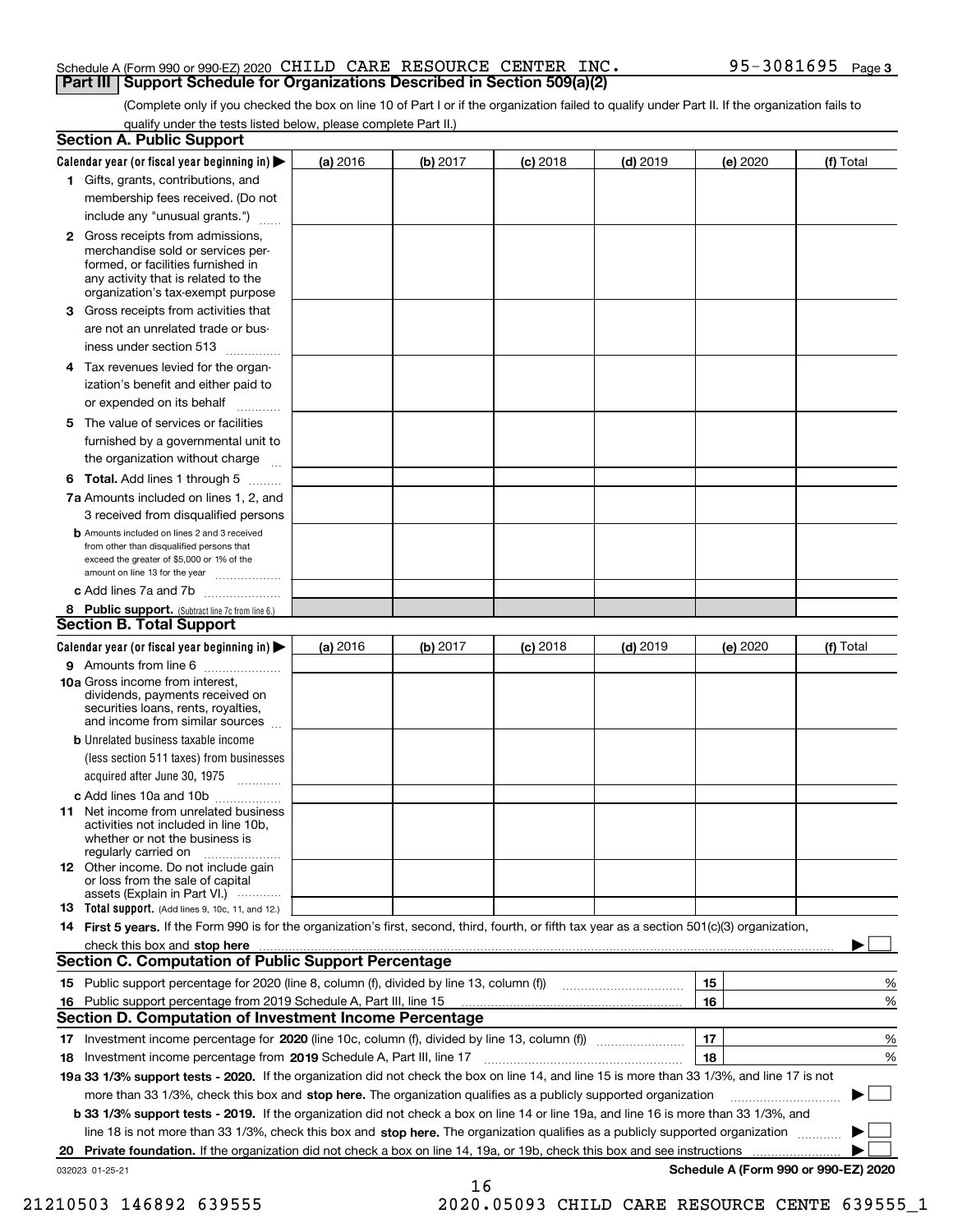Schedule A (Form 990 or 990-EZ) 2020 CHILD CARE RESOURCE CENTER INC. 95-3081695 Page 3

## Part III Support Schedule for Organizations Described in Section 509(a)(2)

(Complete only if you checked the box on line 10 of Part I or if the organization failed to qualify under Part II. If the organization fails to qualify under the tests listed below, please complete Part II.)

### Section A. Public Support

| Calendar year (or fiscal year beginning in) ▶ | (a) 2016 | (b) 2017 | (c) 2018 | (d) 2019 | (e) 2020 | (f) Total |
|---|---|---|---|---|---|---|
| 1 Gifts, grants, contributions, and membership fees received. (Do not include any "unusual grants.") | | | | | | |
| 2 Gross receipts from admissions, merchandise sold or services performed, or facilities furnished in any activity that is related to the organization's tax-exempt purpose | | | | | | |
| 3 Gross receipts from activities that are not an unrelated trade or business under section 513 | | | | | | |
| 4 Tax revenues levied for the organization's benefit and either paid to or expended on its behalf | | | | | | |
| 5 The value of services or facilities furnished by a governmental unit to the organization without charge | | | | | | |
| 6 Total. Add lines 1 through 5 | | | | | | |
| 7a Amounts included on lines 1, 2, and 3 received from disqualified persons | | | | | | |
| b Amounts included on lines 2 and 3 received from other than disqualified persons that exceed the greater of $5,000 or 1% of the amount on line 13 for the year | | | | | | |
| c Add lines 7a and 7b | | | | | | |
| 8 Public support. (Subtract line 7c from line 6.) | | | | | | |

### Section B. Total Support

| Calendar year (or fiscal year beginning in) ▶ | (a) 2016 | (b) 2017 | (c) 2018 | (d) 2019 | (e) 2020 | (f) Total |
|---|---|---|---|---|---|---|
| 9 Amounts from line 6 | | | | | | |
| 10a Gross income from interest, dividends, payments received on securities loans, rents, royalties, and income from similar sources | | | | | | |
| b Unrelated business taxable income (less section 511 taxes) from businesses acquired after June 30, 1975 | | | | | | |
| c Add lines 10a and 10b | | | | | | |
| 11 Net income from unrelated business activities not included in line 10b, whether or not the business is regularly carried on | | | | | | |
| 12 Other income. Do not include gain or loss from the sale of capital assets (Explain in Part VI.) | | | | | | |
| 13 Total support. (Add lines 9, 10c, 11, and 12.) | | | | | | |

14 **First 5 years.** If the Form 990 is for the organization's first, second, third, fourth, or fifth tax year as a section 501(c)(3) organization, check this box and **stop here** ▶ ☐

### Section C. Computation of Public Support Percentage

| | | | |
|---|---|---|---|
| 15 | Public support percentage for 2020 (line 8, column (f), divided by line 13, column (f)) | 15 | % |
| 16 | Public support percentage from 2019 Schedule A, Part III, line 15 | 16 | % |

### Section D. Computation of Investment Income Percentage

| | | | |
|---|---|---|---|
| 17 | Investment income percentage for **2020** (line 10c, column (f), divided by line 13, column (f)) | 17 | % |
| 18 | Investment income percentage from **2019** Schedule A, Part III, line 17 | 18 | % |

**19a 33 1/3% support tests - 2020.** If the organization did not check the box on line 14, and line 15 is more than 33 1/3%, and line 17 is not more than 33 1/3%, check this box and **stop here.** The organization qualifies as a publicly supported organization ▶ ☐

**b 33 1/3% support tests - 2019.** If the organization did not check a box on line 14 or line 19a, and line 16 is more than 33 1/3%, and line 18 is not more than 33 1/3%, check this box and **stop here.** The organization qualifies as a publicly supported organization ▶ ☐

**20 Private foundation.** If the organization did not check a box on line 14, 19a, or 19b, check this box and see instructions ▶ ☐

032023 01-25-21 **Schedule A (Form 990 or 990-EZ) 2020**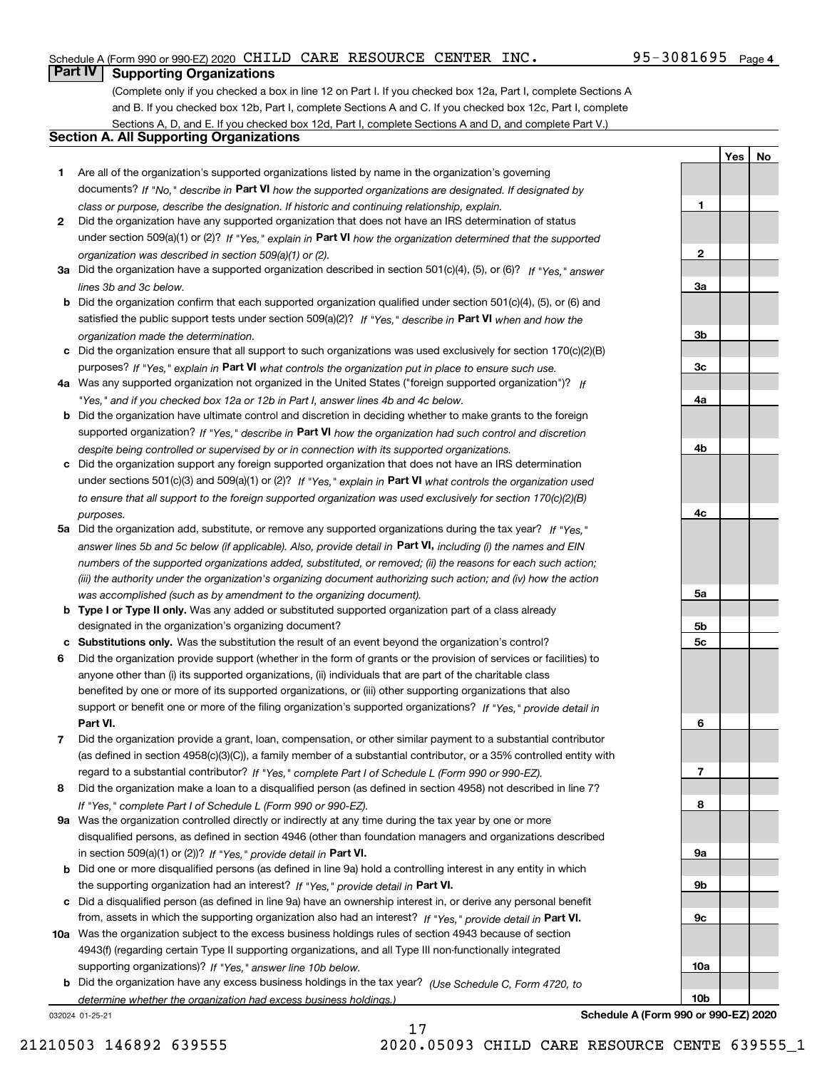Schedule A (Form 990 or 990-EZ) 2020 CHILD CARE RESOURCE CENTER INC. 95-3081695 Page 4

## Part IV Supporting Organizations

(Complete only if you checked a box in line 12 on Part I. If you checked box 12a, Part I, complete Sections A and B. If you checked box 12b, Part I, complete Sections A and C. If you checked box 12c, Part I, complete Sections A, D, and E. If you checked box 12d, Part I, complete Sections A and D, and complete Part V.)

### Section A. All Supporting Organizations

| | | | Yes | No |
|---|---|---|---|---|
| **1** | Are all of the organization's supported organizations listed by name in the organization's governing documents? *If "No," describe in* **Part VI** *how the supported organizations are designated. If designated by class or purpose, describe the designation. If historic and continuing relationship, explain.* | **1** | | |
| **2** | Did the organization have any supported organization that does not have an IRS determination of status under section 509(a)(1) or (2)? *If "Yes," explain in* **Part VI** *how the organization determined that the supported organization was described in section 509(a)(1) or (2).* | **2** | | |
| **3a** | Did the organization have a supported organization described in section 501(c)(4), (5), or (6)? *If "Yes," answer lines 3b and 3c below.* | **3a** | | |
| **b** | Did the organization confirm that each supported organization qualified under section 501(c)(4), (5), or (6) and satisfied the public support tests under section 509(a)(2)? *If "Yes," describe in* **Part VI** *when and how the organization made the determination.* | **3b** | | |
| **c** | Did the organization ensure that all support to such organizations was used exclusively for section 170(c)(2)(B) purposes? *If "Yes," explain in* **Part VI** *what controls the organization put in place to ensure such use.* | **3c** | | |
| **4a** | Was any supported organization not organized in the United States ("foreign supported organization")? *If "Yes," and if you checked box 12a or 12b in Part I, answer lines 4b and 4c below.* | **4a** | | |
| **b** | Did the organization have ultimate control and discretion in deciding whether to make grants to the foreign supported organization? *If "Yes," describe in* **Part VI** *how the organization had such control and discretion despite being controlled or supervised by or in connection with its supported organizations.* | **4b** | | |
| **c** | Did the organization support any foreign supported organization that does not have an IRS determination under sections 501(c)(3) and 509(a)(1) or (2)? *If "Yes," explain in* **Part VI** *what controls the organization used to ensure that all support to the foreign supported organization was used exclusively for section 170(c)(2)(B) purposes.* | **4c** | | |
| **5a** | Did the organization add, substitute, or remove any supported organizations during the tax year? *If "Yes," answer lines 5b and 5c below (if applicable). Also, provide detail in* **Part VI,** *including (i) the names and EIN numbers of the supported organizations added, substituted, or removed; (ii) the reasons for each such action; (iii) the authority under the organization's organizing document authorizing such action; and (iv) how the action was accomplished (such as by amendment to the organizing document).* | **5a** | | |
| **b** | **Type I or Type II only.** Was any added or substituted supported organization part of a class already designated in the organization's organizing document? | **5b** | | |
| **c** | **Substitutions only.** Was the substitution the result of an event beyond the organization's control? | **5c** | | |
| **6** | Did the organization provide support (whether in the form of grants or the provision of services or facilities) to anyone other than (i) its supported organizations, (ii) individuals that are part of the charitable class benefited by one or more of its supported organizations, or (iii) other supporting organizations that also support or benefit one or more of the filing organization's supported organizations? *If "Yes," provide detail in* **Part VI.** | **6** | | |
| **7** | Did the organization provide a grant, loan, compensation, or other similar payment to a substantial contributor (as defined in section 4958(c)(3)(C)), a family member of a substantial contributor, or a 35% controlled entity with regard to a substantial contributor? *If "Yes," complete Part I of Schedule L (Form 990 or 990-EZ).* | **7** | | |
| **8** | Did the organization make a loan to a disqualified person (as defined in section 4958) not described in line 7? *If "Yes," complete Part I of Schedule L (Form 990 or 990-EZ).* | **8** | | |
| **9a** | Was the organization controlled directly or indirectly at any time during the tax year by one or more disqualified persons, as defined in section 4946 (other than foundation managers and organizations described in section 509(a)(1) or (2))? *If "Yes," provide detail in* **Part VI.** | **9a** | | |
| **b** | Did one or more disqualified persons (as defined in line 9a) hold a controlling interest in any entity in which the supporting organization had an interest? *If "Yes," provide detail in* **Part VI.** | **9b** | | |
| **c** | Did a disqualified person (as defined in line 9a) have an ownership interest in, or derive any personal benefit from, assets in which the supporting organization also had an interest? *If "Yes," provide detail in* **Part VI.** | **9c** | | |
| **10a** | Was the organization subject to the excess business holdings rules of section 4943 because of section 4943(f) (regarding certain Type II supporting organizations, and all Type III non-functionally integrated supporting organizations)? *If "Yes," answer line 10b below.* | **10a** | | |
| **b** | Did the organization have any excess business holdings in the tax year? *(Use Schedule C, Form 4720, to determine whether the organization had excess business holdings.)* | **10b** | | |

032024 01-25-21 **Schedule A (Form 990 or 990-EZ) 2020**

21210503 146892 639555 2020.05093 CHILD CARE RESOURCE CENTE 639555_1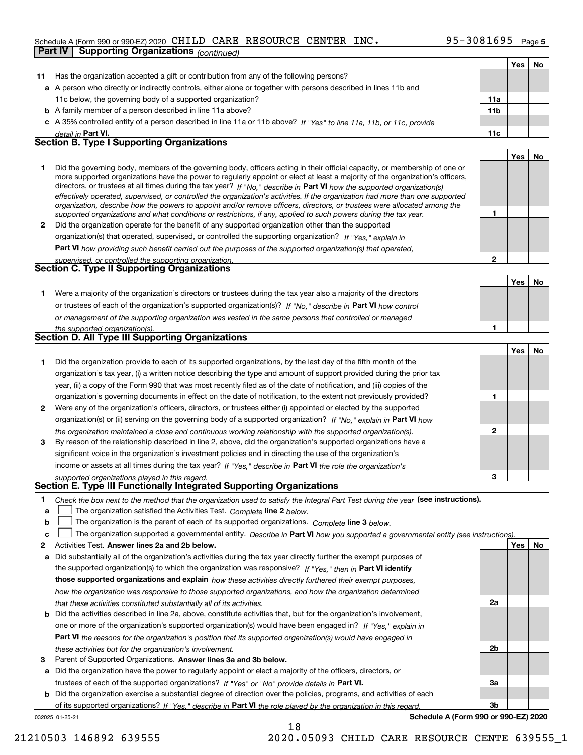Schedule A (Form 990 or 990-EZ) 2020 CHILD CARE RESOURCE CENTER INC. 95-3081695 Page 5

**Part IV | Supporting Organizations** *(continued)*

| | | | Yes | No |
|---|---|---|---|---|
| **11** | Has the organization accepted a gift or contribution from any of the following persons? | | | |
| **a** | A person who directly or indirectly controls, either alone or together with persons described in lines 11b and 11c below, the governing body of a supported organization? | **11a** | | |
| **b** | A family member of a person described in line 11a above? | **11b** | | |
| **c** | A 35% controlled entity of a person described in line 11a or 11b above? *If "Yes" to line 11a, 11b, or 11c, provide detail in* **Part VI.** | **11c** | | |

### Section B. Type I Supporting Organizations

| | | | Yes | No |
|---|---|---|---|---|
| **1** | Did the governing body, members of the governing body, officers acting in their official capacity, or membership of one or more supported organizations have the power to regularly appoint or elect at least a majority of the organization's officers, directors, or trustees at all times during the tax year? *If "No," describe in* **Part VI** *how the supported organization(s) effectively operated, supervised, or controlled the organization's activities. If the organization had more than one supported organization, describe how the powers to appoint and/or remove officers, directors, or trustees were allocated among the supported organizations and what conditions or restrictions, if any, applied to such powers during the tax year.* | **1** | | |
| **2** | Did the organization operate for the benefit of any supported organization other than the supported organization(s) that operated, supervised, or controlled the supporting organization? *If "Yes," explain in* **Part VI** *how providing such benefit carried out the purposes of the supported organization(s) that operated, supervised, or controlled the supporting organization.* | **2** | | |

### Section C. Type II Supporting Organizations

| | | | Yes | No |
|---|---|---|---|---|
| **1** | Were a majority of the organization's directors or trustees during the tax year also a majority of the directors or trustees of each of the organization's supported organization(s)? *If "No," describe in* **Part VI** *how control or management of the supporting organization was vested in the same persons that controlled or managed the supported organization(s).* | **1** | | |

### Section D. All Type III Supporting Organizations

| | | | Yes | No |
|---|---|---|---|---|
| **1** | Did the organization provide to each of its supported organizations, by the last day of the fifth month of the organization's tax year, (i) a written notice describing the type and amount of support provided during the prior tax year, (ii) a copy of the Form 990 that was most recently filed as of the date of notification, and (iii) copies of the organization's governing documents in effect on the date of notification, to the extent not previously provided? | **1** | | |
| **2** | Were any of the organization's officers, directors, or trustees either (i) appointed or elected by the supported organization(s) or (ii) serving on the governing body of a supported organization? *If "No," explain in* **Part VI** *how the organization maintained a close and continuous working relationship with the supported organization(s).* | **2** | | |
| **3** | By reason of the relationship described in line 2, above, did the organization's supported organizations have a significant voice in the organization's investment policies and in directing the use of the organization's income or assets at all times during the tax year? *If "Yes," describe in* **Part VI** *the role the organization's supported organizations played in this regard.* | **3** | | |

### Section E. Type III Functionally Integrated Supporting Organizations

**1** *Check the box next to the method that the organization used to satisfy the Integral Part Test during the year* **(see instructions).**

- **a** ☐ The organization satisfied the Activities Test. *Complete* **line 2** *below.*
- **b** ☐ The organization is the parent of each of its supported organizations. *Complete* **line 3** *below.*
- **c** ☐ The organization supported a governmental entity. *Describe in* **Part VI** *how you supported a governmental entity (see instructions).*

| | | | Yes | No |
|---|---|---|---|---|
| **2** | Activities Test. **Answer lines 2a and 2b below.** | | | |
| **a** | Did substantially all of the organization's activities during the tax year directly further the exempt purposes of the supported organization(s) to which the organization was responsive? *If "Yes," then in* **Part VI identify those supported organizations and explain** *how these activities directly furthered their exempt purposes, how the organization was responsive to those supported organizations, and how the organization determined that these activities constituted substantially all of its activities.* | **2a** | | |
| **b** | Did the activities described in line 2a, above, constitute activities that, but for the organization's involvement, one or more of the organization's supported organization(s) would have been engaged in? *If "Yes," explain in* **Part VI** *the reasons for the organization's position that its supported organization(s) would have engaged in these activities but for the organization's involvement.* | **2b** | | |
| **3** | Parent of Supported Organizations. **Answer lines 3a and 3b below.** | | | |
| **a** | Did the organization have the power to regularly appoint or elect a majority of the officers, directors, or trustees of each of the supported organizations? *If "Yes" or "No" provide details in* **Part VI.** | **3a** | | |
| **b** | Did the organization exercise a substantial degree of direction over the policies, programs, and activities of each of its supported organizations? *If "Yes," describe in* **Part VI** *the role played by the organization in this regard.* | **3b** | | |

032025 01-25-21 **Schedule A (Form 990 or 990-EZ) 2020**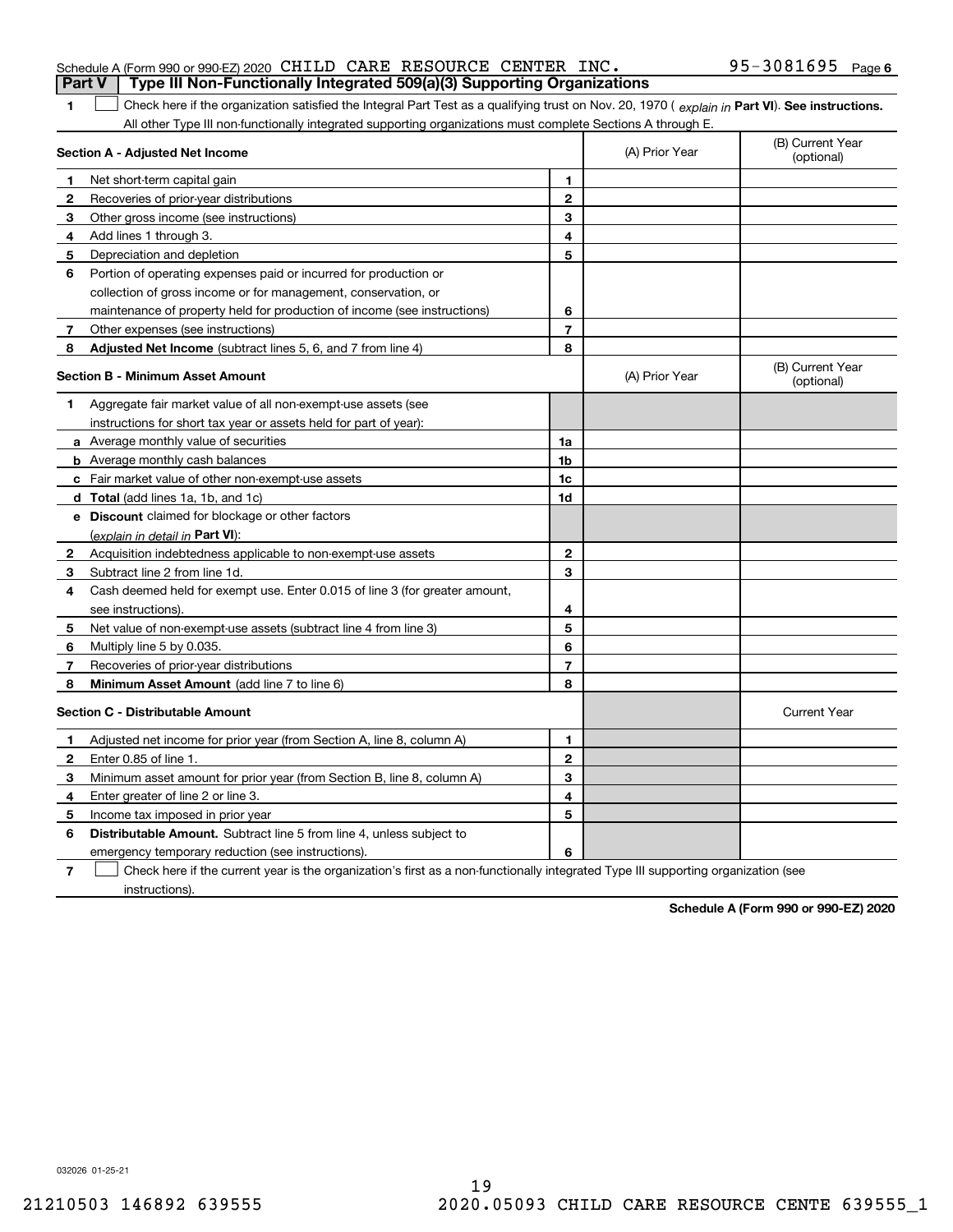Schedule A (Form 990 or 990-EZ) 2020 CHILD CARE RESOURCE CENTER INC. 95-3081695 Page 6

**Part V | Type III Non-Functionally Integrated 509(a)(3) Supporting Organizations**

1 ☐ Check here if the organization satisfied the Integral Part Test as a qualifying trust on Nov. 20, 1970 ( *explain in* **Part VI**). **See instructions.** All other Type III non-functionally integrated supporting organizations must complete Sections A through E.

| **Section A - Adjusted Net Income** | | | (A) Prior Year | (B) Current Year (optional) |
|---|---|---|---|---|
| 1 | Net short-term capital gain | 1 | | |
| 2 | Recoveries of prior-year distributions | 2 | | |
| 3 | Other gross income (see instructions) | 3 | | |
| 4 | Add lines 1 through 3. | 4 | | |
| 5 | Depreciation and depletion | 5 | | |
| 6 | Portion of operating expenses paid or incurred for production or collection of gross income or for management, conservation, or maintenance of property held for production of income (see instructions) | 6 | | |
| 7 | Other expenses (see instructions) | 7 | | |
| 8 | **Adjusted Net Income** (subtract lines 5, 6, and 7 from line 4) | 8 | | |

| **Section B - Minimum Asset Amount** | | | (A) Prior Year | (B) Current Year (optional) |
|---|---|---|---|---|
| 1 | Aggregate fair market value of all non-exempt-use assets (see instructions for short tax year or assets held for part of year): | | | |
| a | Average monthly value of securities | 1a | | |
| b | Average monthly cash balances | 1b | | |
| c | Fair market value of other non-exempt-use assets | 1c | | |
| d | **Total** (add lines 1a, 1b, and 1c) | 1d | | |
| e | **Discount** claimed for blockage or other factors (*explain in detail in* **Part VI**): | | | |
| 2 | Acquisition indebtedness applicable to non-exempt-use assets | 2 | | |
| 3 | Subtract line 2 from line 1d. | 3 | | |
| 4 | Cash deemed held for exempt use. Enter 0.015 of line 3 (for greater amount, see instructions). | 4 | | |
| 5 | Net value of non-exempt-use assets (subtract line 4 from line 3) | 5 | | |
| 6 | Multiply line 5 by 0.035. | 6 | | |
| 7 | Recoveries of prior-year distributions | 7 | | |
| 8 | **Minimum Asset Amount** (add line 7 to line 6) | 8 | | |

| **Section C - Distributable Amount** | | | | Current Year |
|---|---|---|---|---|
| 1 | Adjusted net income for prior year (from Section A, line 8, column A) | 1 | | |
| 2 | Enter 0.85 of line 1. | 2 | | |
| 3 | Minimum asset amount for prior year (from Section B, line 8, column A) | 3 | | |
| 4 | Enter greater of line 2 or line 3. | 4 | | |
| 5 | Income tax imposed in prior year | 5 | | |
| 6 | **Distributable Amount.** Subtract line 5 from line 4, unless subject to emergency temporary reduction (see instructions). | 6 | | |

7 ☐ Check here if the current year is the organization's first as a non-functionally integrated Type III supporting organization (see instructions).

**Schedule A (Form 990 or 990-EZ) 2020**

032026 01-25-21

21210503 146892 639555 2020.05093 CHILD CARE RESOURCE CENTE 639555_1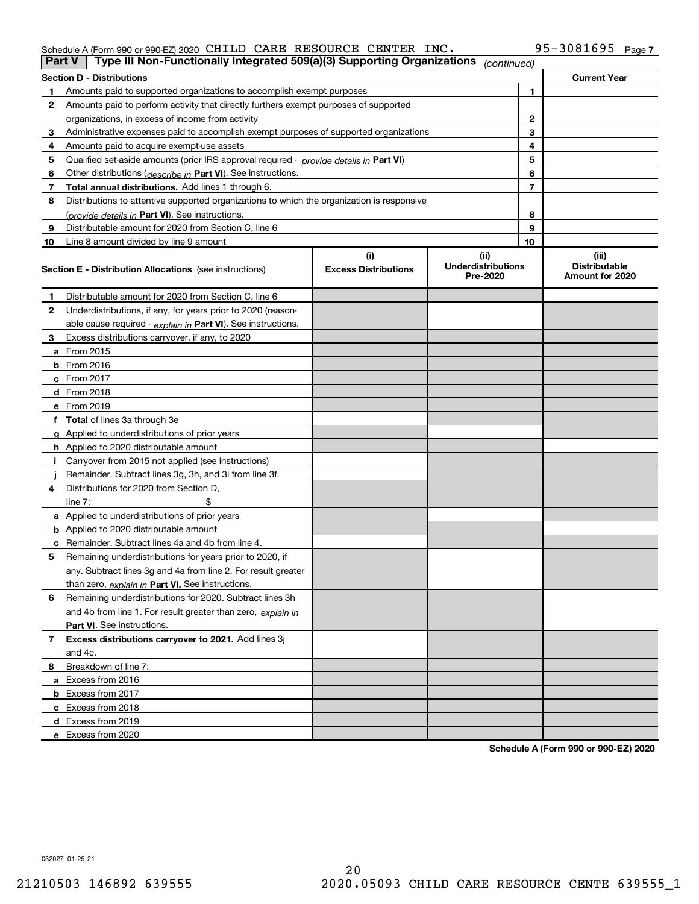Schedule A (Form 990 or 990-EZ) 2020 CHILD CARE RESOURCE CENTER INC. 95-3081695 Page 7

## Part V Type III Non-Functionally Integrated 509(a)(3) Supporting Organizations *(continued)*

| Section D - Distributions | | | Current Year |
|---|---|---|---|
| 1 | Amounts paid to supported organizations to accomplish exempt purposes | 1 | |
| 2 | Amounts paid to perform activity that directly furthers exempt purposes of supported organizations, in excess of income from activity | 2 | |
| 3 | Administrative expenses paid to accomplish exempt purposes of supported organizations | 3 | |
| 4 | Amounts paid to acquire exempt-use assets | 4 | |
| 5 | Qualified set-aside amounts (prior IRS approval required - *provide details in* **Part VI**) | 5 | |
| 6 | Other distributions (*describe in* **Part VI**). See instructions. | 6 | |
| 7 | **Total annual distributions.** Add lines 1 through 6. | 7 | |
| 8 | Distributions to attentive supported organizations to which the organization is responsive (*provide details in* **Part VI**). See instructions. | 8 | |
| 9 | Distributable amount for 2020 from Section C, line 6 | 9 | |
| 10 | Line 8 amount divided by line 9 amount | 10 | |

| Section E - Distribution Allocations (see instructions) | (i) Excess Distributions | (ii) Underdistributions Pre-2020 | (iii) Distributable Amount for 2020 |
|---|---|---|---|
| **1** Distributable amount for 2020 from Section C, line 6 | | | |
| **2** Underdistributions, if any, for years prior to 2020 (reasonable cause required - *explain in* **Part VI**). See instructions. | | | |
| **3** Excess distributions carryover, if any, to 2020 | | | |
| **a** From 2015 | | | |
| **b** From 2016 | | | |
| **c** From 2017 | | | |
| **d** From 2018 | | | |
| **e** From 2019 | | | |
| **f Total** of lines 3a through 3e | | | |
| **g** Applied to underdistributions of prior years | | | |
| **h** Applied to 2020 distributable amount | | | |
| **i** Carryover from 2015 not applied (see instructions) | | | |
| **j** Remainder. Subtract lines 3g, 3h, and 3i from line 3f. | | | |
| **4** Distributions for 2020 from Section D, line 7: $ | | | |
| **a** Applied to underdistributions of prior years | | | |
| **b** Applied to 2020 distributable amount | | | |
| **c** Remainder. Subtract lines 4a and 4b from line 4. | | | |
| **5** Remaining underdistributions for years prior to 2020, if any. Subtract lines 3g and 4a from line 2. For result greater than zero, *explain in* **Part VI.** See instructions. | | | |
| **6** Remaining underdistributions for 2020. Subtract lines 3h and 4b from line 1. For result greater than zero, *explain in* **Part VI**. See instructions. | | | |
| **7 Excess distributions carryover to 2021.** Add lines 3j and 4c. | | | |
| **8** Breakdown of line 7: | | | |
| **a** Excess from 2016 | | | |
| **b** Excess from 2017 | | | |
| **c** Excess from 2018 | | | |
| **d** Excess from 2019 | | | |
| **e** Excess from 2020 | | | |

**Schedule A (Form 990 or 990-EZ) 2020**

032027 01-25-21

21210503 146892 639555 2020.05093 CHILD CARE RESOURCE CENTE 639555_1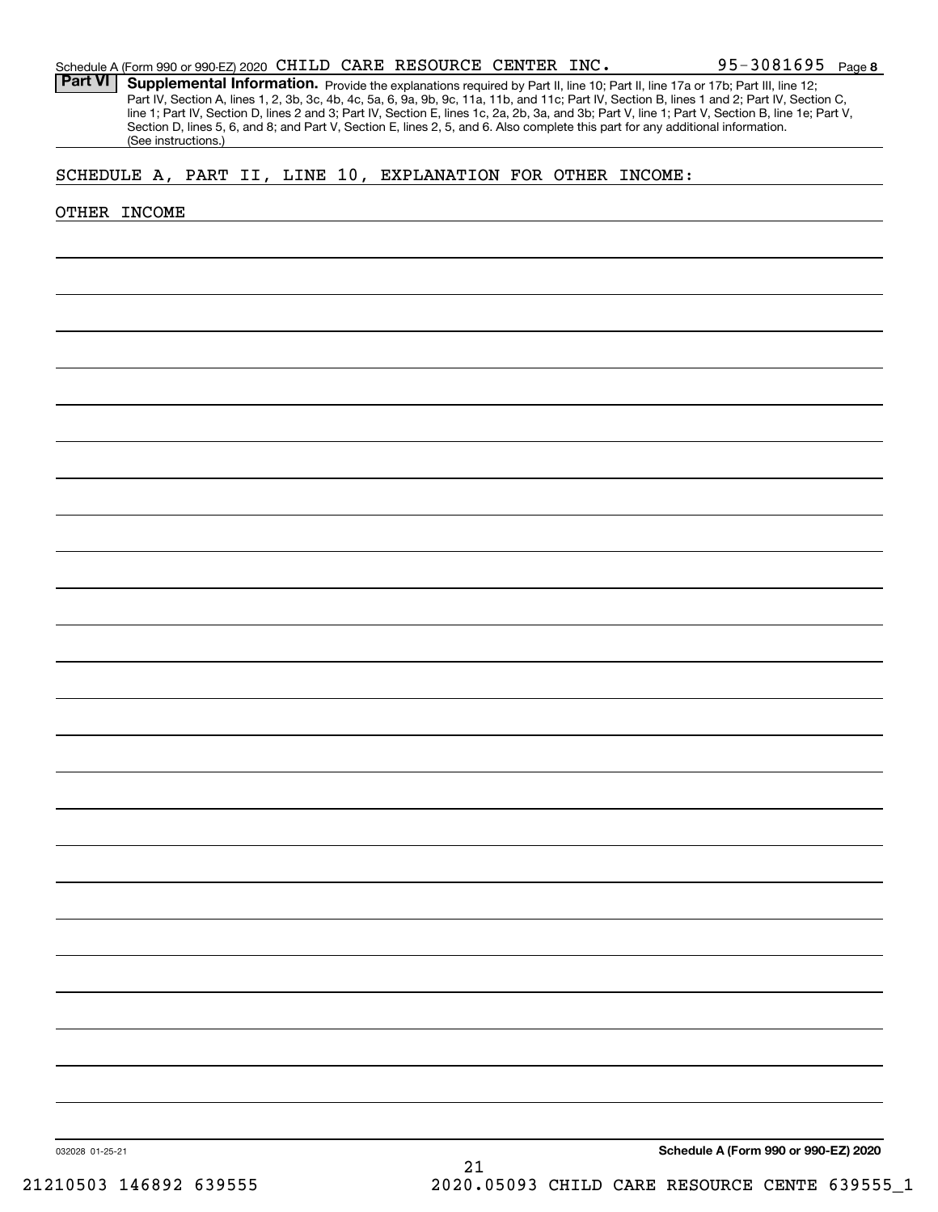Schedule A (Form 990 or 990-EZ) 2020 CHILD CARE RESOURCE CENTER INC. 95-3081695 Page 8

**Part VI** **Supplemental Information.** Provide the explanations required by Part II, line 10; Part II, line 17a or 17b; Part III, line 12; Part IV, Section A, lines 1, 2, 3b, 3c, 4b, 4c, 5a, 6, 9a, 9b, 9c, 11a, 11b, and 11c; Part IV, Section B, lines 1 and 2; Part IV, Section C, line 1; Part IV, Section D, lines 2 and 3; Part IV, Section E, lines 1c, 2a, 2b, 3a, and 3b; Part V, line 1; Part V, Section B, line 1e; Part V, Section D, lines 5, 6, and 8; and Part V, Section E, lines 2, 5, and 6. Also complete this part for any additional information. (See instructions.)

SCHEDULE A, PART II, LINE 10, EXPLANATION FOR OTHER INCOME:

OTHER INCOME

032028 01-25-21

**Schedule A (Form 990 or 990-EZ) 2020**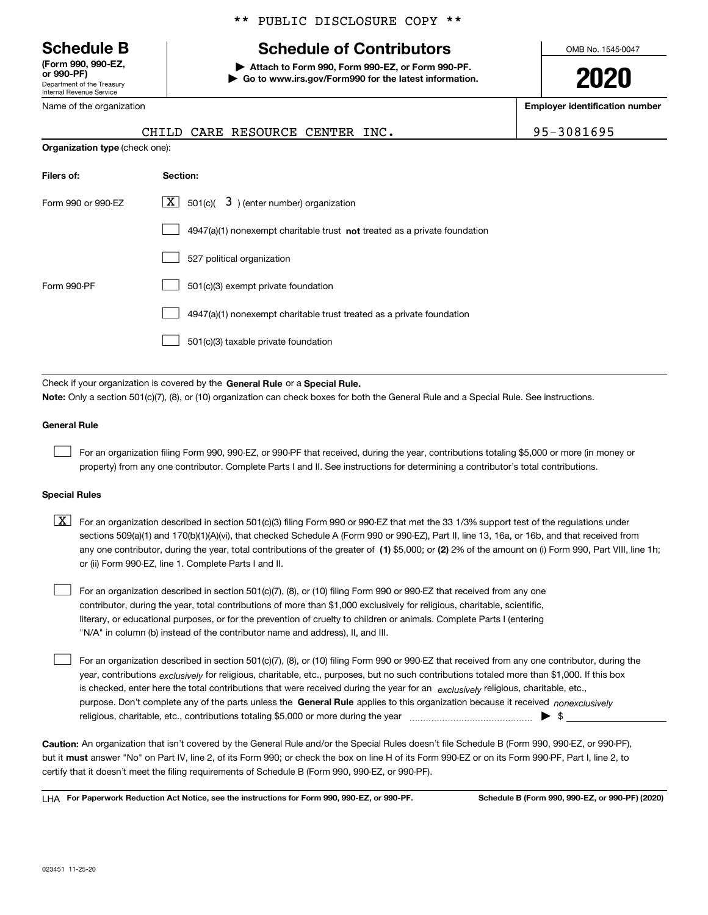\*\* PUBLIC DISCLOSURE COPY \*\*

# Schedule B

**(Form 990, 990-EZ, or 990-PF)**
Department of the Treasury
Internal Revenue Service

## Schedule of Contributors

▶ **Attach to Form 990, Form 990-EZ, or Form 990-PF.**
▶ **Go to www.irs.gov/Form990 for the latest information.**

OMB No. 1545-0047

**2020**

| Name of the organization | Employer identification number |
|---|---|
| CHILD CARE RESOURCE CENTER INC. | 95-3081695 |

**Organization type** (check one):

| Filers of: | Section: |
|---|---|
| Form 990 or 990-EZ | [X] 501(c)( 3 ) (enter number) organization |
| | [ ] 4947(a)(1) nonexempt charitable trust **not** treated as a private foundation |
| | [ ] 527 political organization |
| Form 990-PF | [ ] 501(c)(3) exempt private foundation |
| | [ ] 4947(a)(1) nonexempt charitable trust treated as a private foundation |
| | [ ] 501(c)(3) taxable private foundation |

Check if your organization is covered by the **General Rule** or a **Special Rule.**

**Note:** Only a section 501(c)(7), (8), or (10) organization can check boxes for both the General Rule and a Special Rule. See instructions.

### General Rule

[ ] For an organization filing Form 990, 990-EZ, or 990-PF that received, during the year, contributions totaling $5,000 or more (in money or property) from any one contributor. Complete Parts I and II. See instructions for determining a contributor's total contributions.

### Special Rules

[X] For an organization described in section 501(c)(3) filing Form 990 or 990-EZ that met the 33 1/3% support test of the regulations under sections 509(a)(1) and 170(b)(1)(A)(vi), that checked Schedule A (Form 990 or 990-EZ), Part II, line 13, 16a, or 16b, and that received from any one contributor, during the year, total contributions of the greater of **(1)** $5,000; or **(2)** 2% of the amount on (i) Form 990, Part VIII, line 1h; or (ii) Form 990-EZ, line 1. Complete Parts I and II.

[ ] For an organization described in section 501(c)(7), (8), or (10) filing Form 990 or 990-EZ that received from any one contributor, during the year, total contributions of more than $1,000 exclusively for religious, charitable, scientific, literary, or educational purposes, or for the prevention of cruelty to children or animals. Complete Parts I (entering "N/A" in column (b) instead of the contributor name and address), II, and III.

[ ] For an organization described in section 501(c)(7), (8), or (10) filing Form 990 or 990-EZ that received from any one contributor, during the year, contributions *exclusively* for religious, charitable, etc., purposes, but no such contributions totaled more than $1,000. If this box is checked, enter here the total contributions that were received during the year for an *exclusively* religious, charitable, etc., purpose. Don't complete any of the parts unless the **General Rule** applies to this organization because it received *nonexclusively* religious, charitable, etc., contributions totaling $5,000 or more during the year ▶ $

**Caution:** An organization that isn't covered by the General Rule and/or the Special Rules doesn't file Schedule B (Form 990, 990-EZ, or 990-PF), but it **must** answer "No" on Part IV, line 2, of its Form 990; or check the box on line H of its Form 990-EZ or on its Form 990-PF, Part I, line 2, to certify that it doesn't meet the filing requirements of Schedule B (Form 990, 990-EZ, or 990-PF).

LHA **For Paperwork Reduction Act Notice, see the instructions for Form 990, 990-EZ, or 990-PF.** **Schedule B (Form 990, 990-EZ, or 990-PF) (2020)**

023451 11-25-20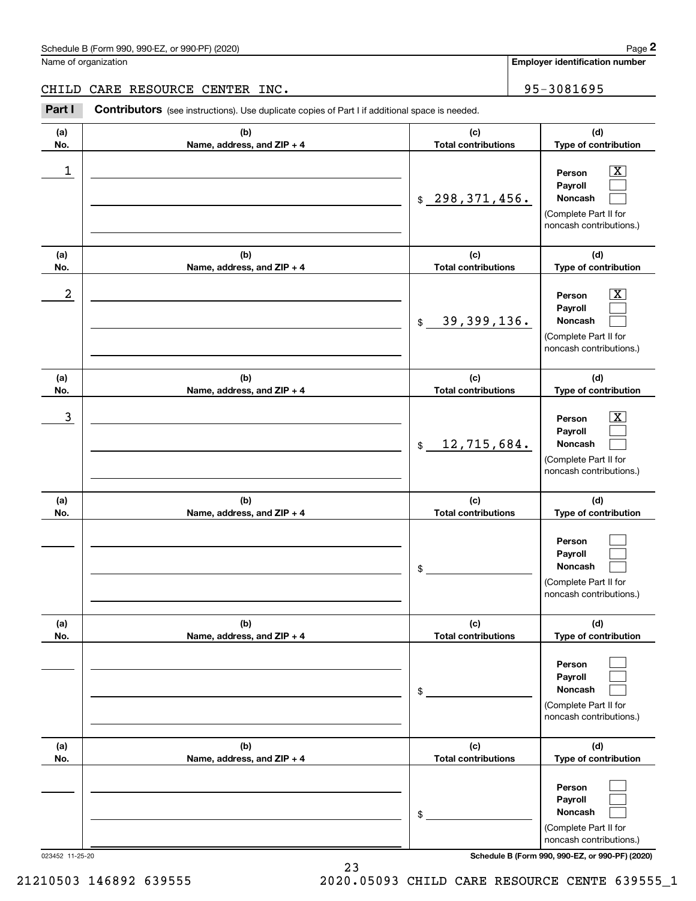Schedule B (Form 990, 990-EZ, or 990-PF) (2020)

Name of organization: CHILD CARE RESOURCE CENTER INC.

Employer identification number: 95-3081695

**Part I** **Contributors** (see instructions). Use duplicate copies of Part I if additional space is needed.

| (a) No. | (b) Name, address, and ZIP + 4 | (c) Total contributions | (d) Type of contribution |
|---|---|---|---|
| 1 | | $ 298,371,456. | Person [X] Payroll [ ] Noncash [ ] (Complete Part II for noncash contributions.) |
| 2 | | $ 39,399,136. | Person [X] Payroll [ ] Noncash [ ] (Complete Part II for noncash contributions.) |
| 3 | | $ 12,715,684. | Person [X] Payroll [ ] Noncash [ ] (Complete Part II for noncash contributions.) |
| | | $ | Person [ ] Payroll [ ] Noncash [ ] (Complete Part II for noncash contributions.) |
| | | $ | Person [ ] Payroll [ ] Noncash [ ] (Complete Part II for noncash contributions.) |
| | | $ | Person [ ] Payroll [ ] Noncash [ ] (Complete Part II for noncash contributions.) |

023452 11-25-20

Schedule B (Form 990, 990-EZ, or 990-PF) (2020)

21210503 146892 639555 2020.05093 CHILD CARE RESOURCE CENTE 639555_1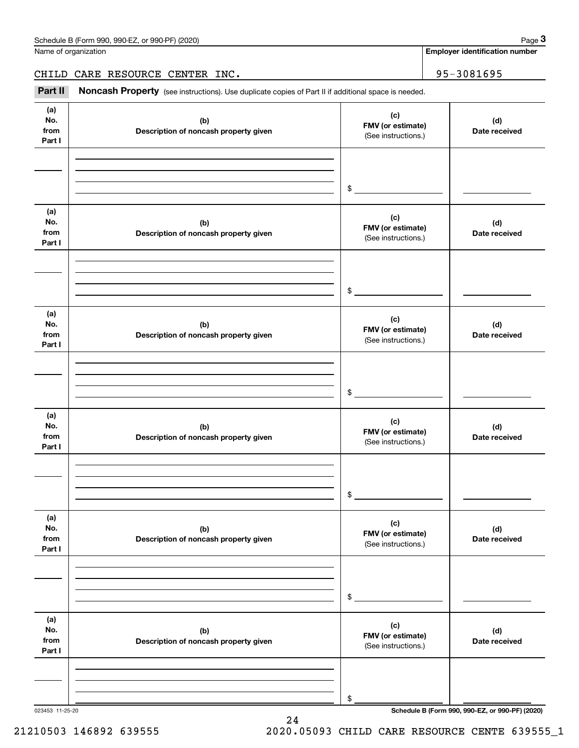Name of organization

CHILD CARE RESOURCE CENTER INC.

**Employer identification number**

95-3081695

**Part II** **Noncash Property** (see instructions). Use duplicate copies of Part II if additional space is needed.

| (a) No. from Part I | (b) Description of noncash property given | (c) FMV (or estimate) (See instructions.) | (d) Date received |
|---|---|---|---|
| | | $ | |

| (a) No. from Part I | (b) Description of noncash property given | (c) FMV (or estimate) (See instructions.) | (d) Date received |
|---|---|---|---|
| | | $ | |

| (a) No. from Part I | (b) Description of noncash property given | (c) FMV (or estimate) (See instructions.) | (d) Date received |
|---|---|---|---|
| | | $ | |

| (a) No. from Part I | (b) Description of noncash property given | (c) FMV (or estimate) (See instructions.) | (d) Date received |
|---|---|---|---|
| | | $ | |

| (a) No. from Part I | (b) Description of noncash property given | (c) FMV (or estimate) (See instructions.) | (d) Date received |
|---|---|---|---|
| | | $ | |

| (a) No. from Part I | (b) Description of noncash property given | (c) FMV (or estimate) (See instructions.) | (d) Date received |
|---|---|---|---|
| | | $ | |

023453 11-25-20

21210503 146892 639555 2020.05093 CHILD CARE RESOURCE CENTE 639555_1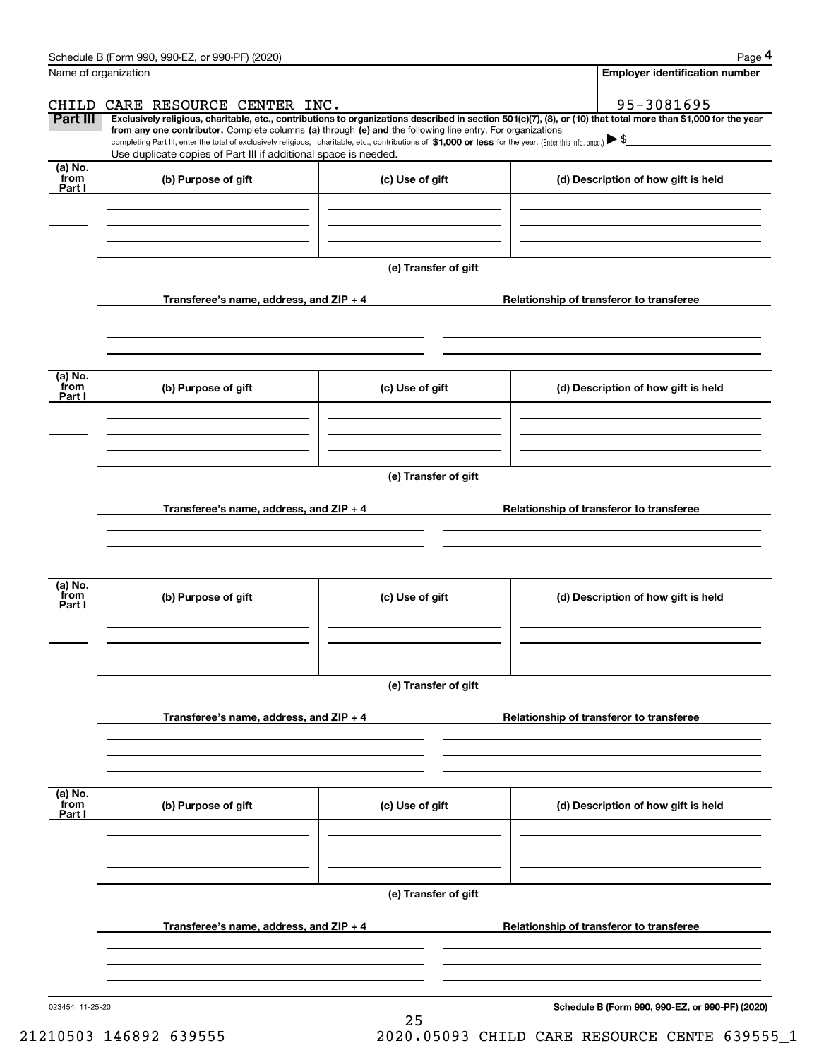Name of organization

CHILD CARE RESOURCE CENTER INC.

**Employer identification number**

95-3081695

**Part III** **Exclusively religious, charitable, etc., contributions to organizations described in section 501(c)(7), (8), or (10) that total more than $1,000 for the year from any one contributor.** Complete columns **(a)** through **(e) and** the following line entry. For organizations completing Part III, enter the total of exclusively religious, charitable, etc., contributions of **$1,000 or less** for the year. (Enter this info. once.) ▶ $

Use duplicate copies of Part III if additional space is needed.

| (a) No. from Part I | (b) Purpose of gift | (c) Use of gift | (d) Description of how gift is held |
|---|---|---|---|
| | | | |

(e) Transfer of gift

| Transferee's name, address, and ZIP + 4 | Relationship of transferor to transferee |
|---|---|
| | |

| (a) No. from Part I | (b) Purpose of gift | (c) Use of gift | (d) Description of how gift is held |
|---|---|---|---|
| | | | |

(e) Transfer of gift

| Transferee's name, address, and ZIP + 4 | Relationship of transferor to transferee |
|---|---|
| | |

| (a) No. from Part I | (b) Purpose of gift | (c) Use of gift | (d) Description of how gift is held |
|---|---|---|---|
| | | | |

(e) Transfer of gift

| Transferee's name, address, and ZIP + 4 | Relationship of transferor to transferee |
|---|---|
| | |

| (a) No. from Part I | (b) Purpose of gift | (c) Use of gift | (d) Description of how gift is held |
|---|---|---|---|
| | | | |

(e) Transfer of gift

| Transferee's name, address, and ZIP + 4 | Relationship of transferor to transferee |
|---|---|
| | |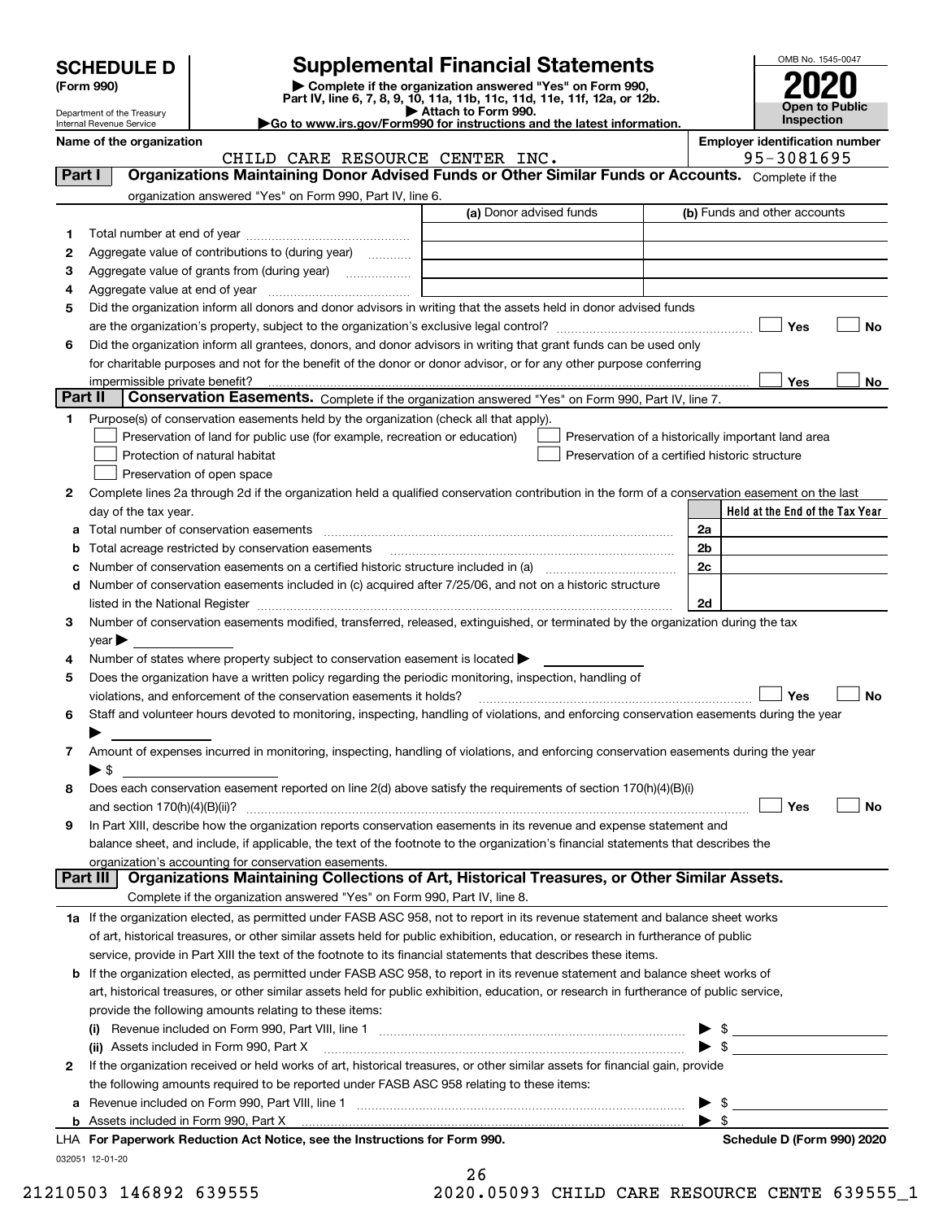# SCHEDULE D (Form 990)

Department of the Treasury
Internal Revenue Service

## Supplemental Financial Statements

▶ Complete if the organization answered "Yes" on Form 990, Part IV, line 6, 7, 8, 9, 10, 11a, 11b, 11c, 11d, 11e, 11f, 12a, or 12b.
▶ Attach to Form 990.
▶Go to www.irs.gov/Form990 for instructions and the latest information.

OMB No. 1545-0047

**2020**

**Open to Public Inspection**

**Name of the organization:** CHILD CARE RESOURCE CENTER INC.

**Employer identification number:** 95-3081695

## Part I — Organizations Maintaining Donor Advised Funds or Other Similar Funds or Accounts.

Complete if the organization answered "Yes" on Form 990, Part IV, line 6.

| | | (a) Donor advised funds | (b) Funds and other accounts |
|---|---|---|---|
| 1 | Total number at end of year | | |
| 2 | Aggregate value of contributions to (during year) | | |
| 3 | Aggregate value of grants from (during year) | | |
| 4 | Aggregate value at end of year | | |

5 Did the organization inform all donors and donor advisors in writing that the assets held in donor advised funds are the organization's property, subject to the organization's exclusive legal control? ☐ Yes ☐ No

6 Did the organization inform all grantees, donors, and donor advisors in writing that grant funds can be used only for charitable purposes and not for the benefit of the donor or donor advisor, or for any other purpose conferring impermissible private benefit? ☐ Yes ☐ No

## Part II — Conservation Easements.

Complete if the organization answered "Yes" on Form 990, Part IV, line 7.

1 Purpose(s) of conservation easements held by the organization (check all that apply).

- ☐ Preservation of land for public use (for example, recreation or education)
- ☐ Protection of natural habitat
- ☐ Preservation of open space
- ☐ Preservation of a historically important land area
- ☐ Preservation of a certified historic structure

2 Complete lines 2a through 2d if the organization held a qualified conservation contribution in the form of a conservation easement on the last day of the tax year.

| | | | Held at the End of the Tax Year |
|---|---|---|---|
| a | Total number of conservation easements | 2a | |
| b | Total acreage restricted by conservation easements | 2b | |
| c | Number of conservation easements on a certified historic structure included in (a) | 2c | |
| d | Number of conservation easements included in (c) acquired after 7/25/06, and not on a historic structure listed in the National Register | 2d | |

3 Number of conservation easements modified, transferred, released, extinguished, or terminated by the organization during the tax year ▶

4 Number of states where property subject to conservation easement is located ▶

5 Does the organization have a written policy regarding the periodic monitoring, inspection, handling of violations, and enforcement of the conservation easements it holds? ☐ Yes ☐ No

6 Staff and volunteer hours devoted to monitoring, inspecting, handling of violations, and enforcing conservation easements during the year ▶

7 Amount of expenses incurred in monitoring, inspecting, handling of violations, and enforcing conservation easements during the year ▶ $

8 Does each conservation easement reported on line 2(d) above satisfy the requirements of section 170(h)(4)(B)(i) and section 170(h)(4)(B)(ii)? ☐ Yes ☐ No

9 In Part XIII, describe how the organization reports conservation easements in its revenue and expense statement and balance sheet, and include, if applicable, the text of the footnote to the organization's financial statements that describes the organization's accounting for conservation easements.

## Part III — Organizations Maintaining Collections of Art, Historical Treasures, or Other Similar Assets.

Complete if the organization answered "Yes" on Form 990, Part IV, line 8.

1a If the organization elected, as permitted under FASB ASC 958, not to report in its revenue statement and balance sheet works of art, historical treasures, or other similar assets held for public exhibition, education, or research in furtherance of public service, provide in Part XIII the text of the footnote to its financial statements that describes these items.

b If the organization elected, as permitted under FASB ASC 958, to report in its revenue statement and balance sheet works of art, historical treasures, or other similar assets held for public exhibition, education, or research in furtherance of public service, provide the following amounts relating to these items:

(i) Revenue included on Form 990, Part VIII, line 1 ▶ $

(ii) Assets included in Form 990, Part X ▶ $

2 If the organization received or held works of art, historical treasures, or other similar assets for financial gain, provide the following amounts required to be reported under FASB ASC 958 relating to these items:

a Revenue included on Form 990, Part VIII, line 1 ▶ $

b Assets included in Form 990, Part X ▶ $

LHA For Paperwork Reduction Act Notice, see the Instructions for Form 990. Schedule D (Form 990) 2020

032051 12-01-20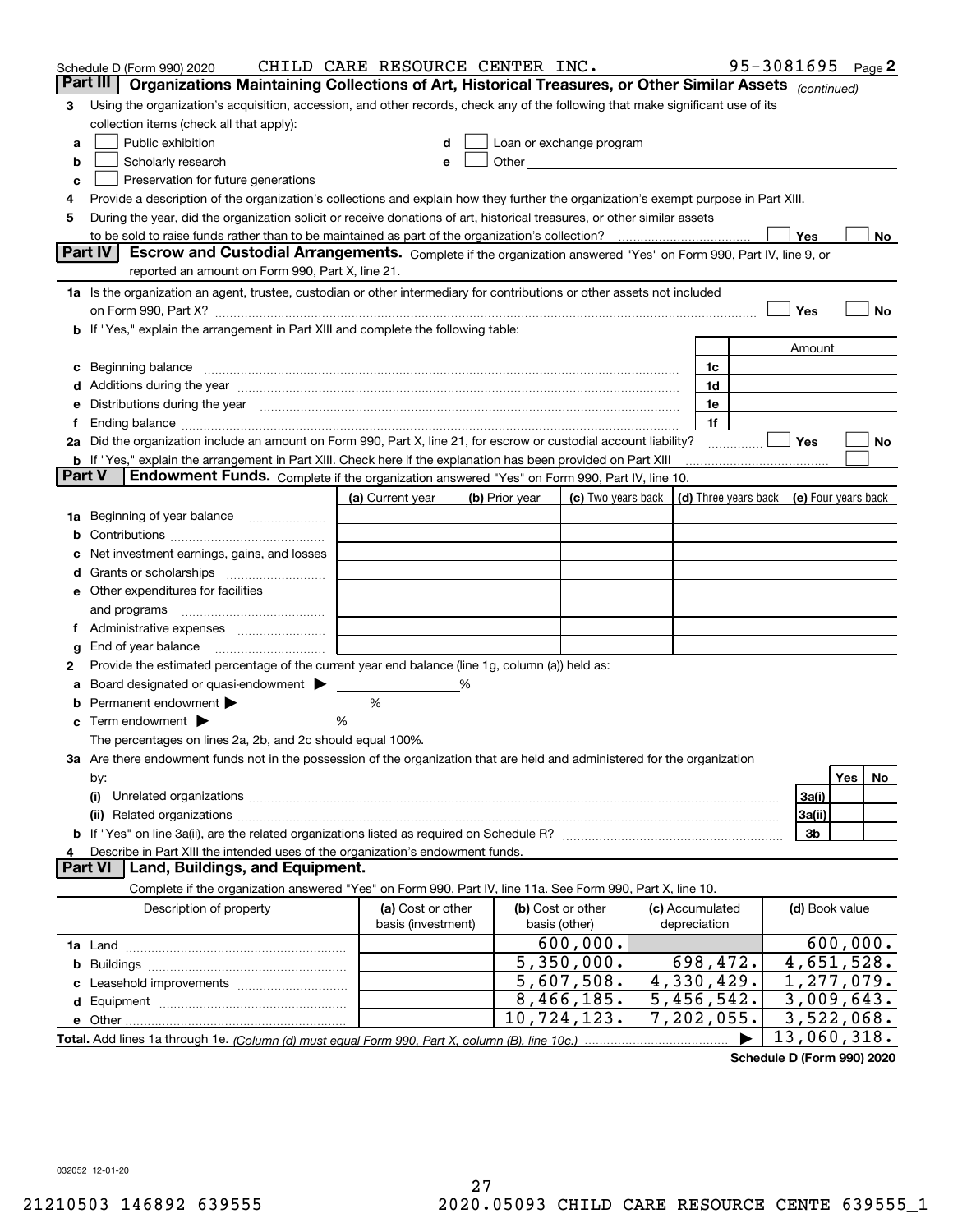Schedule D (Form 990) 2020 CHILD CARE RESOURCE CENTER INC. 95-3081695 Page 2

## Part III Organizations Maintaining Collections of Art, Historical Treasures, or Other Similar Assets *(continued)*

3 Using the organization's acquisition, accession, and other records, check any of the following that make significant use of its collection items (check all that apply):

- a ☐ Public exhibition
- b ☐ Scholarly research
- c ☐ Preservation for future generations
- d ☐ Loan or exchange program
- e ☐ Other

4 Provide a description of the organization's collections and explain how they further the organization's exempt purpose in Part XIII.

5 During the year, did the organization solicit or receive donations of art, historical treasures, or other similar assets to be sold to raise funds rather than to be maintained as part of the organization's collection? ☐ Yes ☐ No

## Part IV Escrow and Custodial Arrangements. 
Complete if the organization answered "Yes" on Form 990, Part IV, line 9, or reported an amount on Form 990, Part X, line 21.

1a Is the organization an agent, trustee, custodian or other intermediary for contributions or other assets not included on Form 990, Part X? ☐ Yes ☐ No

b If "Yes," explain the arrangement in Part XIII and complete the following table:

| | | Amount |
|---|---|---|
| c Beginning balance | 1c | |
| d Additions during the year | 1d | |
| e Distributions during the year | 1e | |
| f Ending balance | 1f | |

2a Did the organization include an amount on Form 990, Part X, line 21, for escrow or custodial account liability? ☐ Yes ☐ No

b If "Yes," explain the arrangement in Part XIII. Check here if the explanation has been provided on Part XIII ☐

## Part V Endowment Funds. 
Complete if the organization answered "Yes" on Form 990, Part IV, line 10.

| | (a) Current year | (b) Prior year | (c) Two years back | (d) Three years back | (e) Four years back |
|---|---|---|---|---|---|
| 1a Beginning of year balance | | | | | |
| b Contributions | | | | | |
| c Net investment earnings, gains, and losses | | | | | |
| d Grants or scholarships | | | | | |
| e Other expenditures for facilities and programs | | | | | |
| f Administrative expenses | | | | | |
| g End of year balance | | | | | |

2 Provide the estimated percentage of the current year end balance (line 1g, column (a)) held as:

a Board designated or quasi-endowment ▶ _____ %

b Permanent endowment ▶ _____ %

c Term endowment ▶ _____ %

The percentages on lines 2a, 2b, and 2c should equal 100%.

3a Are there endowment funds not in the possession of the organization that are held and administered for the organization by:

| | | Yes | No |
|---|---|---|---|
| (i) Unrelated organizations | 3a(i) | | |
| (ii) Related organizations | 3a(ii) | | |
| b If "Yes" on line 3a(ii), are the related organizations listed as required on Schedule R? | 3b | | |

4 Describe in Part XIII the intended uses of the organization's endowment funds.

## Part VI Land, Buildings, and Equipment.

Complete if the organization answered "Yes" on Form 990, Part IV, line 11a. See Form 990, Part X, line 10.

| Description of property | (a) Cost or other basis (investment) | (b) Cost or other basis (other) | (c) Accumulated depreciation | (d) Book value |
|---|---|---|---|---|
| 1a Land | | 600,000. | | 600,000. |
| b Buildings | | 5,350,000. | 698,472. | 4,651,528. |
| c Leasehold improvements | | 5,607,508. | 4,330,429. | 1,277,079. |
| d Equipment | | 8,466,185. | 5,456,542. | 3,009,643. |
| e Other | | 10,724,123. | 7,202,055. | 3,522,068. |
| **Total.** Add lines 1a through 1e. *(Column (d) must equal Form 990, Part X, column (B), line 10c.)* | | | ▶ | 13,060,318. |

**Schedule D (Form 990) 2020**

032052 12-01-20

21210503 146892 639555 2020.05093 CHILD CARE RESOURCE CENTE 639555_1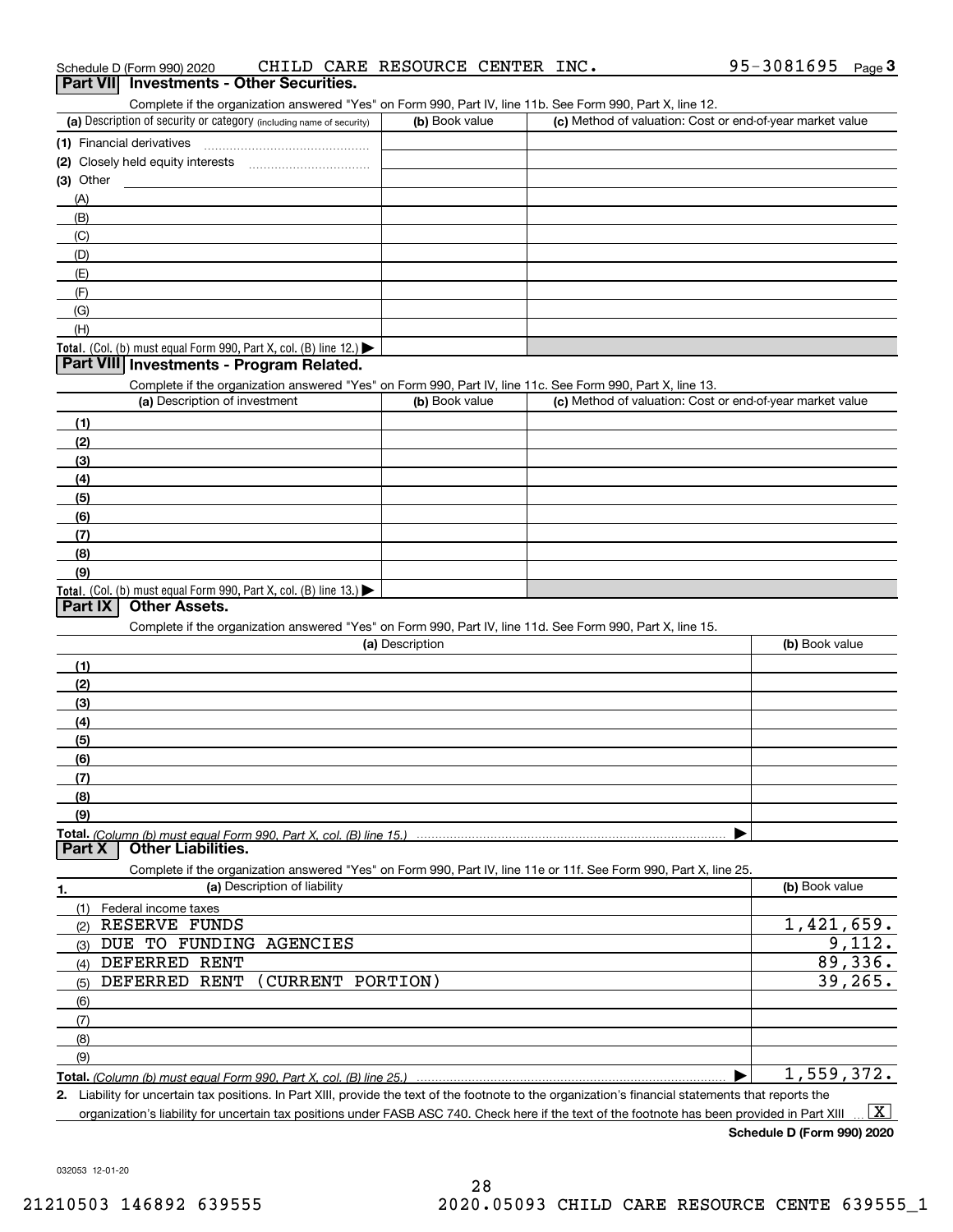Schedule D (Form 990) 2020 CHILD CARE RESOURCE CENTER INC. 95-3081695 Page 3

## Part VII Investments - Other Securities.

Complete if the organization answered "Yes" on Form 990, Part IV, line 11b. See Form 990, Part X, line 12.

| (a) Description of security or category (including name of security) | (b) Book value | (c) Method of valuation: Cost or end-of-year market value |
|---|---|---|
| (1) Financial derivatives | | |
| (2) Closely held equity interests | | |
| (3) Other | | |
| (A) | | |
| (B) | | |
| (C) | | |
| (D) | | |
| (E) | | |
| (F) | | |
| (G) | | |
| (H) | | |
| **Total.** (Col. (b) must equal Form 990, Part X, col. (B) line 12.) ▶ | | |

## Part VIII Investments - Program Related.

Complete if the organization answered "Yes" on Form 990, Part IV, line 11c. See Form 990, Part X, line 13.

| (a) Description of investment | (b) Book value | (c) Method of valuation: Cost or end-of-year market value |
|---|---|---|
| (1) | | |
| (2) | | |
| (3) | | |
| (4) | | |
| (5) | | |
| (6) | | |
| (7) | | |
| (8) | | |
| (9) | | |
| **Total.** (Col. (b) must equal Form 990, Part X, col. (B) line 13.) ▶ | | |

## Part IX Other Assets.

Complete if the organization answered "Yes" on Form 990, Part IV, line 11d. See Form 990, Part X, line 15.

| (a) Description | (b) Book value |
|---|---|
| (1) | |
| (2) | |
| (3) | |
| (4) | |
| (5) | |
| (6) | |
| (7) | |
| (8) | |
| (9) | |
| **Total.** *(Column (b) must equal Form 990, Part X, col. (B) line 15.)* ▶ | |

## Part X Other Liabilities.

Complete if the organization answered "Yes" on Form 990, Part IV, line 11e or 11f. See Form 990, Part X, line 25.

| 1. (a) Description of liability | (b) Book value |
|---|---|
| (1) Federal income taxes | |
| (2) RESERVE FUNDS | 1,421,659. |
| (3) DUE TO FUNDING AGENCIES | 9,112. |
| (4) DEFERRED RENT | 89,336. |
| (5) DEFERRED RENT (CURRENT PORTION) | 39,265. |
| (6) | |
| (7) | |
| (8) | |
| (9) | |
| **Total.** *(Column (b) must equal Form 990, Part X, col. (B) line 25.)* ▶ | 1,559,372. |

**2.** Liability for uncertain tax positions. In Part XIII, provide the text of the footnote to the organization's financial statements that reports the organization's liability for uncertain tax positions under FASB ASC 740. Check here if the text of the footnote has been provided in Part XIII ... [X]

**Schedule D (Form 990) 2020**

032053 12-01-20

21210503 146892 639555 2020.05093 CHILD CARE RESOURCE CENTE 639555_1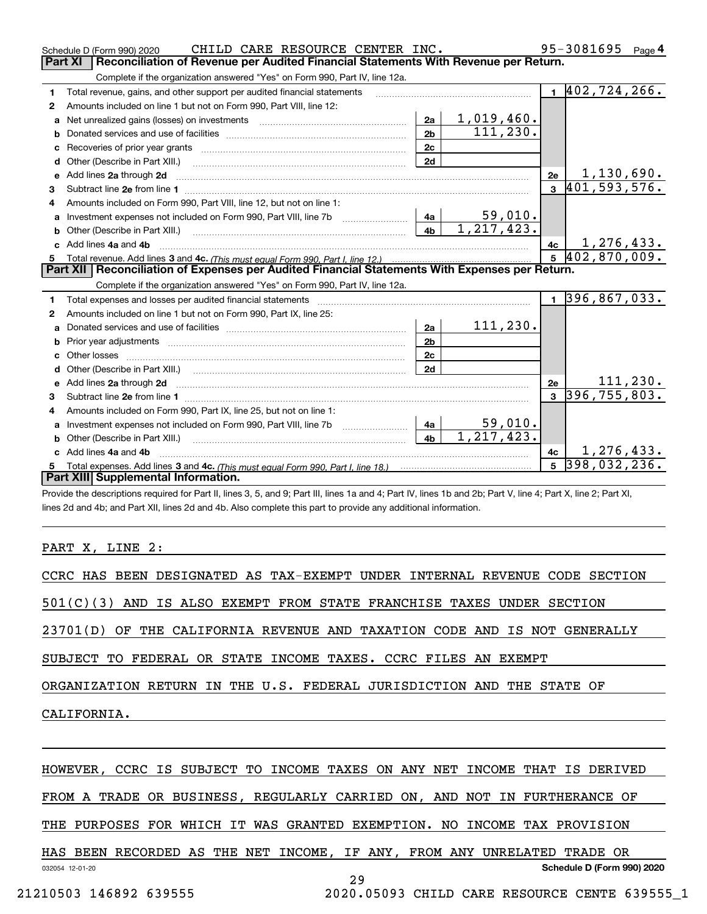Schedule D (Form 990) 2020 CHILD CARE RESOURCE CENTER INC. 95-3081695 Page 4

## Part XI Reconciliation of Revenue per Audited Financial Statements With Revenue per Return.

Complete if the organization answered "Yes" on Form 990, Part IV, line 12a.

| | | | | | |
|---|---|---|---|---|---|
| 1 | Total revenue, gains, and other support per audited financial statements | | | 1 | 402,724,266. |
| 2 | Amounts included on line 1 but not on Form 990, Part VIII, line 12: | | | | |
| a | Net unrealized gains (losses) on investments | 2a | 1,019,460. | | |
| b | Donated services and use of facilities | 2b | 111,230. | | |
| c | Recoveries of prior year grants | 2c | | | |
| d | Other (Describe in Part XIII.) | 2d | | | |
| e | Add lines 2a through 2d | | | 2e | 1,130,690. |
| 3 | Subtract line 2e from line 1 | | | 3 | 401,593,576. |
| 4 | Amounts included on Form 990, Part VIII, line 12, but not on line 1: | | | | |
| a | Investment expenses not included on Form 990, Part VIII, line 7b | 4a | 59,010. | | |
| b | Other (Describe in Part XIII.) | 4b | 1,217,423. | | |
| c | Add lines 4a and 4b | | | 4c | 1,276,433. |
| 5 | Total revenue. Add lines 3 and 4c. *(This must equal Form 990, Part I, line 12.)* | | | 5 | 402,870,009. |

## Part XII Reconciliation of Expenses per Audited Financial Statements With Expenses per Return.

Complete if the organization answered "Yes" on Form 990, Part IV, line 12a.

| | | | | | |
|---|---|---|---|---|---|
| 1 | Total expenses and losses per audited financial statements | | | 1 | 396,867,033. |
| 2 | Amounts included on line 1 but not on Form 990, Part IX, line 25: | | | | |
| a | Donated services and use of facilities | 2a | 111,230. | | |
| b | Prior year adjustments | 2b | | | |
| c | Other losses | 2c | | | |
| d | Other (Describe in Part XIII.) | 2d | | | |
| e | Add lines 2a through 2d | | | 2e | 111,230. |
| 3 | Subtract line 2e from line 1 | | | 3 | 396,755,803. |
| 4 | Amounts included on Form 990, Part IX, line 25, but not on line 1: | | | | |
| a | Investment expenses not included on Form 990, Part VIII, line 7b | 4a | 59,010. | | |
| b | Other (Describe in Part XIII.) | 4b | 1,217,423. | | |
| c | Add lines 4a and 4b | | | 4c | 1,276,433. |
| 5 | Total expenses. Add lines 3 and 4c. *(This must equal Form 990, Part I, line 18.)* | | | 5 | 398,032,236. |

## Part XIII Supplemental Information.

Provide the descriptions required for Part II, lines 3, 5, and 9; Part III, lines 1a and 4; Part IV, lines 1b and 2b; Part V, line 4; Part X, line 2; Part XI, lines 2d and 4b; and Part XII, lines 2d and 4b. Also complete this part to provide any additional information.

PART X, LINE 2:

CCRC HAS BEEN DESIGNATED AS TAX-EXEMPT UNDER INTERNAL REVENUE CODE SECTION 501(C)(3) AND IS ALSO EXEMPT FROM STATE FRANCHISE TAXES UNDER SECTION 23701(D) OF THE CALIFORNIA REVENUE AND TAXATION CODE AND IS NOT GENERALLY SUBJECT TO FEDERAL OR STATE INCOME TAXES. CCRC FILES AN EXEMPT ORGANIZATION RETURN IN THE U.S. FEDERAL JURISDICTION AND THE STATE OF CALIFORNIA.

HOWEVER, CCRC IS SUBJECT TO INCOME TAXES ON ANY NET INCOME THAT IS DERIVED FROM A TRADE OR BUSINESS, REGULARLY CARRIED ON, AND NOT IN FURTHERANCE OF THE PURPOSES FOR WHICH IT WAS GRANTED EXEMPTION. NO INCOME TAX PROVISION HAS BEEN RECORDED AS THE NET INCOME, IF ANY, FROM ANY UNRELATED TRADE OR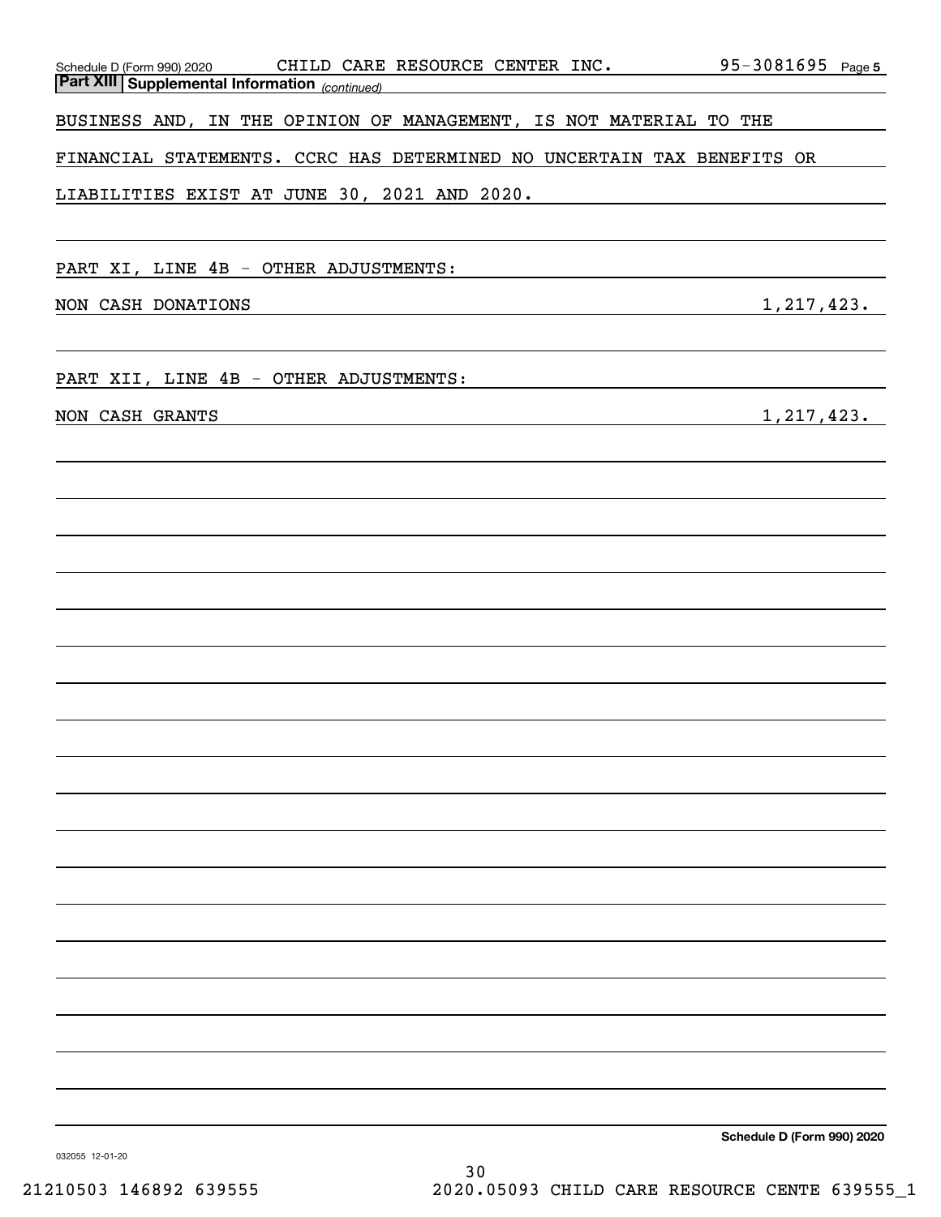## Part XIII Supplemental Information *(continued)*

BUSINESS AND, IN THE OPINION OF MANAGEMENT, IS NOT MATERIAL TO THE FINANCIAL STATEMENTS. CCRC HAS DETERMINED NO UNCERTAIN TAX BENEFITS OR LIABILITIES EXIST AT JUNE 30, 2021 AND 2020.

PART XI, LINE 4B - OTHER ADJUSTMENTS:

| | |
|---|---|
| NON CASH DONATIONS | 1,217,423. |

PART XII, LINE 4B - OTHER ADJUSTMENTS:

| | |
|---|---|
| NON CASH GRANTS | 1,217,423. |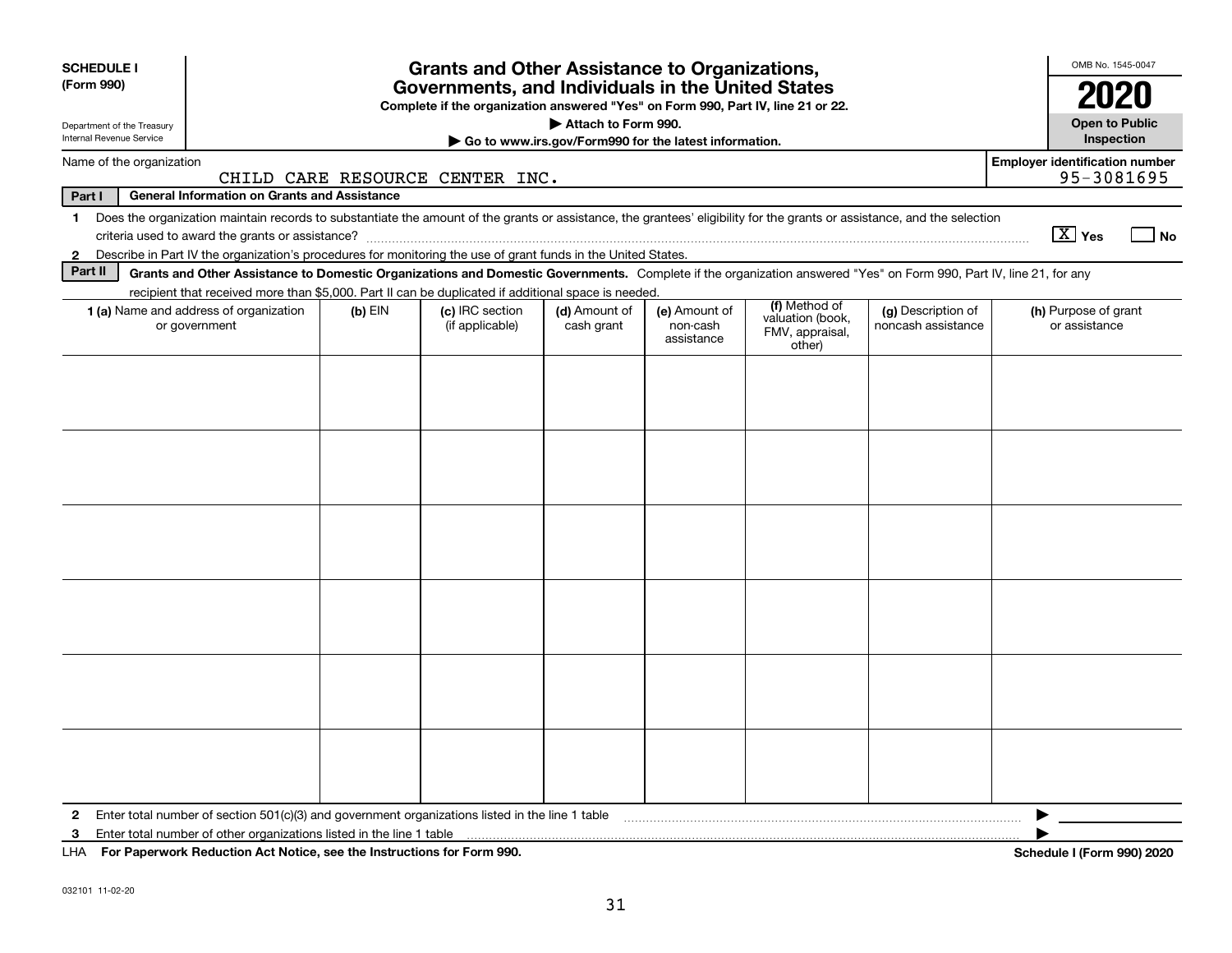**SCHEDULE I**
**(Form 990)**

Department of the Treasury
Internal Revenue Service

# Grants and Other Assistance to Organizations, Governments, and Individuals in the United States

**Complete if the organization answered "Yes" on Form 990, Part IV, line 21 or 22.**

**▶ Attach to Form 990.**

**▶ Go to www.irs.gov/Form990 for the latest information.**

OMB No. 1545-0047

**2020**

**Open to Public Inspection**

Name of the organization: CHILD CARE RESOURCE CENTER INC.

**Employer identification number:** 95-3081695

**Part I — General Information on Grants and Assistance**

1 Does the organization maintain records to substantiate the amount of the grants or assistance, the grantees' eligibility for the grants or assistance, and the selection criteria used to award the grants or assistance? [X] Yes [ ] No

2 Describe in Part IV the organization's procedures for monitoring the use of grant funds in the United States.

**Part II — Grants and Other Assistance to Domestic Organizations and Domestic Governments.** Complete if the organization answered "Yes" on Form 990, Part IV, line 21, for any recipient that received more than $5,000. Part II can be duplicated if additional space is needed.

| 1 (a) Name and address of organization or government | (b) EIN | (c) IRC section (if applicable) | (d) Amount of cash grant | (e) Amount of non-cash assistance | (f) Method of valuation (book, FMV, appraisal, other) | (g) Description of noncash assistance | (h) Purpose of grant or assistance |
|---|---|---|---|---|---|---|---|
| | | | | | | | |
| | | | | | | | |
| | | | | | | | |
| | | | | | | | |
| | | | | | | | |
| | | | | | | | |

2 Enter total number of section 501(c)(3) and government organizations listed in the line 1 table ▶

3 Enter total number of other organizations listed in the line 1 table ▶

LHA **For Paperwork Reduction Act Notice, see the Instructions for Form 990.** **Schedule I (Form 990) 2020**

032101 11-02-20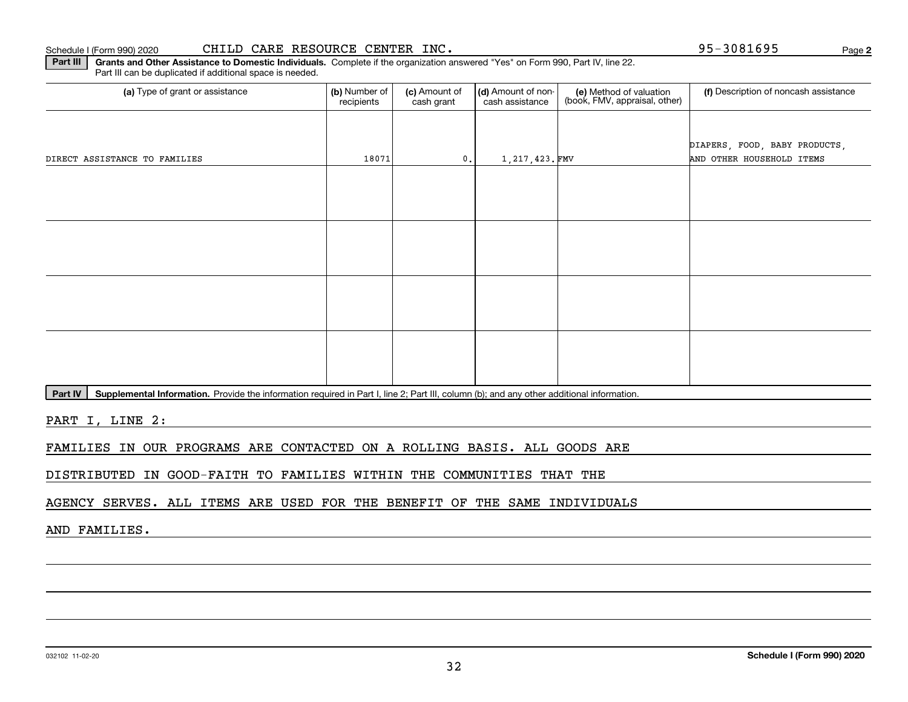Schedule I (Form 990) 2020 CHILD CARE RESOURCE CENTER INC. 95-3081695

**Part III** **Grants and Other Assistance to Domestic Individuals.** Complete if the organization answered "Yes" on Form 990, Part IV, line 22. Part III can be duplicated if additional space is needed.

| (a) Type of grant or assistance | (b) Number of recipients | (c) Amount of cash grant | (d) Amount of non-cash assistance | (e) Method of valuation (book, FMV, appraisal, other) | (f) Description of noncash assistance |
|---|---|---|---|---|---|
| DIRECT ASSISTANCE TO FAMILIES | 18071 | 0. | 1,217,423. | FMV | DIAPERS, FOOD, BABY PRODUCTS, AND OTHER HOUSEHOLD ITEMS |
| | | | | | |
| | | | | | |
| | | | | | |
| | | | | | |

**Part IV** **Supplemental Information.** Provide the information required in Part I, line 2; Part III, column (b); and any other additional information.

PART I, LINE 2:

FAMILIES IN OUR PROGRAMS ARE CONTACTED ON A ROLLING BASIS. ALL GOODS ARE DISTRIBUTED IN GOOD-FAITH TO FAMILIES WITHIN THE COMMUNITIES THAT THE AGENCY SERVES. ALL ITEMS ARE USED FOR THE BENEFIT OF THE SAME INDIVIDUALS AND FAMILIES.

032102 11-02-20 **Schedule I (Form 990) 2020**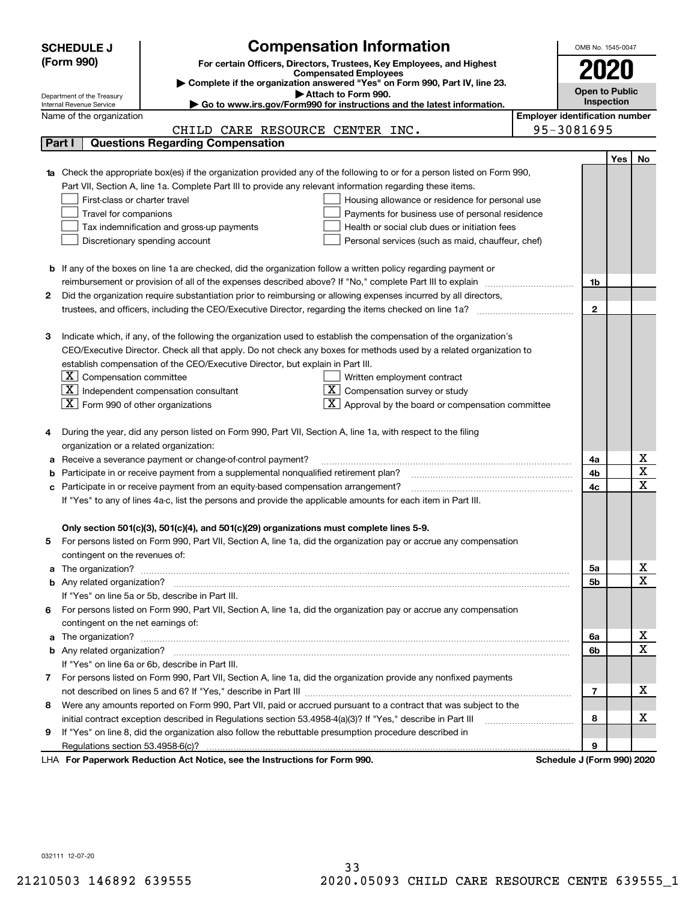**SCHEDULE J (Form 990)**

Department of the Treasury
Internal Revenue Service

# Compensation Information

**For certain Officers, Directors, Trustees, Key Employees, and Highest Compensated Employees**

▶ **Complete if the organization answered "Yes" on Form 990, Part IV, line 23.**

▶ **Attach to Form 990.**

▶ **Go to www.irs.gov/Form990 for instructions and the latest information.**

OMB No. 1545-0047

**2020**

**Open to Public Inspection**

Name of the organization: CHILD CARE RESOURCE CENTER INC.

Employer identification number: 95-3081695

## Part I Questions Regarding Compensation

| | | | Yes | No |
|---|---|---|---|---|
| **1a** | Check the appropriate box(es) if the organization provided any of the following to or for a person listed on Form 990, Part VII, Section A, line 1a. Complete Part III to provide any relevant information regarding these items.<br>☐ First-class or charter travel ☐ Housing allowance or residence for personal use<br>☐ Travel for companions ☐ Payments for business use of personal residence<br>☐ Tax indemnification and gross-up payments ☐ Health or social club dues or initiation fees<br>☐ Discretionary spending account ☐ Personal services (such as maid, chauffeur, chef) | | | |
| **b** | If any of the boxes on line 1a are checked, did the organization follow a written policy regarding payment or reimbursement or provision of all of the expenses described above? If "No," complete Part III to explain | 1b | | |
| **2** | Did the organization require substantiation prior to reimbursing or allowing expenses incurred by all directors, trustees, and officers, including the CEO/Executive Director, regarding the items checked on line 1a? | 2 | | |
| **3** | Indicate which, if any, of the following the organization used to establish the compensation of the organization's CEO/Executive Director. Check all that apply. Do not check any boxes for methods used by a related organization to establish compensation of the CEO/Executive Director, but explain in Part III.<br>☒ Compensation committee ☐ Written employment contract<br>☒ Independent compensation consultant ☒ Compensation survey or study<br>☒ Form 990 of other organizations ☒ Approval by the board or compensation committee | | | |
| **4** | During the year, did any person listed on Form 990, Part VII, Section A, line 1a, with respect to the filing organization or a related organization: | | | |
| **a** | Receive a severance payment or change-of-control payment? | 4a | | X |
| **b** | Participate in or receive payment from a supplemental nonqualified retirement plan? | 4b | | X |
| **c** | Participate in or receive payment from an equity-based compensation arrangement? | 4c | | X |
| | If "Yes" to any of lines 4a-c, list the persons and provide the applicable amounts for each item in Part III. | | | |
| | **Only section 501(c)(3), 501(c)(4), and 501(c)(29) organizations must complete lines 5-9.** | | | |
| **5** | For persons listed on Form 990, Part VII, Section A, line 1a, did the organization pay or accrue any compensation contingent on the revenues of: | | | |
| **a** | The organization? | 5a | | X |
| **b** | Any related organization? | 5b | | X |
| | If "Yes" on line 5a or 5b, describe in Part III. | | | |
| **6** | For persons listed on Form 990, Part VII, Section A, line 1a, did the organization pay or accrue any compensation contingent on the net earnings of: | | | |
| **a** | The organization? | 6a | | X |
| **b** | Any related organization? | 6b | | X |
| | If "Yes" on line 6a or 6b, describe in Part III. | | | |
| **7** | For persons listed on Form 990, Part VII, Section A, line 1a, did the organization provide any nonfixed payments not described on lines 5 and 6? If "Yes," describe in Part III | 7 | | X |
| **8** | Were any amounts reported on Form 990, Part VII, paid or accrued pursuant to a contract that was subject to the initial contract exception described in Regulations section 53.4958-4(a)(3)? If "Yes," describe in Part III | 8 | | X |
| **9** | If "Yes" on line 8, did the organization also follow the rebuttable presumption procedure described in Regulations section 53.4958-6(c)? | 9 | | |

LHA **For Paperwork Reduction Act Notice, see the Instructions for Form 990.** **Schedule J (Form 990) 2020**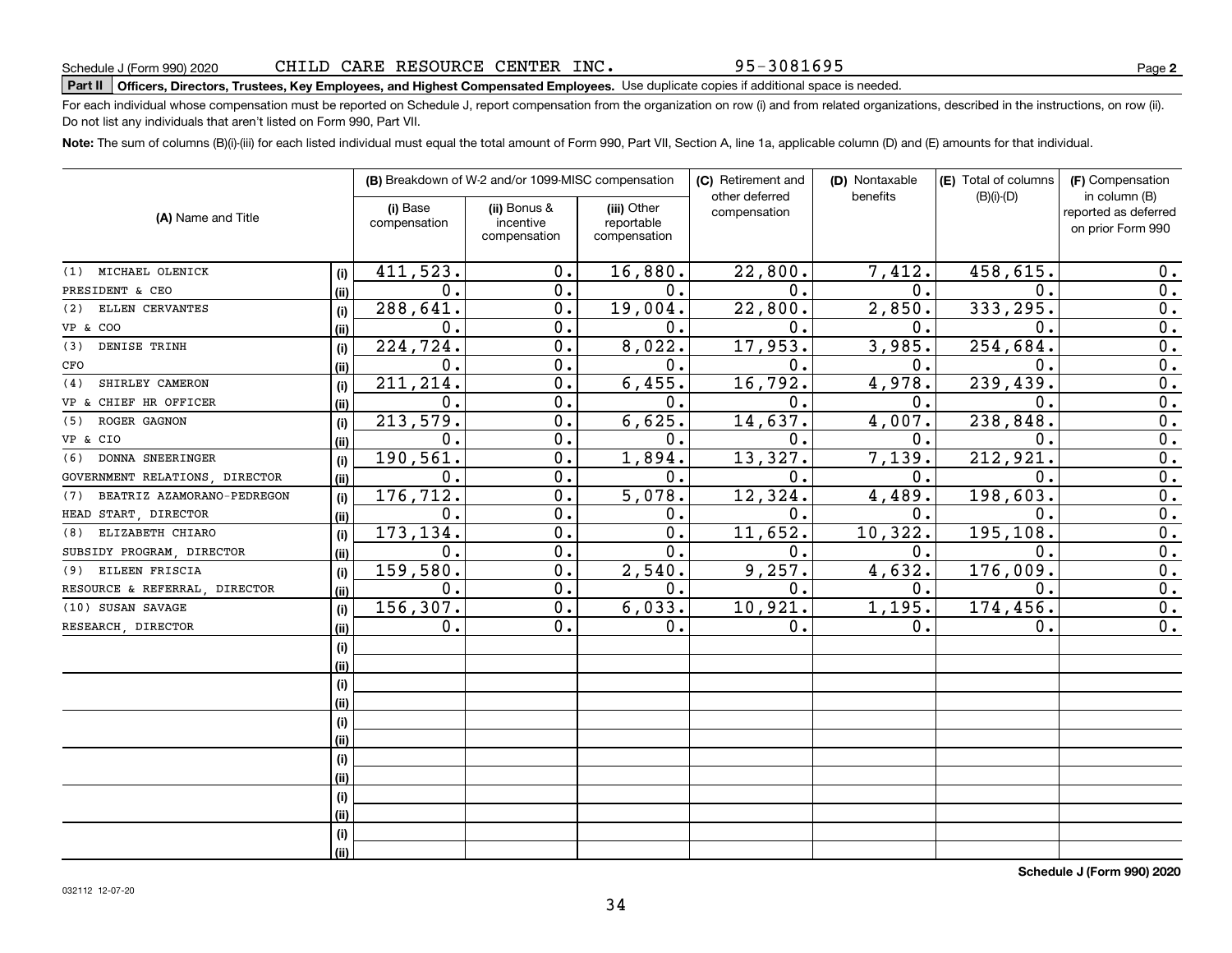Schedule J (Form 990) 2020 CHILD CARE RESOURCE CENTER INC. 95-3081695

**Part II** **Officers, Directors, Trustees, Key Employees, and Highest Compensated Employees.** Use duplicate copies if additional space is needed.

For each individual whose compensation must be reported on Schedule J, report compensation from the organization on row (i) and from related organizations, described in the instructions, on row (ii). Do not list any individuals that aren't listed on Form 990, Part VII.

**Note:** The sum of columns (B)(i)-(iii) for each listed individual must equal the total amount of Form 990, Part VII, Section A, line 1a, applicable column (D) and (E) amounts for that individual.

| (A) Name and Title | | (B) Breakdown of W-2 and/or 1099-MISC compensation | | | (C) Retirement and other deferred compensation | (D) Nontaxable benefits | (E) Total of columns (B)(i)-(D) | (F) Compensation in column (B) reported as deferred on prior Form 990 |
|---|---|---|---|---|---|---|---|---|
| | | (i) Base compensation | (ii) Bonus & incentive compensation | (iii) Other reportable compensation | | | | |
| (1) MICHAEL OLENICK | (i) | 411,523. | 0. | 16,880. | 22,800. | 7,412. | 458,615. | 0. |
| PRESIDENT & CEO | (ii) | 0. | 0. | 0. | 0. | 0. | 0. | 0. |
| (2) ELLEN CERVANTES | (i) | 288,641. | 0. | 19,004. | 22,800. | 2,850. | 333,295. | 0. |
| VP & COO | (ii) | 0. | 0. | 0. | 0. | 0. | 0. | 0. |
| (3) DENISE TRINH | (i) | 224,724. | 0. | 8,022. | 17,953. | 3,985. | 254,684. | 0. |
| CFO | (ii) | 0. | 0. | 0. | 0. | 0. | 0. | 0. |
| (4) SHIRLEY CAMERON | (i) | 211,214. | 0. | 6,455. | 16,792. | 4,978. | 239,439. | 0. |
| VP & CHIEF HR OFFICER | (ii) | 0. | 0. | 0. | 0. | 0. | 0. | 0. |
| (5) ROGER GAGNON | (i) | 213,579. | 0. | 6,625. | 14,637. | 4,007. | 238,848. | 0. |
| VP & CIO | (ii) | 0. | 0. | 0. | 0. | 0. | 0. | 0. |
| (6) DONNA SNEERINGER | (i) | 190,561. | 0. | 1,894. | 13,327. | 7,139. | 212,921. | 0. |
| GOVERNMENT RELATIONS, DIRECTOR | (ii) | 0. | 0. | 0. | 0. | 0. | 0. | 0. |
| (7) BEATRIZ AZAMORANO-PEDREGON | (i) | 176,712. | 0. | 5,078. | 12,324. | 4,489. | 198,603. | 0. |
| HEAD START, DIRECTOR | (ii) | 0. | 0. | 0. | 0. | 0. | 0. | 0. |
| (8) ELIZABETH CHIARO | (i) | 173,134. | 0. | 0. | 11,652. | 10,322. | 195,108. | 0. |
| SUBSIDY PROGRAM, DIRECTOR | (ii) | 0. | 0. | 0. | 0. | 0. | 0. | 0. |
| (9) EILEEN FRISCIA | (i) | 159,580. | 0. | 2,540. | 9,257. | 4,632. | 176,009. | 0. |
| RESOURCE & REFERRAL, DIRECTOR | (ii) | 0. | 0. | 0. | 0. | 0. | 0. | 0. |
| (10) SUSAN SAVAGE | (i) | 156,307. | 0. | 6,033. | 10,921. | 1,195. | 174,456. | 0. |
| RESEARCH, DIRECTOR | (ii) | 0. | 0. | 0. | 0. | 0. | 0. | 0. |
| | (i) | | | | | | | |
| | (ii) | | | | | | | |
| | (i) | | | | | | | |
| | (ii) | | | | | | | |
| | (i) | | | | | | | |
| | (ii) | | | | | | | |
| | (i) | | | | | | | |
| | (ii) | | | | | | | |
| | (i) | | | | | | | |
| | (ii) | | | | | | | |
| | (i) | | | | | | | |
| | (ii) | | | | | | | |

**Schedule J (Form 990) 2020**

032112 12-07-20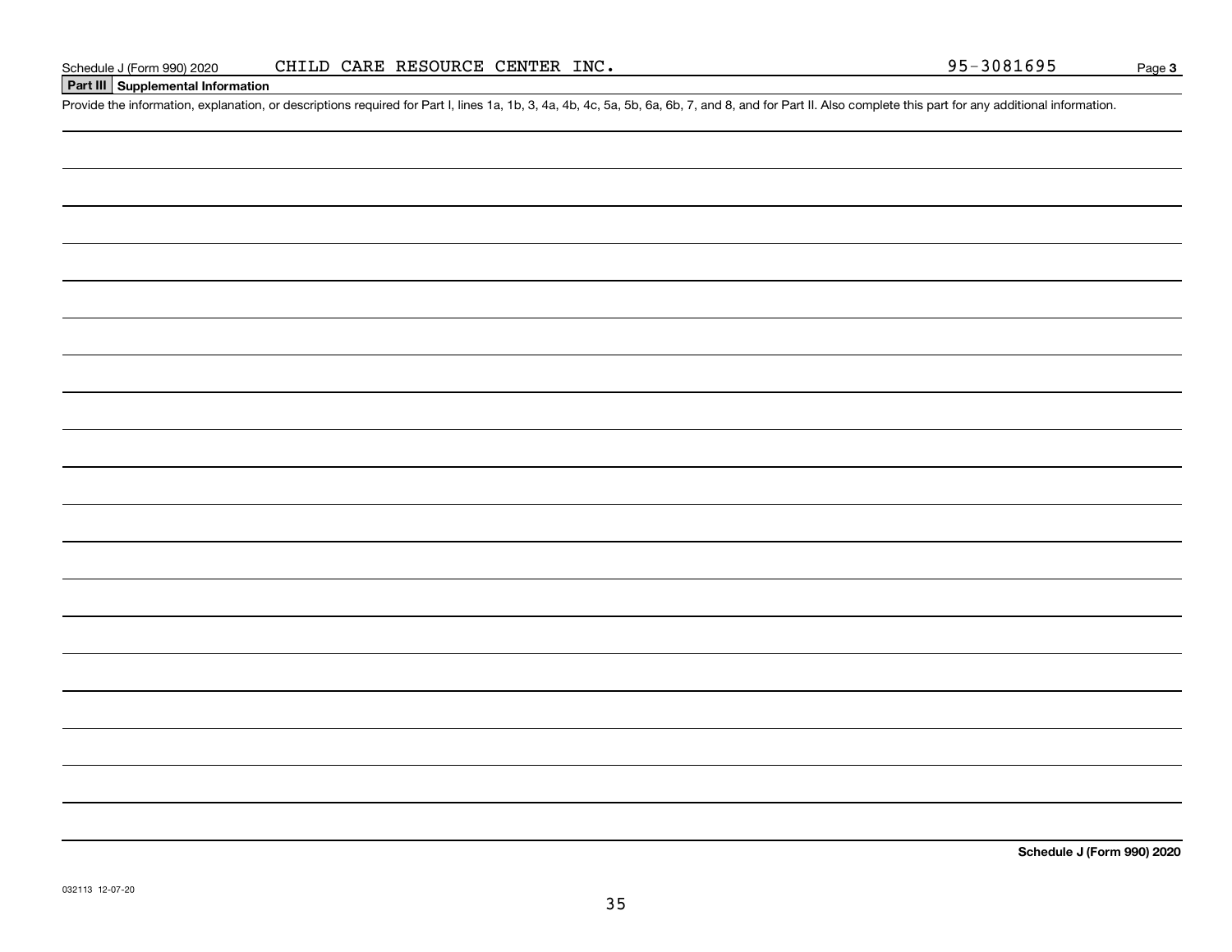Schedule J (Form 990) 2020 CHILD CARE RESOURCE CENTER INC. 95-3081695

## Part III Supplemental Information

Provide the information, explanation, or descriptions required for Part I, lines 1a, 1b, 3, 4a, 4b, 4c, 5a, 5b, 6a, 6b, 7, and 8, and for Part II. Also complete this part for any additional information.

**Schedule J (Form 990) 2020**

032113 12-07-20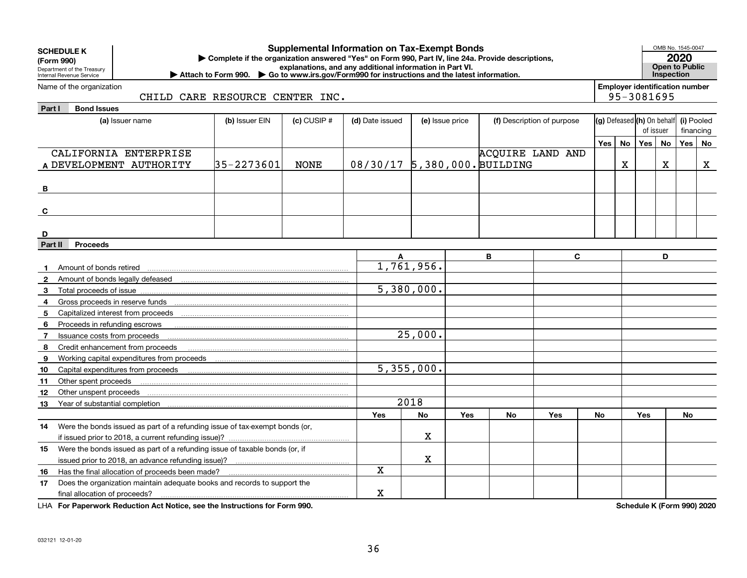**SCHEDULE K**
**(Form 990)**
Department of the Treasury
Internal Revenue Service

# Supplemental Information on Tax-Exempt Bonds

▶ Complete if the organization answered "Yes" on Form 990, Part IV, line 24a. Provide descriptions, explanations, and any additional information in Part VI.
▶ Attach to Form 990. ▶ Go to www.irs.gov/Form990 for instructions and the latest information.

OMB No. 1545-0047
**2020**
**Open to Public Inspection**

Name of the organization: CHILD CARE RESOURCE CENTER INC.
Employer identification number: 95-3081695

## Part I Bond Issues

| | (a) Issuer name | (b) Issuer EIN | (c) CUSIP # | (d) Date issued | (e) Issue price | (f) Description of purpose | (g) Defeased Yes | (g) Defeased No | (h) On behalf of issuer Yes | (h) On behalf of issuer No | (i) Pooled financing Yes | (i) Pooled financing No |
|---|---|---|---|---|---|---|---|---|---|---|---|---|
| A | CALIFORNIA ENTERPRISE DEVELOPMENT AUTHORITY | 35-2273601 | NONE | 08/30/17 | 5,380,000. | ACQUIRE LAND AND BUILDING | | X | | X | | X |
| B | | | | | | | | | | | | |
| C | | | | | | | | | | | | |
| D | | | | | | | | | | | | |

## Part II Proceeds

| | | A | B | C | D |
|---|---|---|---|---|---|
| 1 | Amount of bonds retired | 1,761,956. | | | |
| 2 | Amount of bonds legally defeased | | | | |
| 3 | Total proceeds of issue | 5,380,000. | | | |
| 4 | Gross proceeds in reserve funds | | | | |
| 5 | Capitalized interest from proceeds | | | | |
| 6 | Proceeds in refunding escrows | | | | |
| 7 | Issuance costs from proceeds | 25,000. | | | |
| 8 | Credit enhancement from proceeds | | | | |
| 9 | Working capital expenditures from proceeds | | | | |
| 10 | Capital expenditures from proceeds | 5,355,000. | | | |
| 11 | Other spent proceeds | | | | |
| 12 | Other unspent proceeds | | | | |
| 13 | Year of substantial completion | 2018 | | | |

| | | A Yes | A No | B Yes | B No | C Yes | C No | D Yes | D No |
|---|---|---|---|---|---|---|---|---|---|
| 14 | Were the bonds issued as part of a refunding issue of tax-exempt bonds (or, if issued prior to 2018, a current refunding issue)? | | X | | | | | | |
| 15 | Were the bonds issued as part of a refunding issue of taxable bonds (or, if issued prior to 2018, an advance refunding issue)? | | X | | | | | | |
| 16 | Has the final allocation of proceeds been made? | X | | | | | | | |
| 17 | Does the organization maintain adequate books and records to support the final allocation of proceeds? | X | | | | | | | |

LHA **For Paperwork Reduction Act Notice, see the Instructions for Form 990.**

**Schedule K (Form 990) 2020**

032121 12-01-20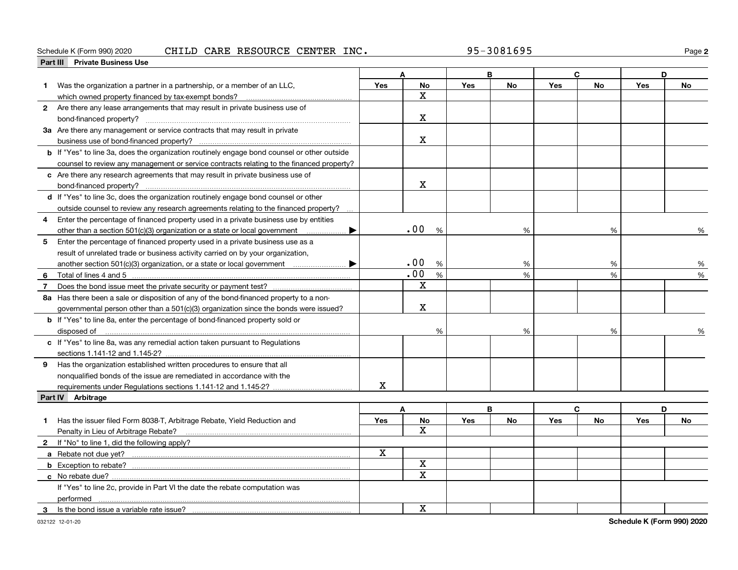Schedule K (Form 990) 2020 CHILD CARE RESOURCE CENTER INC. 95-3081695

## Part III Private Business Use

| | A | | B | | C | | D | |
|---|---|---|---|---|---|---|---|---|
| | Yes | No | Yes | No | Yes | No | Yes | No |
| **1** Was the organization a partner in a partnership, or a member of an LLC, which owned property financed by tax-exempt bonds? | | X | | | | | | |
| **2** Are there any lease arrangements that may result in private business use of bond-financed property? | | X | | | | | | |
| **3a** Are there any management or service contracts that may result in private business use of bond-financed property? | | X | | | | | | |
| **b** If "Yes" to line 3a, does the organization routinely engage bond counsel or other outside counsel to review any management or service contracts relating to the financed property? | | | | | | | | |
| **c** Are there any research agreements that may result in private business use of bond-financed property? | | X | | | | | | |
| **d** If "Yes" to line 3c, does the organization routinely engage bond counsel or other outside counsel to review any research agreements relating to the financed property? | | | | | | | | |
| **4** Enter the percentage of financed property used in a private business use by entities other than a section 501(c)(3) organization or a state or local government ▶ | .00 % | | % | | % | | % | |
| **5** Enter the percentage of financed property used in a private business use as a result of unrelated trade or business activity carried on by your organization, another section 501(c)(3) organization, or a state or local government ▶ | .00 % | | % | | % | | % | |
| **6** Total of lines 4 and 5 | .00 % | | % | | % | | % | |
| **7** Does the bond issue meet the private security or payment test? | | X | | | | | | |
| **8a** Has there been a sale or disposition of any of the bond-financed property to a non-governmental person other than a 501(c)(3) organization since the bonds were issued? | | X | | | | | | |
| **b** If "Yes" to line 8a, enter the percentage of bond-financed property sold or disposed of | % | | % | | % | | % | |
| **c** If "Yes" to line 8a, was any remedial action taken pursuant to Regulations sections 1.141-12 and 1.145-2? | | | | | | | | |
| **9** Has the organization established written procedures to ensure that all nonqualified bonds of the issue are remediated in accordance with the requirements under Regulations sections 1.141-12 and 1.145-2? | X | | | | | | | |

## Part IV Arbitrage

| | A | | B | | C | | D | |
|---|---|---|---|---|---|---|---|---|
| | Yes | No | Yes | No | Yes | No | Yes | No |
| **1** Has the issuer filed Form 8038-T, Arbitrage Rebate, Yield Reduction and Penalty in Lieu of Arbitrage Rebate? | | X | | | | | | |
| **2** If "No" to line 1, did the following apply? | | | | | | | | |
| **a** Rebate not due yet? | X | | | | | | | |
| **b** Exception to rebate? | | X | | | | | | |
| **c** No rebate due? | | X | | | | | | |
| If "Yes" to line 2c, provide in Part VI the date the rebate computation was performed | | | | | | | | |
| **3** Is the bond issue a variable rate issue? | | X | | | | | | |

032122 12-01-20 Schedule K (Form 990) 2020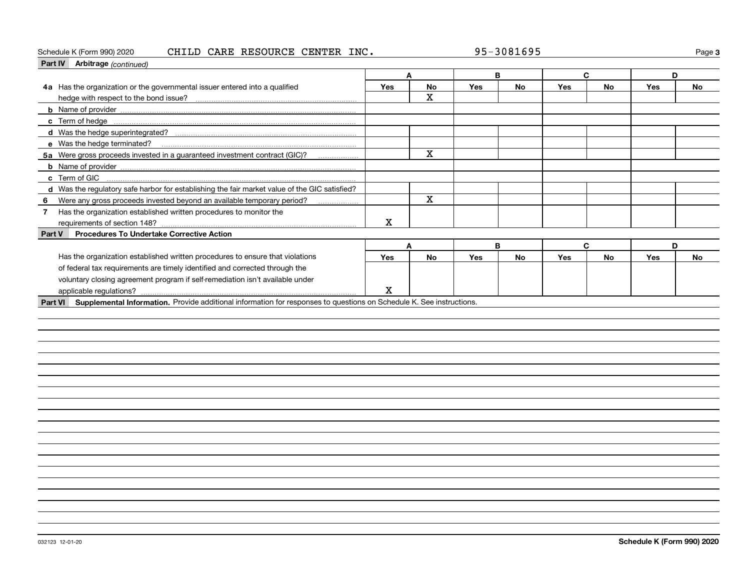Schedule K (Form 990) 2020 CHILD CARE RESOURCE CENTER INC. 95-3081695

## Part IV Arbitrage *(continued)*

| | A | | B | | C | | D | |
|---|---|---|---|---|---|---|---|---|
| | Yes | No | Yes | No | Yes | No | Yes | No |
| **4a** Has the organization or the governmental issuer entered into a qualified hedge with respect to the bond issue? | | X | | | | | | |
| **b** Name of provider | | | | | | | | |
| **c** Term of hedge | | | | | | | | |
| **d** Was the hedge superintegrated? | | | | | | | | |
| **e** Was the hedge terminated? | | | | | | | | |
| **5a** Were gross proceeds invested in a guaranteed investment contract (GIC)? | | X | | | | | | |
| **b** Name of provider | | | | | | | | |
| **c** Term of GIC | | | | | | | | |
| **d** Was the regulatory safe harbor for establishing the fair market value of the GIC satisfied? | | | | | | | | |
| **6** Were any gross proceeds invested beyond an available temporary period? | | X | | | | | | |
| **7** Has the organization established written procedures to monitor the requirements of section 148? | X | | | | | | | |

## Part V Procedures To Undertake Corrective Action

| | A | | B | | C | | D | |
|---|---|---|---|---|---|---|---|---|
| | Yes | No | Yes | No | Yes | No | Yes | No |
| Has the organization established written procedures to ensure that violations of federal tax requirements are timely identified and corrected through the voluntary closing agreement program if self-remediation isn't available under applicable regulations? | X | | | | | | | |

## Part VI Supplemental Information.

Provide additional information for responses to questions on Schedule K. See instructions.

032123 12-01-20 **Schedule K (Form 990) 2020**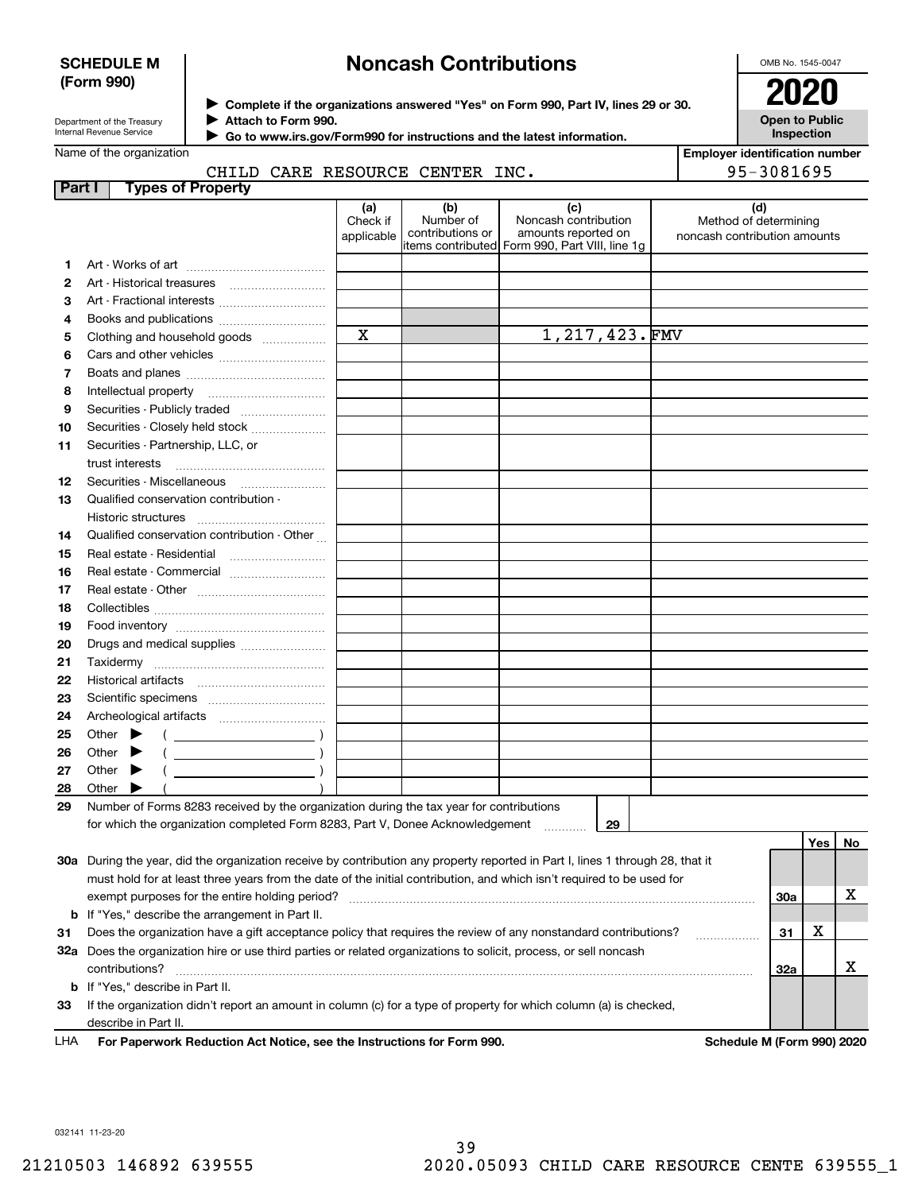**SCHEDULE M (Form 990)**

# Noncash Contributions

▶ Complete if the organizations answered "Yes" on Form 990, Part IV, lines 29 or 30.
▶ Attach to Form 990.
▶ Go to www.irs.gov/Form990 for instructions and the latest information.

Department of the Treasury
Internal Revenue Service

OMB No. 1545-0047

**2020**

**Open to Public Inspection**

Name of the organization: CHILD CARE RESOURCE CENTER INC.

Employer identification number: 95-3081695

## Part I Types of Property

| | | (a) Check if applicable | (b) Number of contributions or items contributed | (c) Noncash contribution amounts reported on Form 990, Part VIII, line 1g | (d) Method of determining noncash contribution amounts |
|---|---|---|---|---|---|
| 1 | Art - Works of art | | | | |
| 2 | Art - Historical treasures | | | | |
| 3 | Art - Fractional interests | | | | |
| 4 | Books and publications | | | | |
| 5 | Clothing and household goods | X | | 1,217,423. | FMV |
| 6 | Cars and other vehicles | | | | |
| 7 | Boats and planes | | | | |
| 8 | Intellectual property | | | | |
| 9 | Securities - Publicly traded | | | | |
| 10 | Securities - Closely held stock | | | | |
| 11 | Securities - Partnership, LLC, or trust interests | | | | |
| 12 | Securities - Miscellaneous | | | | |
| 13 | Qualified conservation contribution - Historic structures | | | | |
| 14 | Qualified conservation contribution - Other | | | | |
| 15 | Real estate - Residential | | | | |
| 16 | Real estate - Commercial | | | | |
| 17 | Real estate - Other | | | | |
| 18 | Collectibles | | | | |
| 19 | Food inventory | | | | |
| 20 | Drugs and medical supplies | | | | |
| 21 | Taxidermy | | | | |
| 22 | Historical artifacts | | | | |
| 23 | Scientific specimens | | | | |
| 24 | Archeological artifacts | | | | |
| 25 | Other ▶ ( ) | | | | |
| 26 | Other ▶ ( ) | | | | |
| 27 | Other ▶ ( ) | | | | |
| 28 | Other ▶ ( ) | | | | |

29 Number of Forms 8283 received by the organization during the tax year for contributions for which the organization completed Form 8283, Part V, Donee Acknowledgement ..... 29

| | | | Yes | No |
|---|---|---|---|---|
| 30a | During the year, did the organization receive by contribution any property reported in Part I, lines 1 through 28, that it must hold for at least three years from the date of the initial contribution, and which isn't required to be used for exempt purposes for the entire holding period? | 30a | | X |
| b | If "Yes," describe the arrangement in Part II. | | | |
| 31 | Does the organization have a gift acceptance policy that requires the review of any nonstandard contributions? | 31 | X | |
| 32a | Does the organization hire or use third parties or related organizations to solicit, process, or sell noncash contributions? | 32a | | X |
| b | If "Yes," describe in Part II. | | | |
| 33 | If the organization didn't report an amount in column (c) for a type of property for which column (a) is checked, describe in Part II. | | | |

LHA **For Paperwork Reduction Act Notice, see the Instructions for Form 990.** **Schedule M (Form 990) 2020**

032141 11-23-20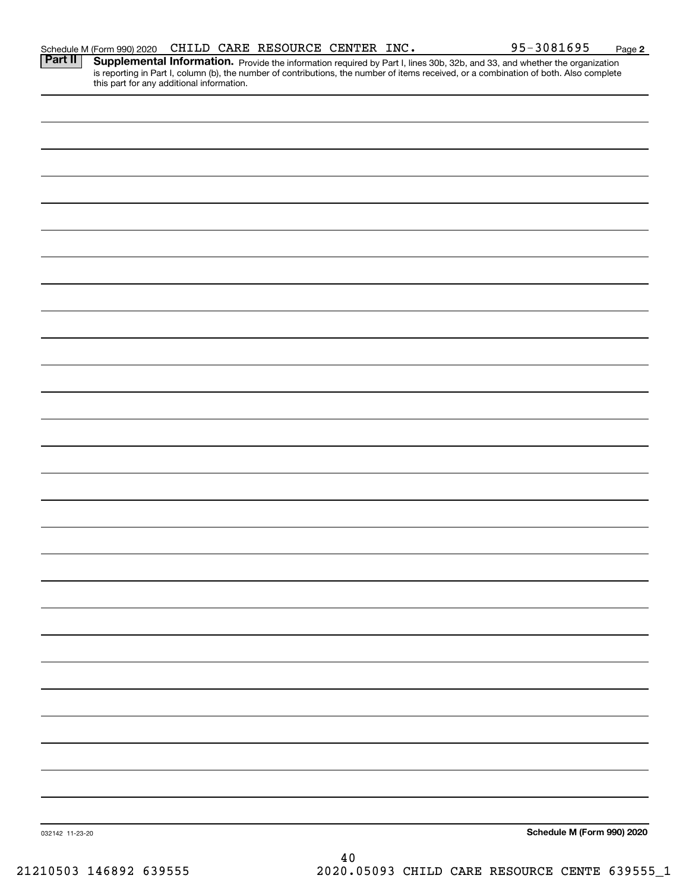Schedule M (Form 990) 2020 CHILD CARE RESOURCE CENTER INC. 95-3081695 Page **2**

## Part II Supplemental Information.

Provide the information required by Part I, lines 30b, 32b, and 33, and whether the organization is reporting in Part I, column (b), the number of contributions, the number of items received, or a combination of both. Also complete this part for any additional information.

032142 11-23-20 **Schedule M (Form 990) 2020**

21210503 146892 639555 2020.05093 CHILD CARE RESOURCE CENTE 639555_1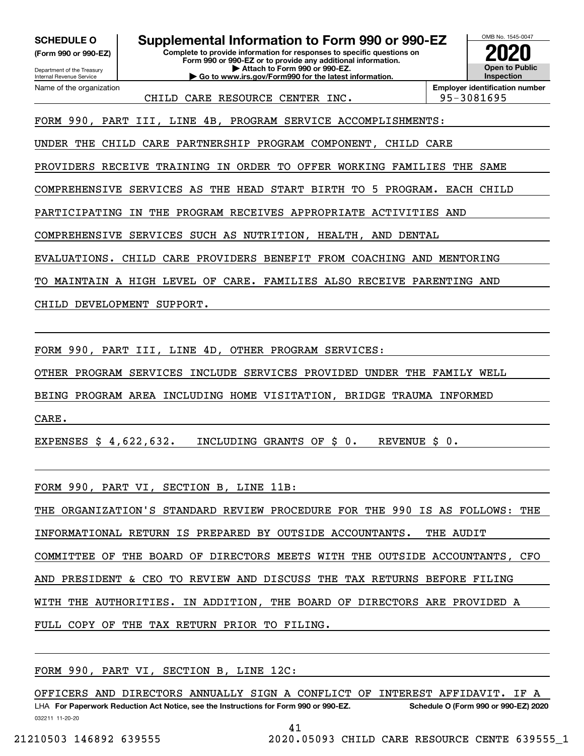**SCHEDULE O**
**(Form 990 or 990-EZ)**

Department of the Treasury
Internal Revenue Service

# Supplemental Information to Form 990 or 990-EZ

**Complete to provide information for responses to specific questions on Form 990 or 990-EZ or to provide any additional information.**
**▶ Attach to Form 990 or 990-EZ.**
**▶ Go to www.irs.gov/Form990 for the latest information.**

OMB No. 1545-0047

**2020**

**Open to Public Inspection**

Name of the organization: CHILD CARE RESOURCE CENTER INC.

**Employer identification number:** 95-3081695

FORM 990, PART III, LINE 4B, PROGRAM SERVICE ACCOMPLISHMENTS:

UNDER THE CHILD CARE PARTNERSHIP PROGRAM COMPONENT, CHILD CARE PROVIDERS RECEIVE TRAINING IN ORDER TO OFFER WORKING FAMILIES THE SAME COMPREHENSIVE SERVICES AS THE HEAD START BIRTH TO 5 PROGRAM. EACH CHILD PARTICIPATING IN THE PROGRAM RECEIVES APPROPRIATE ACTIVITIES AND COMPREHENSIVE SERVICES SUCH AS NUTRITION, HEALTH, AND DENTAL EVALUATIONS. CHILD CARE PROVIDERS BENEFIT FROM COACHING AND MENTORING TO MAINTAIN A HIGH LEVEL OF CARE. FAMILIES ALSO RECEIVE PARENTING AND CHILD DEVELOPMENT SUPPORT.

FORM 990, PART III, LINE 4D, OTHER PROGRAM SERVICES:

OTHER PROGRAM SERVICES INCLUDE SERVICES PROVIDED UNDER THE FAMILY WELL BEING PROGRAM AREA INCLUDING HOME VISITATION, BRIDGE TRAUMA INFORMED CARE.

EXPENSES $ 4,622,632.   INCLUDING GRANTS OF $ 0.   REVENUE $ 0.

FORM 990, PART VI, SECTION B, LINE 11B:

THE ORGANIZATION'S STANDARD REVIEW PROCEDURE FOR THE 990 IS AS FOLLOWS: THE INFORMATIONAL RETURN IS PREPARED BY OUTSIDE ACCOUNTANTS. THE AUDIT COMMITTEE OF THE BOARD OF DIRECTORS MEETS WITH THE OUTSIDE ACCOUNTANTS, CFO AND PRESIDENT & CEO TO REVIEW AND DISCUSS THE TAX RETURNS BEFORE FILING WITH THE AUTHORITIES. IN ADDITION, THE BOARD OF DIRECTORS ARE PROVIDED A FULL COPY OF THE TAX RETURN PRIOR TO FILING.

FORM 990, PART VI, SECTION B, LINE 12C:

OFFICERS AND DIRECTORS ANNUALLY SIGN A CONFLICT OF INTEREST AFFIDAVIT. IF A

LHA **For Paperwork Reduction Act Notice, see the Instructions for Form 990 or 990-EZ.** **Schedule O (Form 990 or 990-EZ) 2020**
032211 11-20-20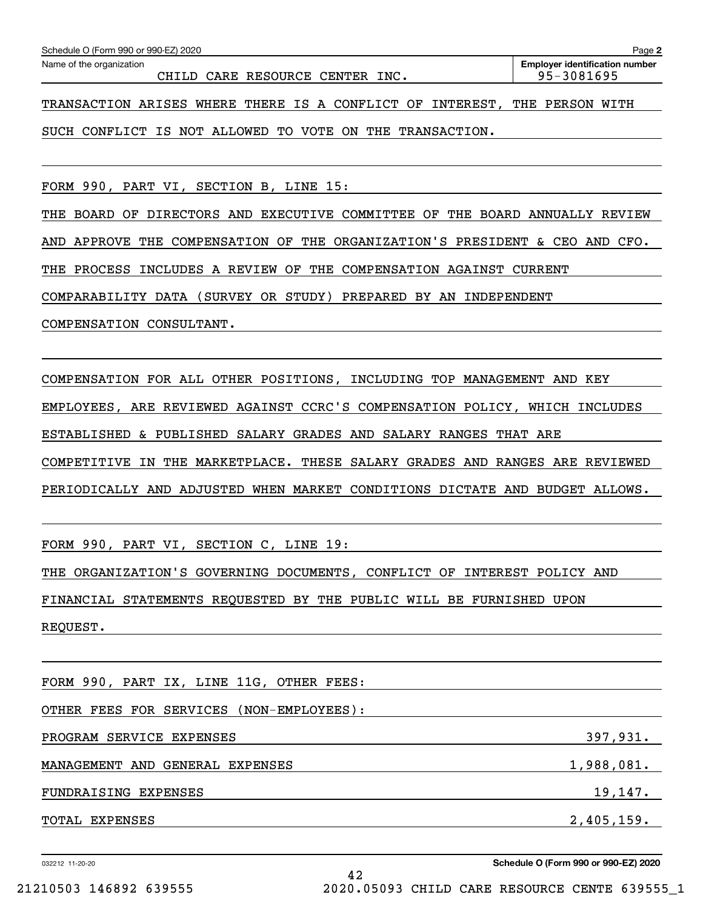Schedule O (Form 990 or 990-EZ) 2020

Name of the organization: CHILD CARE RESOURCE CENTER INC.

Employer identification number: 95-3081695

TRANSACTION ARISES WHERE THERE IS A CONFLICT OF INTEREST, THE PERSON WITH SUCH CONFLICT IS NOT ALLOWED TO VOTE ON THE TRANSACTION.

FORM 990, PART VI, SECTION B, LINE 15:

THE BOARD OF DIRECTORS AND EXECUTIVE COMMITTEE OF THE BOARD ANNUALLY REVIEW AND APPROVE THE COMPENSATION OF THE ORGANIZATION'S PRESIDENT & CEO AND CFO. THE PROCESS INCLUDES A REVIEW OF THE COMPENSATION AGAINST CURRENT COMPARABILITY DATA (SURVEY OR STUDY) PREPARED BY AN INDEPENDENT COMPENSATION CONSULTANT.

COMPENSATION FOR ALL OTHER POSITIONS, INCLUDING TOP MANAGEMENT AND KEY EMPLOYEES, ARE REVIEWED AGAINST CCRC'S COMPENSATION POLICY, WHICH INCLUDES ESTABLISHED & PUBLISHED SALARY GRADES AND SALARY RANGES THAT ARE COMPETITIVE IN THE MARKETPLACE. THESE SALARY GRADES AND RANGES ARE REVIEWED PERIODICALLY AND ADJUSTED WHEN MARKET CONDITIONS DICTATE AND BUDGET ALLOWS.

FORM 990, PART VI, SECTION C, LINE 19:

THE ORGANIZATION'S GOVERNING DOCUMENTS, CONFLICT OF INTEREST POLICY AND FINANCIAL STATEMENTS REQUESTED BY THE PUBLIC WILL BE FURNISHED UPON REQUEST.

FORM 990, PART IX, LINE 11G, OTHER FEES:

OTHER FEES FOR SERVICES (NON-EMPLOYEES):

| | |
|---|---|
| PROGRAM SERVICE EXPENSES | 397,931. |
| MANAGEMENT AND GENERAL EXPENSES | 1,988,081. |
| FUNDRAISING EXPENSES | 19,147. |
| TOTAL EXPENSES | 2,405,159. |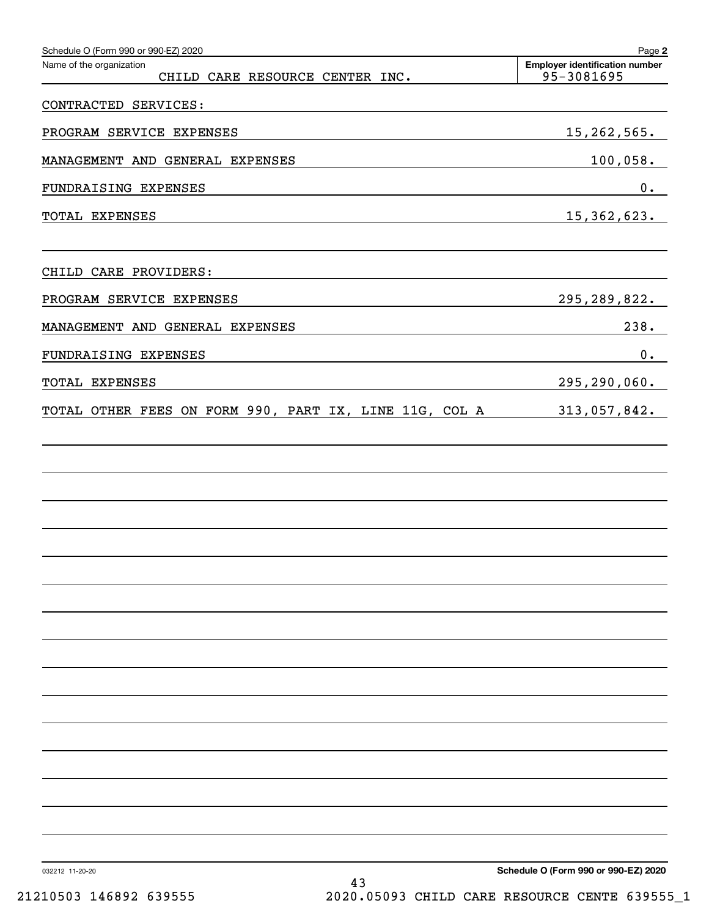Schedule O (Form 990 or 990-EZ) 2020

| Name of the organization | Employer identification number |
|---|---|
| CHILD CARE RESOURCE CENTER INC. | 95-3081695 |

| | |
|---|---|
| CONTRACTED SERVICES: | |
| PROGRAM SERVICE EXPENSES | 15,262,565. |
| MANAGEMENT AND GENERAL EXPENSES | 100,058. |
| FUNDRAISING EXPENSES | 0. |
| TOTAL EXPENSES | 15,362,623. |
| | |
| CHILD CARE PROVIDERS: | |
| PROGRAM SERVICE EXPENSES | 295,289,822. |
| MANAGEMENT AND GENERAL EXPENSES | 238. |
| FUNDRAISING EXPENSES | 0. |
| TOTAL EXPENSES | 295,290,060. |
| TOTAL OTHER FEES ON FORM 990, PART IX, LINE 11G, COL A | 313,057,842. |

032212 11-20-20

Schedule O (Form 990 or 990-EZ) 2020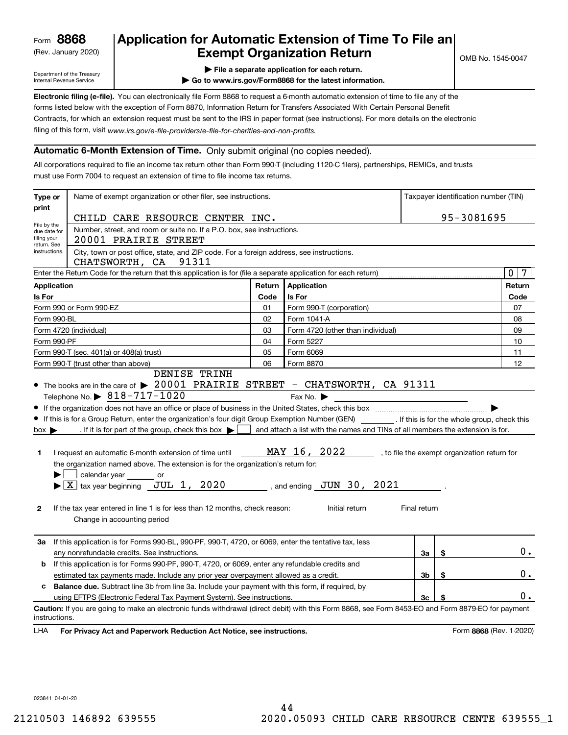Form **8868**
(Rev. January 2020)
Department of the Treasury
Internal Revenue Service

# Application for Automatic Extension of Time To File an Exempt Organization Return

OMB No. 1545-0047

▶ File a separate application for each return.
▶ Go to www.irs.gov/Form8868 for the latest information.

**Electronic filing (e-file).** You can electronically file Form 8868 to request a 6-month automatic extension of time to file any of the forms listed below with the exception of Form 8870, Information Return for Transfers Associated With Certain Personal Benefit Contracts, for which an extension request must be sent to the IRS in paper format (see instructions). For more details on the electronic filing of this form, visit *www.irs.gov/e-file-providers/e-file-for-charities-and-non-profits.*

**Automatic 6-Month Extension of Time.** Only submit original (no copies needed).

All corporations required to file an income tax return other than Form 990-T (including 1120-C filers), partnerships, REMICs, and trusts must use Form 7004 to request an extension of time to file income tax returns.

**Type or print** — File by the due date for filing your return. See instructions.

Name of exempt organization or other filer, see instructions: CHILD CARE RESOURCE CENTER INC.

Taxpayer identification number (TIN): 95-3081695

Number, street, and room or suite no. If a P.O. box, see instructions: 20001 PRAIRIE STREET

City, town or post office, state, and ZIP code. For a foreign address, see instructions: CHATSWORTH, CA 91311

Enter the Return Code for the return that this application is for (file a separate application for each return): 0 7

| Application Is For | Return Code | Application Is For | Return Code |
|---|---|---|---|
| Form 990 or Form 990-EZ | 01 | Form 990-T (corporation) | 07 |
| Form 990-BL | 02 | Form 1041-A | 08 |
| Form 4720 (individual) | 03 | Form 4720 (other than individual) | 09 |
| Form 990-PF | 04 | Form 5227 | 10 |
| Form 990-T (sec. 401(a) or 408(a) trust) | 05 | Form 6069 | 11 |
| Form 990-T (trust other than above) | 06 | Form 8870 | 12 |

- The books are in the care of ▶ DENISE TRINH 20001 PRAIRIE STREET - CHATSWORTH, CA 91311
  Telephone No. ▶ 818-717-1020 Fax No. ▶
- If the organization does not have an office or place of business in the United States, check this box ▶
- If this is for a Group Return, enter the organization's four digit Group Exemption Number (GEN) ______ . If this is for the whole group, check this box ▶ ☐ . If it is for part of the group, check this box ▶ ☐ and attach a list with the names and TINs of all members the extension is for.

**1** I request an automatic 6-month extension of time until MAY 16, 2022 , to file the exempt organization return for the organization named above. The extension is for the organization's return for:
▶ ☐ calendar year ______ or
▶ ☒ tax year beginning JUL 1, 2020 , and ending JUN 30, 2021 .

**2** If the tax year entered in line 1 is for less than 12 months, check reason: ☐ Initial return ☐ Final return ☐ Change in accounting period

| | | | |
|---|---|---|---|
| **3a** | If this application is for Forms 990-BL, 990-PF, 990-T, 4720, or 6069, enter the tentative tax, less any nonrefundable credits. See instructions. | **3a** | $ 0. |
| **b** | If this application is for Forms 990-PF, 990-T, 4720, or 6069, enter any refundable credits and estimated tax payments made. Include any prior year overpayment allowed as a credit. | **3b** | $ 0. |
| **c** | **Balance due.** Subtract line 3b from line 3a. Include your payment with this form, if required, by using EFTPS (Electronic Federal Tax Payment System). See instructions. | **3c** | $ 0. |

**Caution:** If you are going to make an electronic funds withdrawal (direct debit) with this Form 8868, see Form 8453-EO and Form 8879-EO for payment instructions.

LHA **For Privacy Act and Paperwork Reduction Act Notice, see instructions.** Form **8868** (Rev. 1-2020)

023841 04-01-20

21210503 146892 639555 2020.05093 CHILD CARE RESOURCE CENTE 639555_1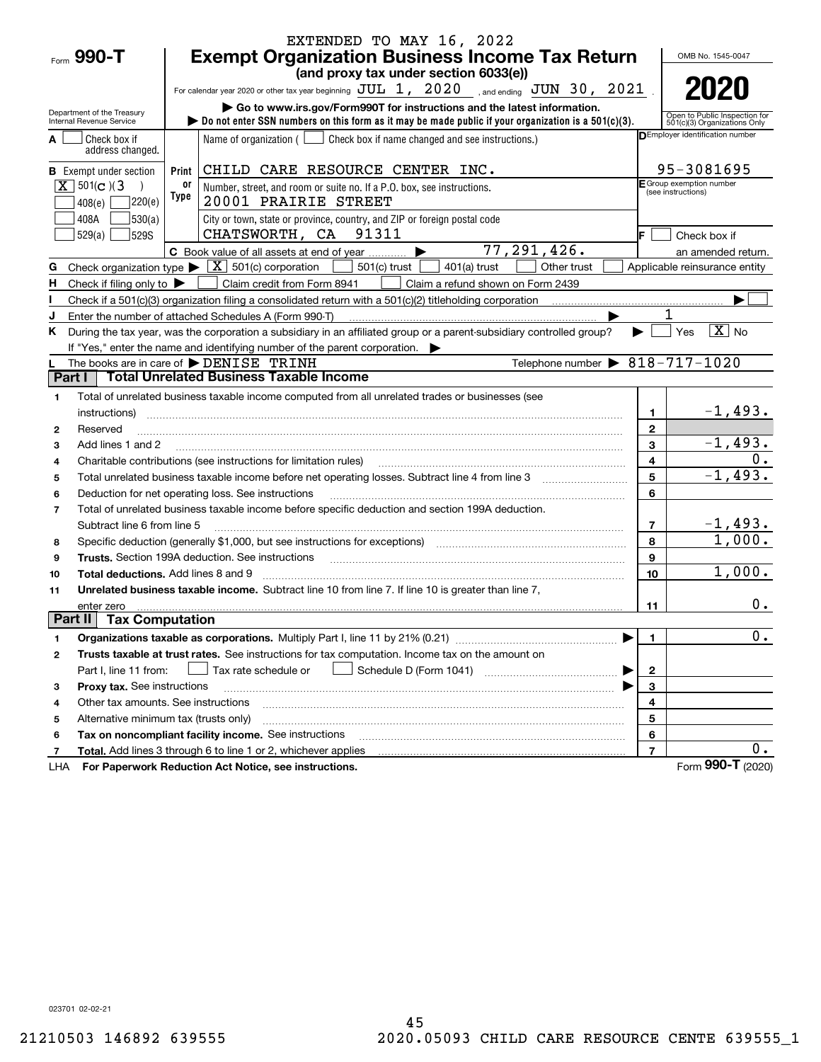EXTENDED TO MAY 16, 2022

Form **990-T**

# Exempt Organization Business Income Tax Return

**(and proxy tax under section 6033(e))**

For calendar year 2020 or other tax year beginning JUL 1, 2020 , and ending JUN 30, 2021 .

▶ Go to www.irs.gov/Form990T for instructions and the latest information.

▶ Do not enter SSN numbers on this form as it may be made public if your organization is a 501(c)(3).

Department of the Treasury
Internal Revenue Service

OMB No. 1545-0047

**2020**

Open to Public Inspection for 501(c)(3) Organizations Only

**A** ☐ Check box if address changed.

**B** Exempt under section
[X] 501(c)(3)
☐ 408(e) ☐ 220(e)
☐ 408A ☐ 530(a)
☐ 529(a) ☐ 529S

Print or Type

Name of organization ( ☐ Check box if name changed and see instructions.)
CHILD CARE RESOURCE CENTER INC.

Number, street, and room or suite no. If a P.O. box, see instructions.
20001 PRAIRIE STREET

City or town, state or province, country, and ZIP or foreign postal code
CHATSWORTH, CA 91311

**D** Employer identification number: 95-3081695

**E** Group exemption number (see instructions)

**F** ☐ Check box if an amended return.

**C** Book value of all assets at end of year ▶ 77,291,426.

**G** Check organization type ▶ [X] 501(c) corporation ☐ 501(c) trust ☐ 401(a) trust ☐ Other trust ☐ Applicable reinsurance entity

**H** Check if filing only to ▶ ☐ Claim credit from Form 8941 ☐ Claim a refund shown on Form 2439

**I** Check if a 501(c)(3) organization filing a consolidated return with a 501(c)(2) titleholding corporation ▶ ☐

**J** Enter the number of attached Schedules A (Form 990-T) ▶ 1

**K** During the tax year, was the corporation a subsidiary in an affiliated group or a parent-subsidiary controlled group? ▶ ☐ Yes [X] No

If "Yes," enter the name and identifying number of the parent corporation. ▶

**L** The books are in care of ▶ DENISE TRINH Telephone number ▶ 818-717-1020

## Part I Total Unrelated Business Taxable Income

| | | | |
|---|---|---|---|
| 1 | Total of unrelated business taxable income computed from all unrelated trades or businesses (see instructions) | 1 | -1,493. |
| 2 | Reserved | 2 | |
| 3 | Add lines 1 and 2 | 3 | -1,493. |
| 4 | Charitable contributions (see instructions for limitation rules) | 4 | 0. |
| 5 | Total unrelated business taxable income before net operating losses. Subtract line 4 from line 3 | 5 | -1,493. |
| 6 | Deduction for net operating loss. See instructions | 6 | |
| 7 | Total of unrelated business taxable income before specific deduction and section 199A deduction. Subtract line 6 from line 5 | 7 | -1,493. |
| 8 | Specific deduction (generally $1,000, but see instructions for exceptions) | 8 | 1,000. |
| 9 | **Trusts.** Section 199A deduction. See instructions | 9 | |
| 10 | **Total deductions.** Add lines 8 and 9 | 10 | 1,000. |
| 11 | **Unrelated business taxable income.** Subtract line 10 from line 7. If line 10 is greater than line 7, enter zero | 11 | 0. |

## Part II Tax Computation

| | | | |
|---|---|---|---|
| 1 | **Organizations taxable as corporations.** Multiply Part I, line 11 by 21% (0.21) ▶ | 1 | 0. |
| 2 | **Trusts taxable at trust rates.** See instructions for tax computation. Income tax on the amount on Part I, line 11 from: ☐ Tax rate schedule or ☐ Schedule D (Form 1041) ▶ | 2 | |
| 3 | **Proxy tax.** See instructions ▶ | 3 | |
| 4 | Other tax amounts. See instructions | 4 | |
| 5 | Alternative minimum tax (trusts only) | 5 | |
| 6 | **Tax on noncompliant facility income.** See instructions | 6 | |
| 7 | **Total.** Add lines 3 through 6 to line 1 or 2, whichever applies | 7 | 0. |

LHA **For Paperwork Reduction Act Notice, see instructions.** Form **990-T** (2020)

023701 02-02-21

21210503 146892 639555 2020.05093 CHILD CARE RESOURCE CENTE 639555_1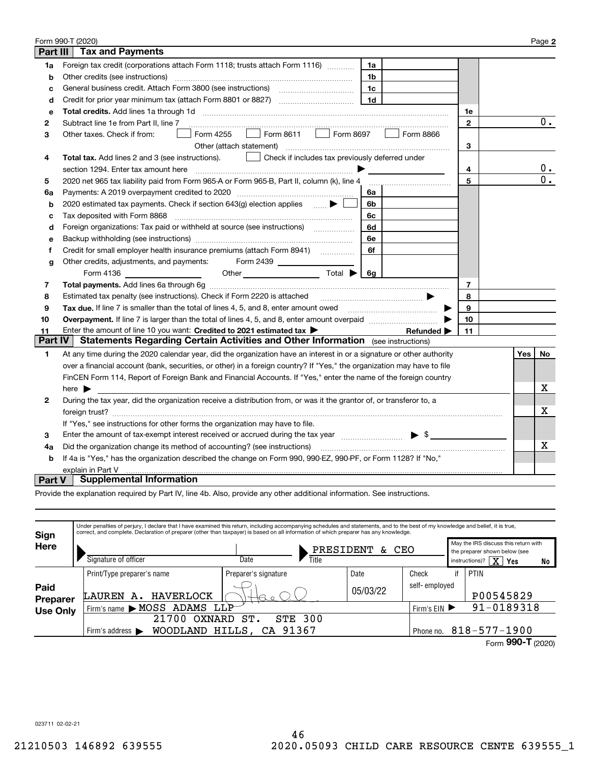Form 990-T (2020) Page **2**

## Part III Tax and Payments

| | | | | | |
|---|---|---|---|---|---|
| **1a** | Foreign tax credit (corporations attach Form 1118; trusts attach Form 1116) | 1a | | | |
| **b** | Other credits (see instructions) | 1b | | | |
| **c** | General business credit. Attach Form 3800 (see instructions) | 1c | | | |
| **d** | Credit for prior year minimum tax (attach Form 8801 or 8827) | 1d | | | |
| **e** | **Total credits.** Add lines 1a through 1d | | | 1e | |
| **2** | Subtract line 1e from Part II, line 7 | | | 2 | 0. |
| **3** | Other taxes. Check if from: ☐ Form 4255 ☐ Form 8611 ☐ Form 8697 ☐ Form 8866 ☐ Other (attach statement) | | | 3 | |
| **4** | **Total tax.** Add lines 2 and 3 (see instructions). ☐ Check if includes tax previously deferred under section 1294. Enter tax amount here ▶ | | | 4 | 0. |
| **5** | 2020 net 965 tax liability paid from Form 965-A or Form 965-B, Part II, column (k), line 4 | | | 5 | 0. |
| **6a** | Payments: A 2019 overpayment credited to 2020 | 6a | | | |
| **b** | 2020 estimated tax payments. Check if section 643(g) election applies ▶ ☐ | 6b | | | |
| **c** | Tax deposited with Form 8868 | 6c | | | |
| **d** | Foreign organizations: Tax paid or withheld at source (see instructions) | 6d | | | |
| **e** | Backup withholding (see instructions) | 6e | | | |
| **f** | Credit for small employer health insurance premiums (attach Form 8941) | 6f | | | |
| **g** | Other credits, adjustments, and payments: Form 2439 ______ Form 4136 ______ Other ______ Total ▶ | 6g | | | |
| **7** | **Total payments.** Add lines 6a through 6g | | | 7 | |
| **8** | Estimated tax penalty (see instructions). Check if Form 2220 is attached ▶ ☐ | | | 8 | |
| **9** | **Tax due.** If line 7 is smaller than the total of lines 4, 5, and 8, enter amount owed ▶ | | | 9 | |
| **10** | **Overpayment.** If line 7 is larger than the total of lines 4, 5, and 8, enter amount overpaid ▶ | | | 10 | |
| **11** | Enter the amount of line 10 you want: **Credited to 2021 estimated tax** ▶ | | **Refunded** ▶ | 11 | |

## Part IV Statements Regarding Certain Activities and Other Information (see instructions)

| | | Yes | No |
|---|---|---|---|
| **1** | At any time during the 2020 calendar year, did the organization have an interest in or a signature or other authority over a financial account (bank, securities, or other) in a foreign country? If "Yes," the organization may have to file FinCEN Form 114, Report of Foreign Bank and Financial Accounts. If "Yes," enter the name of the foreign country here ▶ | | X |
| **2** | During the tax year, did the organization receive a distribution from, or was it the grantor of, or transferor to, a foreign trust? If "Yes," see instructions for other forms the organization may have to file. | | X |
| **3** | Enter the amount of tax-exempt interest received or accrued during the tax year ▶ $ | | |
| **4a** | Did the organization change its method of accounting? (see instructions) | | X |
| **b** | If 4a is "Yes," has the organization described the change on Form 990, 990-EZ, 990-PF, or Form 1128? If "No," explain in Part V | | |

## Part V Supplemental Information

Provide the explanation required by Part IV, line 4b. Also, provide any other additional information. See instructions.

**Sign Here**

Under penalties of perjury, I declare that I have examined this return, including accompanying schedules and statements, and to the best of my knowledge and belief, it is true, correct, and complete. Declaration of preparer (other than taxpayer) is based on all information of which preparer has any knowledge.

| Signature of officer | Date | Title | May the IRS discuss this return with the preparer shown below (see instructions)? |
|---|---|---|---|
| | | PRESIDENT & CEO | X Yes ☐ No |

**Paid Preparer Use Only**

| Print/Type preparer's name | Preparer's signature | Date | Check if self-employed | PTIN |
|---|---|---|---|---|
| LAUREN A. HAVERLOCK | [signature] | 05/03/22 | ☐ | P00545829 |
| Firm's name ▶ MOSS ADAMS LLP | | | Firm's EIN ▶ | 91-0189318 |
| Firm's address ▶ 21700 OXNARD ST. STE 300 WOODLAND HILLS, CA 91367 | | | Phone no. | 818-577-1900 |

Form **990-T** (2020)

023711 02-02-21

21210503 146892 639555 2020.05093 CHILD CARE RESOURCE CENTE 639555_1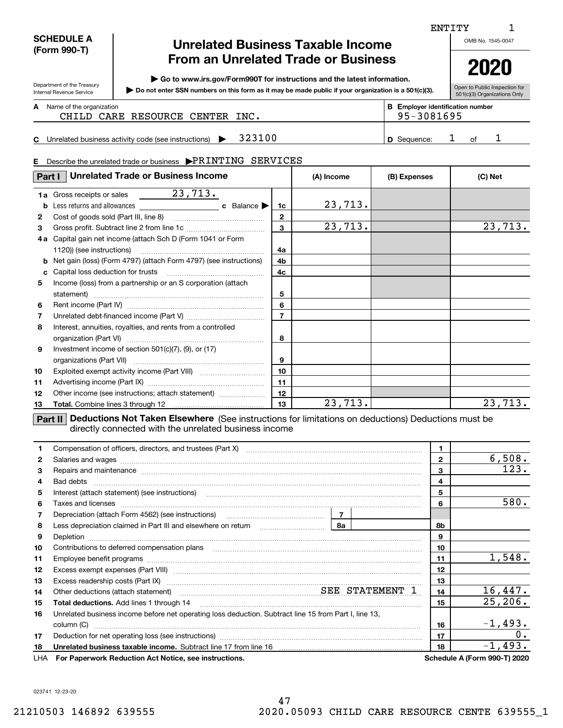ENTITY 1

**SCHEDULE A (Form 990-T)**

Department of the Treasury
Internal Revenue Service

# Unrelated Business Taxable Income From an Unrelated Trade or Business

▶ Go to www.irs.gov/Form990T for instructions and the latest information.

▶ Do not enter SSN numbers on this form as it may be made public if your organization is a 501(c)(3).

OMB No. 1545-0047

**2020**

Open to Public Inspection for 501(c)(3) Organizations Only

**A** Name of the organization: CHILD CARE RESOURCE CENTER INC.

**B** Employer identification number: 95-3081695

**C** Unrelated business activity code (see instructions) ▶ 323100

**D** Sequence: 1 of 1

**E** Describe the unrelated trade or business ▶PRINTING SERVICES

## Part I Unrelated Trade or Business Income

| | | Line | (A) Income | (B) Expenses | (C) Net |
|---|---|---|---|---|---|
| 1a | Gross receipts or sales 23,713. | | | | |
| b | Less returns and allowances ___ c Balance ▶ | 1c | 23,713. | | |
| 2 | Cost of goods sold (Part III, line 8) | 2 | | | |
| 3 | Gross profit. Subtract line 2 from line 1c | 3 | 23,713. | | 23,713. |
| 4a | Capital gain net income (attach Sch D (Form 1041 or Form 1120)) (see instructions) | 4a | | | |
| b | Net gain (loss) (Form 4797) (attach Form 4797) (see instructions) | 4b | | | |
| c | Capital loss deduction for trusts | 4c | | | |
| 5 | Income (loss) from a partnership or an S corporation (attach statement) | 5 | | | |
| 6 | Rent income (Part IV) | 6 | | | |
| 7 | Unrelated debt-financed income (Part V) | 7 | | | |
| 8 | Interest, annuities, royalties, and rents from a controlled organization (Part VI) | 8 | | | |
| 9 | Investment income of section 501(c)(7), (9), or (17) organizations (Part VII) | 9 | | | |
| 10 | Exploited exempt activity income (Part VIII) | 10 | | | |
| 11 | Advertising income (Part IX) | 11 | | | |
| 12 | Other income (see instructions; attach statement) | 12 | | | |
| 13 | **Total.** Combine lines 3 through 12 | 13 | 23,713. | | 23,713. |

## Part II Deductions Not Taken Elsewhere (See instructions for limitations on deductions) Deductions must be directly connected with the unrelated business income

| | | | |
|---|---|---|---|
| 1 | Compensation of officers, directors, and trustees (Part X) | 1 | |
| 2 | Salaries and wages | 2 | 6,508. |
| 3 | Repairs and maintenance | 3 | 123. |
| 4 | Bad debts | 4 | |
| 5 | Interest (attach statement) (see instructions) | 5 | |
| 6 | Taxes and licenses | 6 | 580. |
| 7 | Depreciation (attach Form 4562) (see instructions) 7 | | |
| 8 | Less depreciation claimed in Part III and elsewhere on return 8a | 8b | |
| 9 | Depletion | 9 | |
| 10 | Contributions to deferred compensation plans | 10 | |
| 11 | Employee benefit programs | 11 | 1,548. |
| 12 | Excess exempt expenses (Part VIII) | 12 | |
| 13 | Excess readership costs (Part IX) | 13 | |
| 14 | Other deductions (attach statement) SEE STATEMENT 1 | 14 | 16,447. |
| 15 | **Total deductions.** Add lines 1 through 14 | 15 | 25,206. |
| 16 | Unrelated business income before net operating loss deduction. Subtract line 15 from Part I, line 13, column (C) | 16 | -1,493. |
| 17 | Deduction for net operating loss (see instructions) | 17 | 0. |
| 18 | **Unrelated business taxable income.** Subtract line 17 from line 16 | 18 | -1,493. |

LHA **For Paperwork Reduction Act Notice, see instructions.** **Schedule A (Form 990-T) 2020**

023741 12-23-20

21210503 146892 639555 2020.05093 CHILD CARE RESOURCE CENTE 639555_1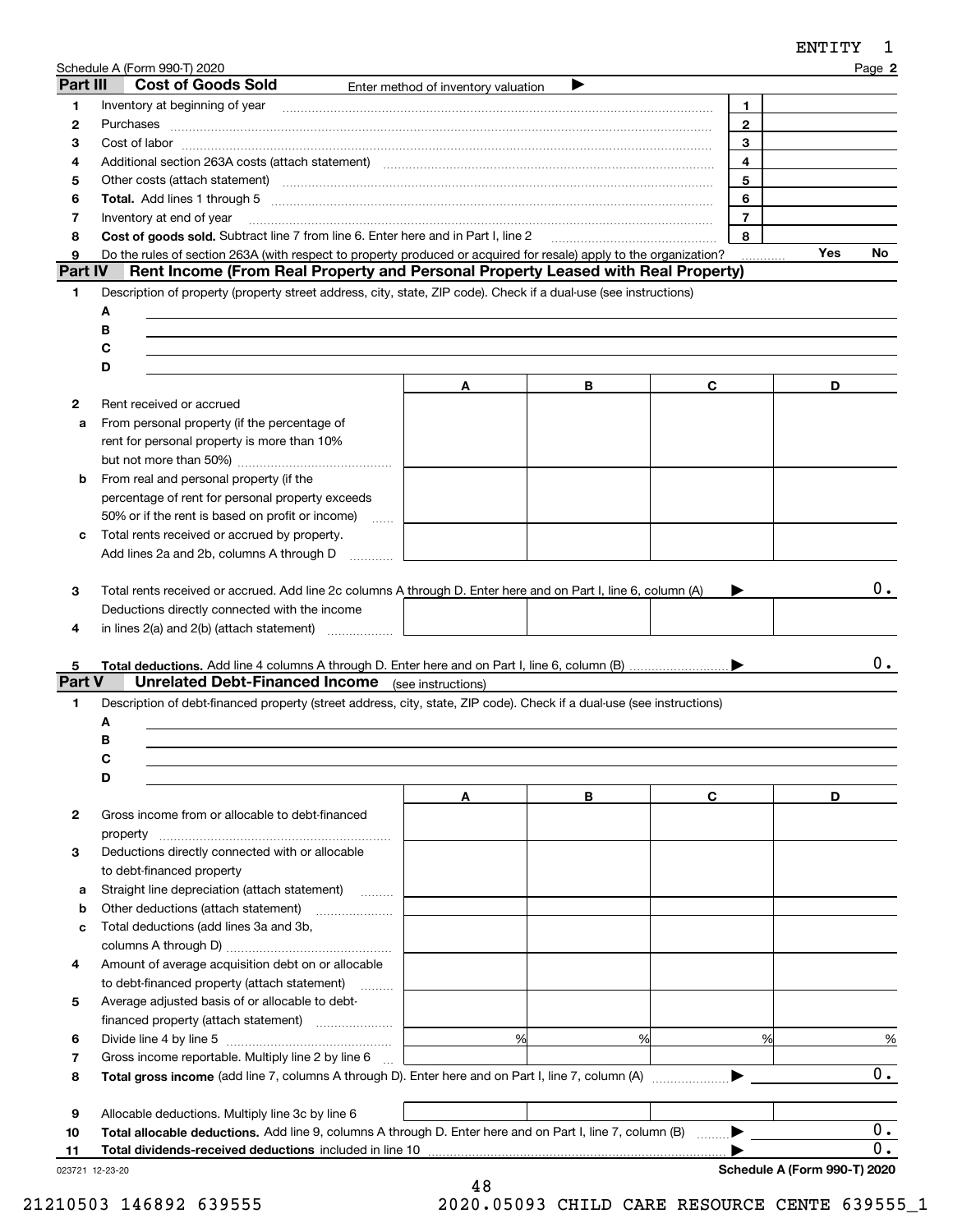ENTITY 1

Schedule A (Form 990-T) 2020 Page **2**

## Part III Cost of Goods Sold

Enter method of inventory valuation ▶

| | | | |
|---|---|---|---|
| 1 | Inventory at beginning of year | 1 | |
| 2 | Purchases | 2 | |
| 3 | Cost of labor | 3 | |
| 4 | Additional section 263A costs (attach statement) | 4 | |
| 5 | Other costs (attach statement) | 5 | |
| 6 | **Total.** Add lines 1 through 5 | 6 | |
| 7 | Inventory at end of year | 7 | |
| 8 | **Cost of goods sold.** Subtract line 7 from line 6. Enter here and in Part I, line 2 | 8 | |
| 9 | Do the rules of section 263A (with respect to property produced or acquired for resale) apply to the organization? | Yes | No |

## Part IV Rent Income (From Real Property and Personal Property Leased with Real Property)

1 Description of property (property street address, city, state, ZIP code). Check if a dual-use (see instructions)

A
B
C
D

| | A | B | C | D |
|---|---|---|---|---|
| 2 Rent received or accrued | | | | |
| a From personal property (if the percentage of rent for personal property is more than 10% but not more than 50%) | | | | |
| b From real and personal property (if the percentage of rent for personal property exceeds 50% or if the rent is based on profit or income) | | | | |
| c Total rents received or accrued by property. Add lines 2a and 2b, columns A through D | | | | |

3 Total rents received or accrued. Add line 2c columns A through D. Enter here and on Part I, line 6, column (A) ▶ 0.

| | A | B | C | D |
|---|---|---|---|---|
| 4 Deductions directly connected with the income in lines 2(a) and 2(b) (attach statement) | | | | |

5 **Total deductions.** Add line 4 columns A through D. Enter here and on Part I, line 6, column (B) ▶ 0.

## Part V Unrelated Debt-Financed Income (see instructions)

1 Description of debt-financed property (street address, city, state, ZIP code). Check if a dual-use (see instructions)

A
B
C
D

| | A | B | C | D |
|---|---|---|---|---|
| 2 Gross income from or allocable to debt-financed property | | | | |
| 3 Deductions directly connected with or allocable to debt-financed property | | | | |
| a Straight line depreciation (attach statement) | | | | |
| b Other deductions (attach statement) | | | | |
| c Total deductions (add lines 3a and 3b, columns A through D) | | | | |
| 4 Amount of average acquisition debt on or allocable to debt-financed property (attach statement) | | | | |
| 5 Average adjusted basis of or allocable to debt-financed property (attach statement) | | | | |
| 6 Divide line 4 by line 5 | % | % | % | % |
| 7 Gross income reportable. Multiply line 2 by line 6 | | | | |

8 **Total gross income** (add line 7, columns A through D). Enter here and on Part I, line 7, column (A) ▶ 0.

| | A | B | C | D |
|---|---|---|---|---|
| 9 Allocable deductions. Multiply line 3c by line 6 | | | | |

10 **Total allocable deductions.** Add line 9, columns A through D. Enter here and on Part I, line 7, column (B) ▶ 0.

11 **Total dividends-received deductions** included in line 10 ▶ 0.

023721 12-23-20 **Schedule A (Form 990-T) 2020**

21210503 146892 639555 2020.05093 CHILD CARE RESOURCE CENTE 639555_1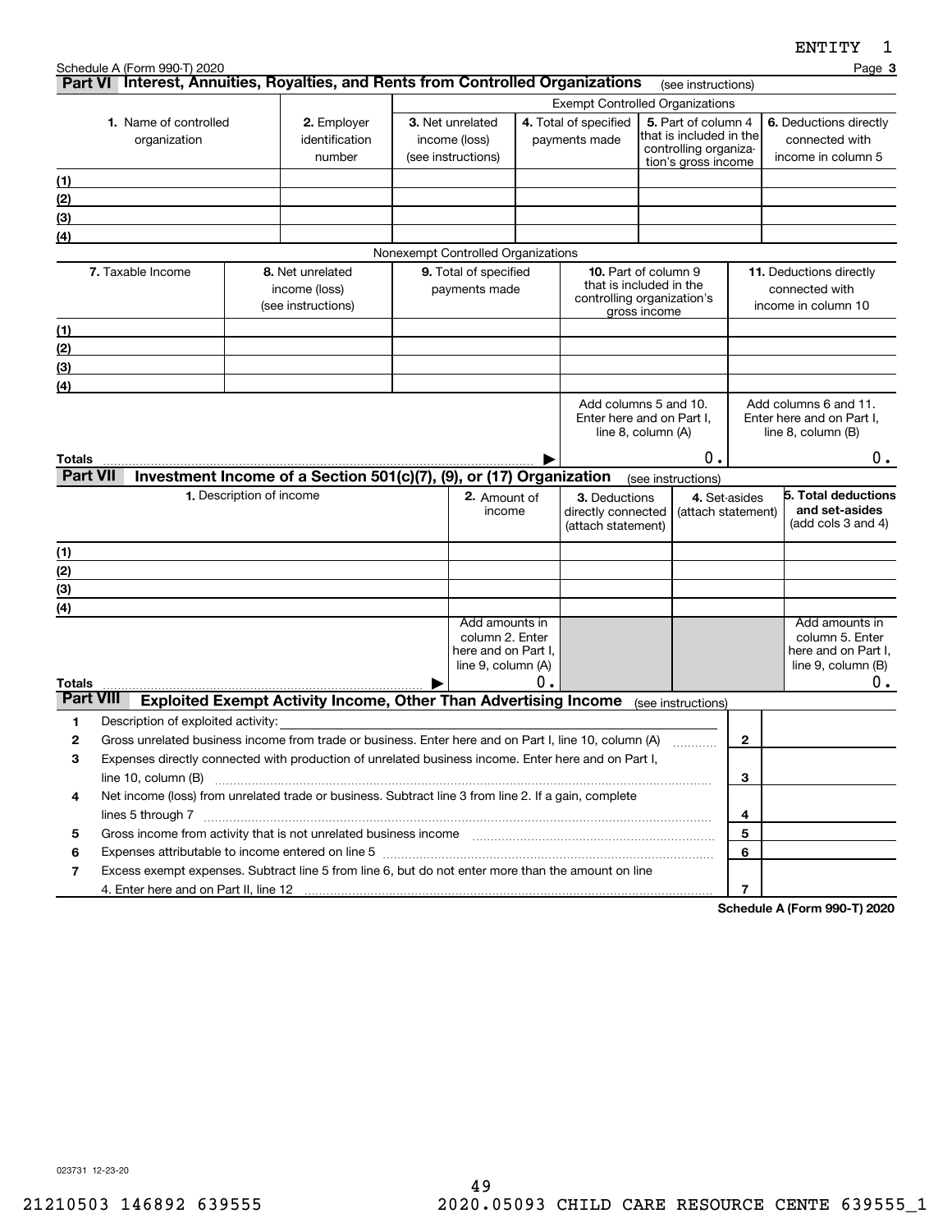ENTITY 1

Schedule A (Form 990-T) 2020 Page **3**

## Part VI Interest, Annuities, Royalties, and Rents from Controlled Organizations (see instructions)

| 1. Name of controlled organization | 2. Employer identification number | Exempt Controlled Organizations | | | |
|---|---|---|---|---|---|
| | | 3. Net unrelated income (loss) (see instructions) | 4. Total of specified payments made | 5. Part of column 4 that is included in the controlling organization's gross income | 6. Deductions directly connected with income in column 5 |
| (1) | | | | | |
| (2) | | | | | |
| (3) | | | | | |
| (4) | | | | | |

Nonexempt Controlled Organizations

| 7. Taxable Income | 8. Net unrelated income (loss) (see instructions) | 9. Total of specified payments made | 10. Part of column 9 that is included in the controlling organization's gross income | 11. Deductions directly connected with income in column 10 |
|---|---|---|---|---|
| (1) | | | | |
| (2) | | | | |
| (3) | | | | |
| (4) | | | | |
| | | | Add columns 5 and 10. Enter here and on Part I, line 8, column (A) | Add columns 6 and 11. Enter here and on Part I, line 8, column (B) |
| **Totals** ▶ | | | 0. | 0. |

## Part VII Investment Income of a Section 501(c)(7), (9), or (17) Organization (see instructions)

| 1. Description of income | 2. Amount of income | 3. Deductions directly connected (attach statement) | 4. Set-asides (attach statement) | 5. Total deductions and set-asides (add cols 3 and 4) |
|---|---|---|---|---|
| (1) | | | | |
| (2) | | | | |
| (3) | | | | |
| (4) | | | | |
| | Add amounts in column 2. Enter here and on Part I, line 9, column (A) | | | Add amounts in column 5. Enter here and on Part I, line 9, column (B) |
| **Totals** ▶ | 0. | | | 0. |

## Part VIII Exploited Exempt Activity Income, Other Than Advertising Income (see instructions)

| | | | |
|---|---|---|---|
| 1 | Description of exploited activity: | | |
| 2 | Gross unrelated business income from trade or business. Enter here and on Part I, line 10, column (A) | 2 | |
| 3 | Expenses directly connected with production of unrelated business income. Enter here and on Part I, line 10, column (B) | 3 | |
| 4 | Net income (loss) from unrelated trade or business. Subtract line 3 from line 2. If a gain, complete lines 5 through 7 | 4 | |
| 5 | Gross income from activity that is not unrelated business income | 5 | |
| 6 | Expenses attributable to income entered on line 5 | 6 | |
| 7 | Excess exempt expenses. Subtract line 5 from line 6, but do not enter more than the amount on line 4. Enter here and on Part II, line 12 | 7 | |

**Schedule A (Form 990-T) 2020**

023731 12-23-20

21210503 146892 639555 2020.05093 CHILD CARE RESOURCE CENTE 639555_1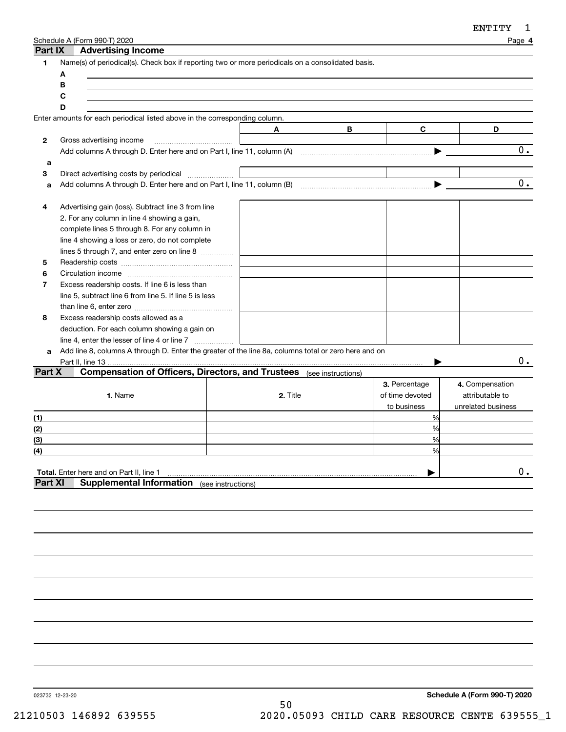ENTITY 1

Schedule A (Form 990-T) 2020 Page **4**

## Part IX Advertising Income

**1** Name(s) of periodical(s). Check box if reporting two or more periodicals on a consolidated basis.

**A**

**B**

**C**

**D**

Enter amounts for each periodical listed above in the corresponding column.

| | A | B | C | D |
|---|---|---|---|---|
| **2** Gross advertising income | | | | |
| Add columns A through D. Enter here and on Part I, line 11, column (A) ▶ | | | | 0. |
| **a** | | | | |
| **3** Direct advertising costs by periodical | | | | |
| **a** Add columns A through D. Enter here and on Part I, line 11, column (B) ▶ | | | | 0. |
| **4** Advertising gain (loss). Subtract line 3 from line 2. For any column in line 4 showing a gain, complete lines 5 through 8. For any column in line 4 showing a loss or zero, do not complete lines 5 through 7, and enter zero on line 8 | | | | |
| **5** Readership costs | | | | |
| **6** Circulation income | | | | |
| **7** Excess readership costs. If line 6 is less than line 5, subtract line 6 from line 5. If line 5 is less than line 6, enter zero | | | | |
| **8** Excess readership costs allowed as a deduction. For each column showing a gain on line 4, enter the lesser of line 4 or line 7 | | | | |
| **a** Add line 8, columns A through D. Enter the greater of the line 8a, columns total or zero here and on Part II, line 13 ▶ | | | | 0. |

## Part X Compensation of Officers, Directors, and Trustees (see instructions)

| 1. Name | 2. Title | 3. Percentage of time devoted to business | 4. Compensation attributable to unrelated business |
|---|---|---|---|
| (1) | | % | |
| (2) | | % | |
| (3) | | % | |
| (4) | | % | |
| **Total.** Enter here and on Part II, line 1 ▶ | | | 0. |

## Part XI Supplemental Information (see instructions)

023732 12-23-20

**Schedule A (Form 990-T) 2020**

21210503 146892 639555 2020.05093 CHILD CARE RESOURCE CENTE 639555_1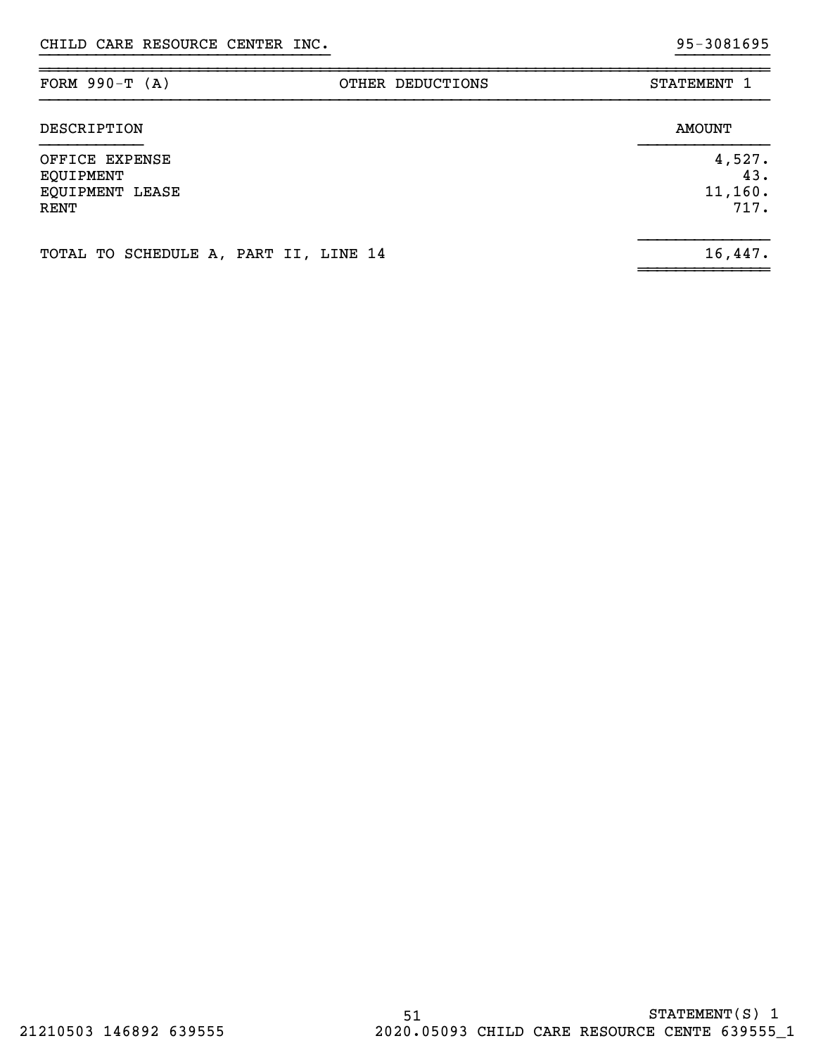CHILD CARE RESOURCE CENTER INC. 95-3081695

| FORM 990-T (A) | OTHER DEDUCTIONS | STATEMENT 1 |
|---|---|---|

| DESCRIPTION | AMOUNT |
|---|---|
| OFFICE EXPENSE | 4,527. |
| EQUIPMENT | 43. |
| EQUIPMENT LEASE | 11,160. |
| RENT | 717. |
| TOTAL TO SCHEDULE A, PART II, LINE 14 | 16,447. |

STATEMENT(S) 1

21210503 146892 639555 2020.05093 CHILD CARE RESOURCE CENTE 639555_1